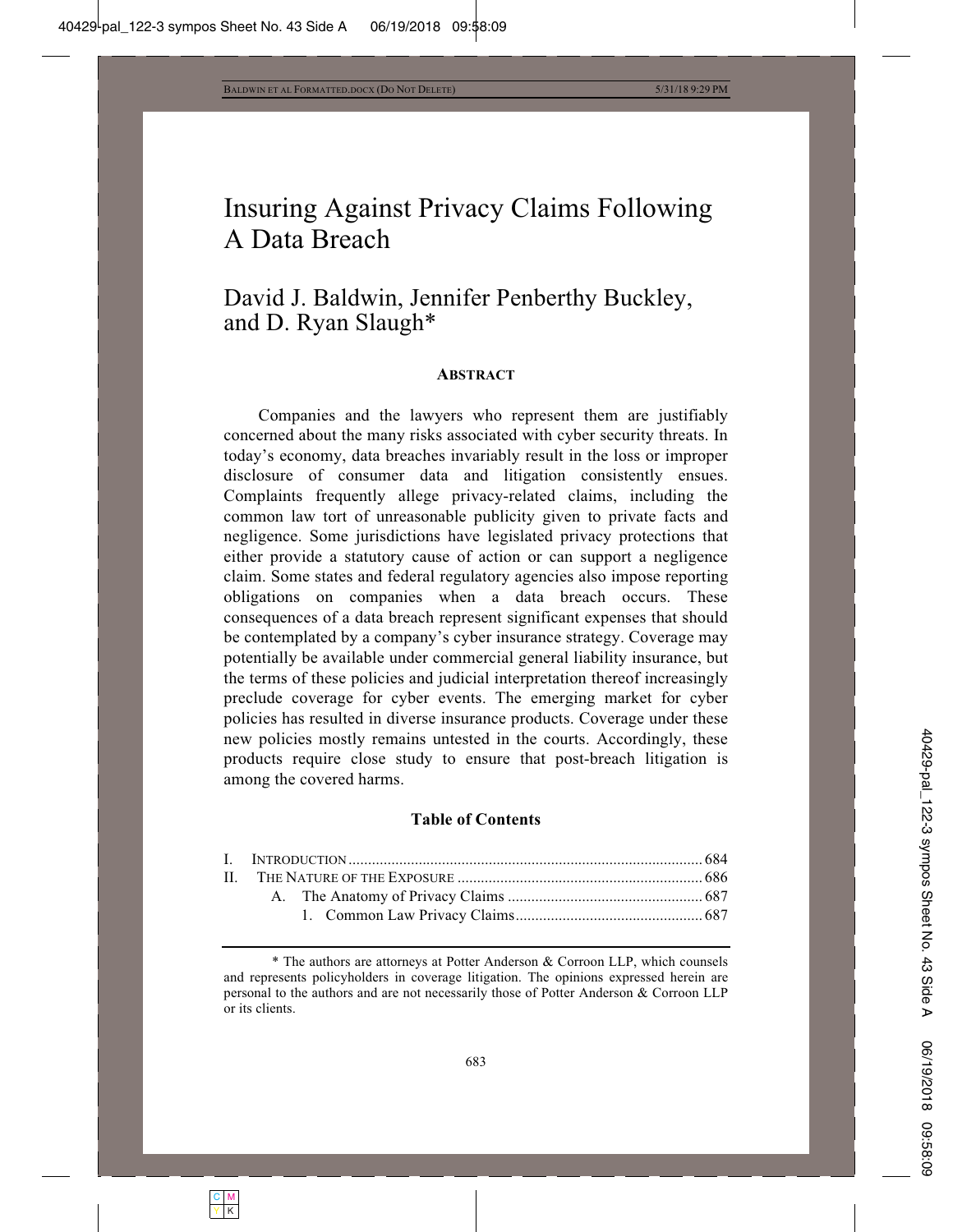# Insuring Against Privacy Claims Following A Data Breach

## David J. Baldwin, Jennifer Penberthy Buckley, and D. Ryan Slaugh*

### ABSTRACT

Companies and the lawyers who represent them are justifiably concerned about the many risks associated with cyber security threats. In today's economy, data breaches invariably result in the loss or improper disclosure of consumer data and litigation consistently ensues. Complaints frequently allege privacy-related claims, including the common law tort of unreasonable publicity given to private facts and negligence. Some jurisdictions have legislated privacy protections that either provide a statutory cause of action or can support a negligence claim. Some states and federal regulatory agencies also impose reporting obligations on companies when a data breach occurs. These consequences of a data breach represent significant expenses that should be contemplated by a company's cyber insurance strategy. Coverage may potentially be available under commercial general liability insurance, but the terms of these policies and judicial interpretation thereof increasingly preclude coverage for cyber events. The emerging market for cyber policies has resulted in diverse insurance products. Coverage under these new policies mostly remains untested in the courts. Accordingly, these products require close study to ensure that post-breach litigation is among the covered harms.

### Table of Contents

I. INTRODUCTION .......... 684
II. THE NATURE OF THE EXPOSURE .......... 686
  A. The Anatomy of Privacy Claims .......... 687
    1. Common Law Privacy Claims .......... 687

---

\* The authors are attorneys at Potter Anderson & Corroon LLP, which counsels and represents policyholders in coverage litigation. The opinions expressed herein are personal to the authors and are not necessarily those of Potter Anderson & Corroon LLP or its clients.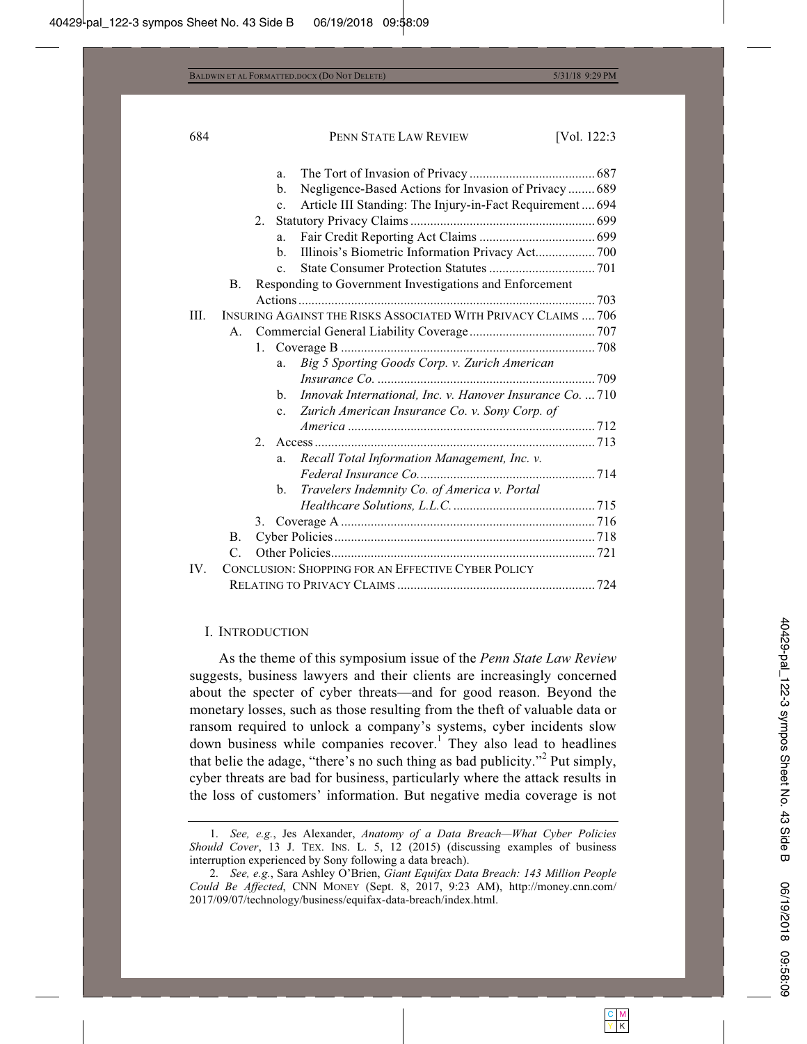a. The Tort of Invasion of Privacy ...................................... 687
b. Negligence-Based Actions for Invasion of Privacy ........ 689
c. Article III Standing: The Injury-in-Fact Requirement .... 694

2. Statutory Privacy Claims ........................................................ 699
a. Fair Credit Reporting Act Claims ................................... 699
b. Illinois's Biometric Information Privacy Act.................. 700
c. State Consumer Protection Statutes ................................ 701

B. Responding to Government Investigations and Enforcement Actions .......................................................................................... 703

III. INSURING AGAINST THE RISKS ASSOCIATED WITH PRIVACY CLAIMS .... 706

A. Commercial General Liability Coverage ...................................... 707

1. Coverage B ............................................................................ 708
a. *Big 5 Sporting Goods Corp. v. Zurich American Insurance Co.* ................................................................. 709
b. *Innovak International, Inc. v. Hanover Insurance Co.* ... 710
c. *Zurich American Insurance Co. v. Sony Corp. of America* .......................................................................... 712

2. Access .................................................................................... 713
a. *Recall Total Information Management, Inc. v. Federal Insurance Co.* ..................................................... 714
b. *Travelers Indemnity Co. of America v. Portal Healthcare Solutions, L.L.C.* ........................................... 715

3. Coverage A ............................................................................ 716

B. Cyber Policies .............................................................................. 718

C. Other Policies ................................................................................ 721

IV. CONCLUSION: SHOPPING FOR AN EFFECTIVE CYBER POLICY RELATING TO PRIVACY CLAIMS ........................................................... 724

## I. INTRODUCTION

As the theme of this symposium issue of the *Penn State Law Review* suggests, business lawyers and their clients are increasingly concerned about the specter of cyber threats—and for good reason. Beyond the monetary losses, such as those resulting from the theft of valuable data or ransom required to unlock a company's systems, cyber incidents slow down business while companies recover.[1] They also lead to headlines that belie the adage, "there's no such thing as bad publicity."[2] Put simply, cyber threats are bad for business, particularly where the attack results in the loss of customers' information. But negative media coverage is not

---

1. *See, e.g.*, Jes Alexander, *Anatomy of a Data Breach—What Cyber Policies Should Cover*, 13 J. TEX. INS. L. 5, 12 (2015) (discussing examples of business interruption experienced by Sony following a data breach).

2. *See, e.g.*, Sara Ashley O'Brien, *Giant Equifax Data Breach: 143 Million People Could Be Affected*, CNN MONEY (Sept. 8, 2017, 9:23 AM), http://money.cnn.com/2017/09/07/technology/business/equifax-data-breach/index.html.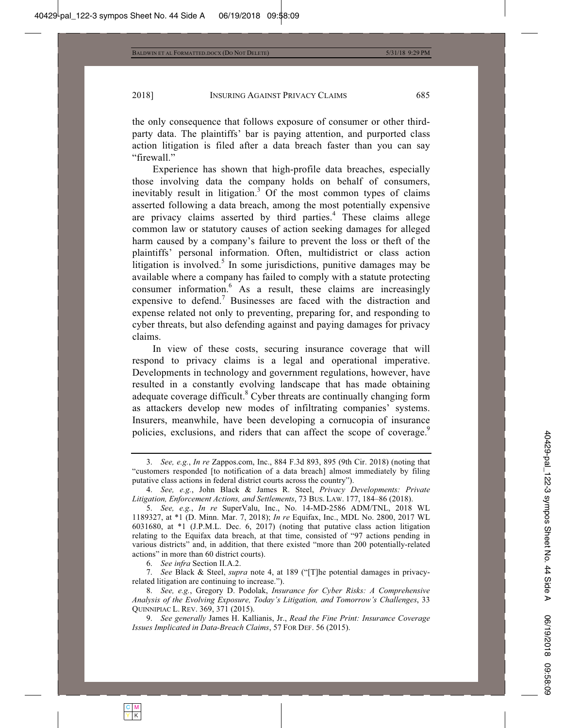the only consequence that follows exposure of consumer or other third-party data. The plaintiffs' bar is paying attention, and purported class action litigation is filed after a data breach faster than you can say "firewall."

Experience has shown that high-profile data breaches, especially those involving data the company holds on behalf of consumers, inevitably result in litigation.[3] Of the most common types of claims asserted following a data breach, among the most potentially expensive are privacy claims asserted by third parties.[4] These claims allege common law or statutory causes of action seeking damages for alleged harm caused by a company's failure to prevent the loss or theft of the plaintiffs' personal information. Often, multidistrict or class action litigation is involved.[5] In some jurisdictions, punitive damages may be available where a company has failed to comply with a statute protecting consumer information.[6] As a result, these claims are increasingly expensive to defend.[7] Businesses are faced with the distraction and expense related not only to preventing, preparing for, and responding to cyber threats, but also defending against and paying damages for privacy claims.

In view of these costs, securing insurance coverage that will respond to privacy claims is a legal and operational imperative. Developments in technology and government regulations, however, have resulted in a constantly evolving landscape that has made obtaining adequate coverage difficult.[8] Cyber threats are continually changing form as attackers develop new modes of infiltrating companies' systems. Insurers, meanwhile, have been developing a cornucopia of insurance policies, exclusions, and riders that can affect the scope of coverage.[9]

---

3. *See, e.g.*, *In re* Zappos.com, Inc., 884 F.3d 893, 895 (9th Cir. 2018) (noting that "customers responded [to notification of a data breach] almost immediately by filing putative class actions in federal district courts across the country").

4. *See, e.g.*, John Black & James R. Steel, *Privacy Developments: Private Litigation, Enforcement Actions, and Settlements*, 73 BUS. LAW. 177, 184–86 (2018).

5. *See, e.g.*, *In re* SuperValu, Inc., No. 14-MD-2586 ADM/TNL, 2018 WL 1189327, at *1 (D. Minn. Mar. 7, 2018); *In re* Equifax, Inc., MDL No. 2800, 2017 WL 6031680, at *1 (J.P.M.L. Dec. 6, 2017) (noting that putative class action litigation relating to the Equifax data breach, at that time, consisted of "97 actions pending in various districts" and, in addition, that there existed "more than 200 potentially-related actions" in more than 60 district courts).

6. *See infra* Section II.A.2.

7. *See* Black & Steel, *supra* note 4, at 189 ("[T]he potential damages in privacy-related litigation are continuing to increase.").

8. *See, e.g.*, Gregory D. Podolak, *Insurance for Cyber Risks: A Comprehensive Analysis of the Evolving Exposure, Today's Litigation, and Tomorrow's Challenges*, 33 QUINNIPIAC L. REV. 369, 371 (2015).

9. *See generally* James H. Kallianis, Jr., *Read the Fine Print: Insurance Coverage Issues Implicated in Data-Breach Claims*, 57 FOR DEF. 56 (2015).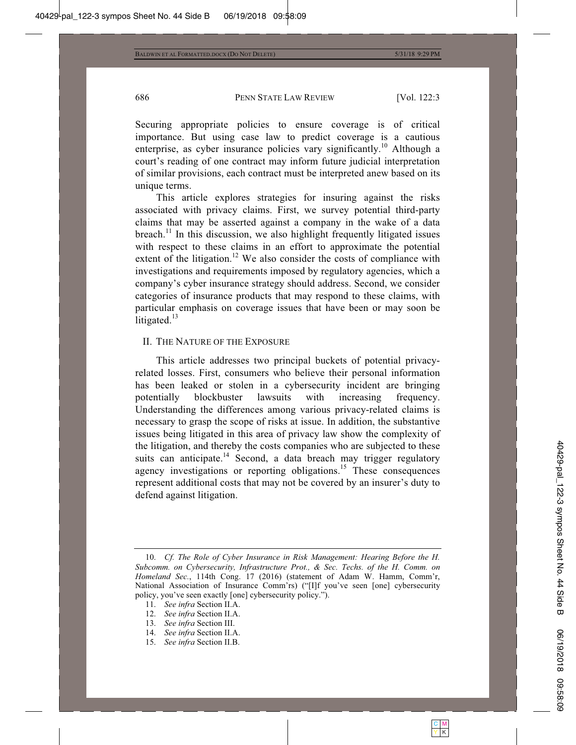Securing appropriate policies to ensure coverage is of critical importance. But using case law to predict coverage is a cautious enterprise, as cyber insurance policies vary significantly.[10] Although a court's reading of one contract may inform future judicial interpretation of similar provisions, each contract must be interpreted anew based on its unique terms.

This article explores strategies for insuring against the risks associated with privacy claims. First, we survey potential third-party claims that may be asserted against a company in the wake of a data breach.[11] In this discussion, we also highlight frequently litigated issues with respect to these claims in an effort to approximate the potential extent of the litigation.[12] We also consider the costs of compliance with investigations and requirements imposed by regulatory agencies, which a company's cyber insurance strategy should address. Second, we consider categories of insurance products that may respond to these claims, with particular emphasis on coverage issues that have been or may soon be litigated.[13]

## II. THE NATURE OF THE EXPOSURE

This article addresses two principal buckets of potential privacy-related losses. First, consumers who believe their personal information has been leaked or stolen in a cybersecurity incident are bringing potentially blockbuster lawsuits with increasing frequency. Understanding the differences among various privacy-related claims is necessary to grasp the scope of risks at issue. In addition, the substantive issues being litigated in this area of privacy law show the complexity of the litigation, and thereby the costs companies who are subjected to these suits can anticipate.[14] Second, a data breach may trigger regulatory agency investigations or reporting obligations.[15] These consequences represent additional costs that may not be covered by an insurer's duty to defend against litigation.

---

10. *Cf. The Role of Cyber Insurance in Risk Management: Hearing Before the H. Subcomm. on Cybersecurity, Infrastructure Prot., & Sec. Techs. of the H. Comm. on Homeland Sec.*, 114th Cong. 17 (2016) (statement of Adam W. Hamm, Comm'r, National Association of Insurance Comm'rs) ("[I]f you've seen [one] cybersecurity policy, you've seen exactly [one] cybersecurity policy.").

11. *See infra* Section II.A.

12. *See infra* Section II.A.

13. *See infra* Section III.

14. *See infra* Section II.A.

15. *See infra* Section II.B.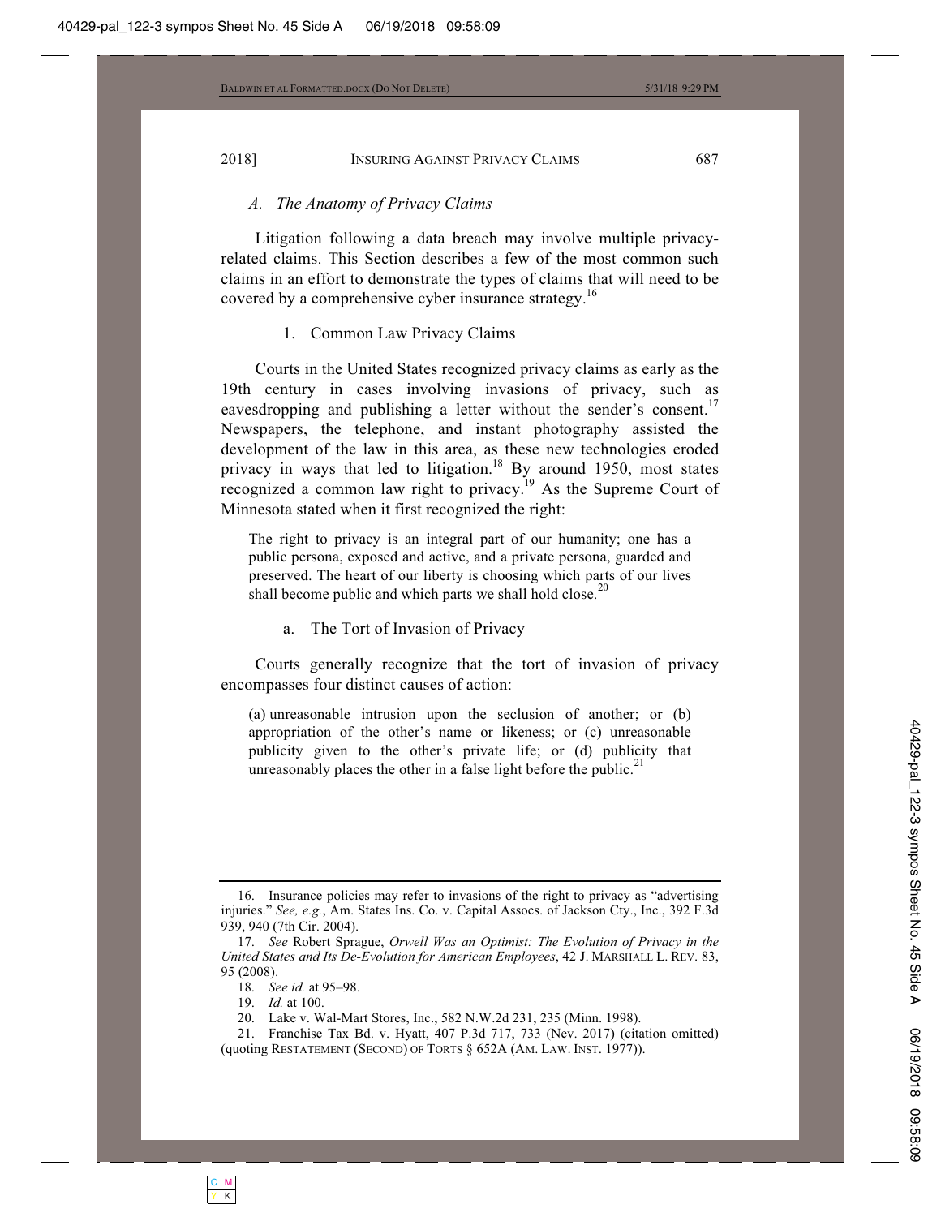### *A. The Anatomy of Privacy Claims*

Litigation following a data breach may involve multiple privacy-related claims. This Section describes a few of the most common such claims in an effort to demonstrate the types of claims that will need to be covered by a comprehensive cyber insurance strategy.[16]

#### 1. Common Law Privacy Claims

Courts in the United States recognized privacy claims as early as the 19th century in cases involving invasions of privacy, such as eavesdropping and publishing a letter without the sender's consent.[17] Newspapers, the telephone, and instant photography assisted the development of the law in this area, as these new technologies eroded privacy in ways that led to litigation.[18] By around 1950, most states recognized a common law right to privacy.[19] As the Supreme Court of Minnesota stated when it first recognized the right:

> The right to privacy is an integral part of our humanity; one has a public persona, exposed and active, and a private persona, guarded and preserved. The heart of our liberty is choosing which parts of our lives shall become public and which parts we shall hold close.[20]

##### a. The Tort of Invasion of Privacy

Courts generally recognize that the tort of invasion of privacy encompasses four distinct causes of action:

> (a) unreasonable intrusion upon the seclusion of another; or (b) appropriation of the other's name or likeness; or (c) unreasonable publicity given to the other's private life; or (d) publicity that unreasonably places the other in a false light before the public.[21]

---

16. Insurance policies may refer to invasions of the right to privacy as "advertising injuries." *See, e.g.*, Am. States Ins. Co. v. Capital Assocs. of Jackson Cty., Inc., 392 F.3d 939, 940 (7th Cir. 2004).

17. *See* Robert Sprague, *Orwell Was an Optimist: The Evolution of Privacy in the United States and Its De-Evolution for American Employees*, 42 J. MARSHALL L. REV. 83, 95 (2008).

18. *See id.* at 95–98.

19. *Id.* at 100.

20. Lake v. Wal-Mart Stores, Inc., 582 N.W.2d 231, 235 (Minn. 1998).

21. Franchise Tax Bd. v. Hyatt, 407 P.3d 717, 733 (Nev. 2017) (citation omitted) (quoting RESTATEMENT (SECOND) OF TORTS § 652A (AM. LAW. INST. 1977)).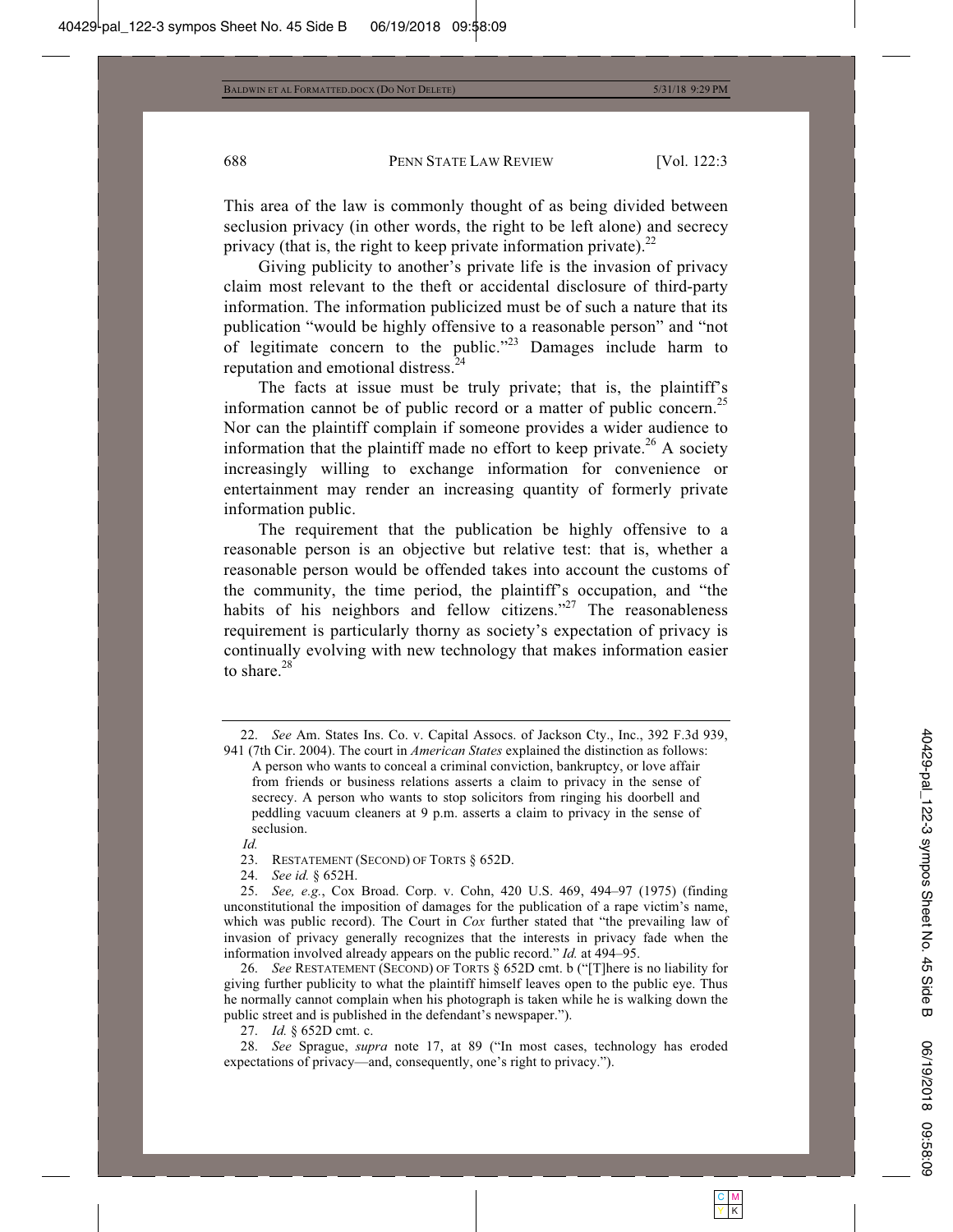This area of the law is commonly thought of as being divided between seclusion privacy (in other words, the right to be left alone) and secrecy privacy (that is, the right to keep private information private).[22]

Giving publicity to another's private life is the invasion of privacy claim most relevant to the theft or accidental disclosure of third-party information. The information publicized must be of such a nature that its publication "would be highly offensive to a reasonable person" and "not of legitimate concern to the public."[23] Damages include harm to reputation and emotional distress.[24]

The facts at issue must be truly private; that is, the plaintiff's information cannot be of public record or a matter of public concern.[25] Nor can the plaintiff complain if someone provides a wider audience to information that the plaintiff made no effort to keep private.[26] A society increasingly willing to exchange information for convenience or entertainment may render an increasing quantity of formerly private information public.

The requirement that the publication be highly offensive to a reasonable person is an objective but relative test: that is, whether a reasonable person would be offended takes into account the customs of the community, the time period, the plaintiff's occupation, and "the habits of his neighbors and fellow citizens."[27] The reasonableness requirement is particularly thorny as society's expectation of privacy is continually evolving with new technology that makes information easier to share.[28]

---

22. *See* Am. States Ins. Co. v. Capital Assocs. of Jackson Cty., Inc., 392 F.3d 939, 941 (7th Cir. 2004). The court in *American States* explained the distinction as follows:

> A person who wants to conceal a criminal conviction, bankruptcy, or love affair from friends or business relations asserts a claim to privacy in the sense of secrecy. A person who wants to stop solicitors from ringing his doorbell and peddling vacuum cleaners at 9 p.m. asserts a claim to privacy in the sense of seclusion.

*Id.*

23. RESTATEMENT (SECOND) OF TORTS § 652D.

24. *See id.* § 652H.

25. *See, e.g.*, Cox Broad. Corp. v. Cohn, 420 U.S. 469, 494–97 (1975) (finding unconstitutional the imposition of damages for the publication of a rape victim's name, which was public record). The Court in *Cox* further stated that "the prevailing law of invasion of privacy generally recognizes that the interests in privacy fade when the information involved already appears on the public record." *Id.* at 494–95.

26. *See* RESTATEMENT (SECOND) OF TORTS § 652D cmt. b ("[T]here is no liability for giving further publicity to what the plaintiff himself leaves open to the public eye. Thus he normally cannot complain when his photograph is taken while he is walking down the public street and is published in the defendant's newspaper.").

27. *Id.* § 652D cmt. c.

28. *See* Sprague, *supra* note 17, at 89 ("In most cases, technology has eroded expectations of privacy—and, consequently, one's right to privacy.").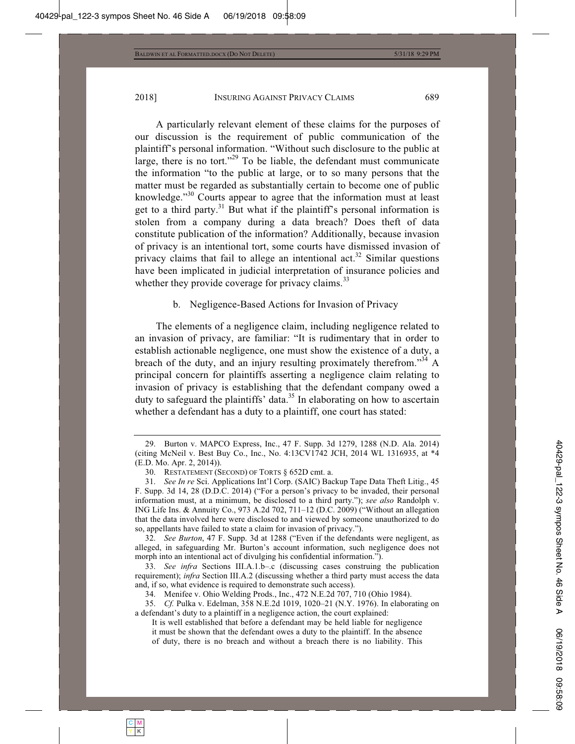A particularly relevant element of these claims for the purposes of our discussion is the requirement of public communication of the plaintiff's personal information. "Without such disclosure to the public at large, there is no tort."[29] To be liable, the defendant must communicate the information "to the public at large, or to so many persons that the matter must be regarded as substantially certain to become one of public knowledge."[30] Courts appear to agree that the information must at least get to a third party.[31] But what if the plaintiff's personal information is stolen from a company during a data breach? Does theft of data constitute publication of the information? Additionally, because invasion of privacy is an intentional tort, some courts have dismissed invasion of privacy claims that fail to allege an intentional act.[32] Similar questions have been implicated in judicial interpretation of insurance policies and whether they provide coverage for privacy claims.[33]

#### b. Negligence-Based Actions for Invasion of Privacy

The elements of a negligence claim, including negligence related to an invasion of privacy, are familiar: "It is rudimentary that in order to establish actionable negligence, one must show the existence of a duty, a breach of the duty, and an injury resulting proximately therefrom."[34] A principal concern for plaintiffs asserting a negligence claim relating to invasion of privacy is establishing that the defendant company owed a duty to safeguard the plaintiffs' data.[35] In elaborating on how to ascertain whether a defendant has a duty to a plaintiff, one court has stated:

---

29. Burton v. MAPCO Express, Inc., 47 F. Supp. 3d 1279, 1288 (N.D. Ala. 2014) (citing McNeil v. Best Buy Co., Inc., No. 4:13CV1742 JCH, 2014 WL 1316935, at *4 (E.D. Mo. Apr. 2, 2014)).

30. RESTATEMENT (SECOND) OF TORTS § 652D cmt. a.

31. *See In re* Sci. Applications Int'l Corp. (SAIC) Backup Tape Data Theft Litig., 45 F. Supp. 3d 14, 28 (D.D.C. 2014) ("For a person's privacy to be invaded, their personal information must, at a minimum, be disclosed to a third party."); *see also* Randolph v. ING Life Ins. & Annuity Co., 973 A.2d 702, 711–12 (D.C. 2009) ("Without an allegation that the data involved here were disclosed to and viewed by someone unauthorized to do so, appellants have failed to state a claim for invasion of privacy.").

32. *See Burton*, 47 F. Supp. 3d at 1288 ("Even if the defendants were negligent, as alleged, in safeguarding Mr. Burton's account information, such negligence does not morph into an intentional act of divulging his confidential information.").

33. *See infra* Sections III.A.1.b–.c (discussing cases construing the publication requirement); *infra* Section III.A.2 (discussing whether a third party must access the data and, if so, what evidence is required to demonstrate such access).

34. Menifee v. Ohio Welding Prods., Inc., 472 N.E.2d 707, 710 (Ohio 1984).

35. *Cf.* Pulka v. Edelman, 358 N.E.2d 1019, 1020–21 (N.Y. 1976). In elaborating on a defendant's duty to a plaintiff in a negligence action, the court explained:

> It is well established that before a defendant may be held liable for negligence it must be shown that the defendant owes a duty to the plaintiff. In the absence of duty, there is no breach and without a breach there is no liability. This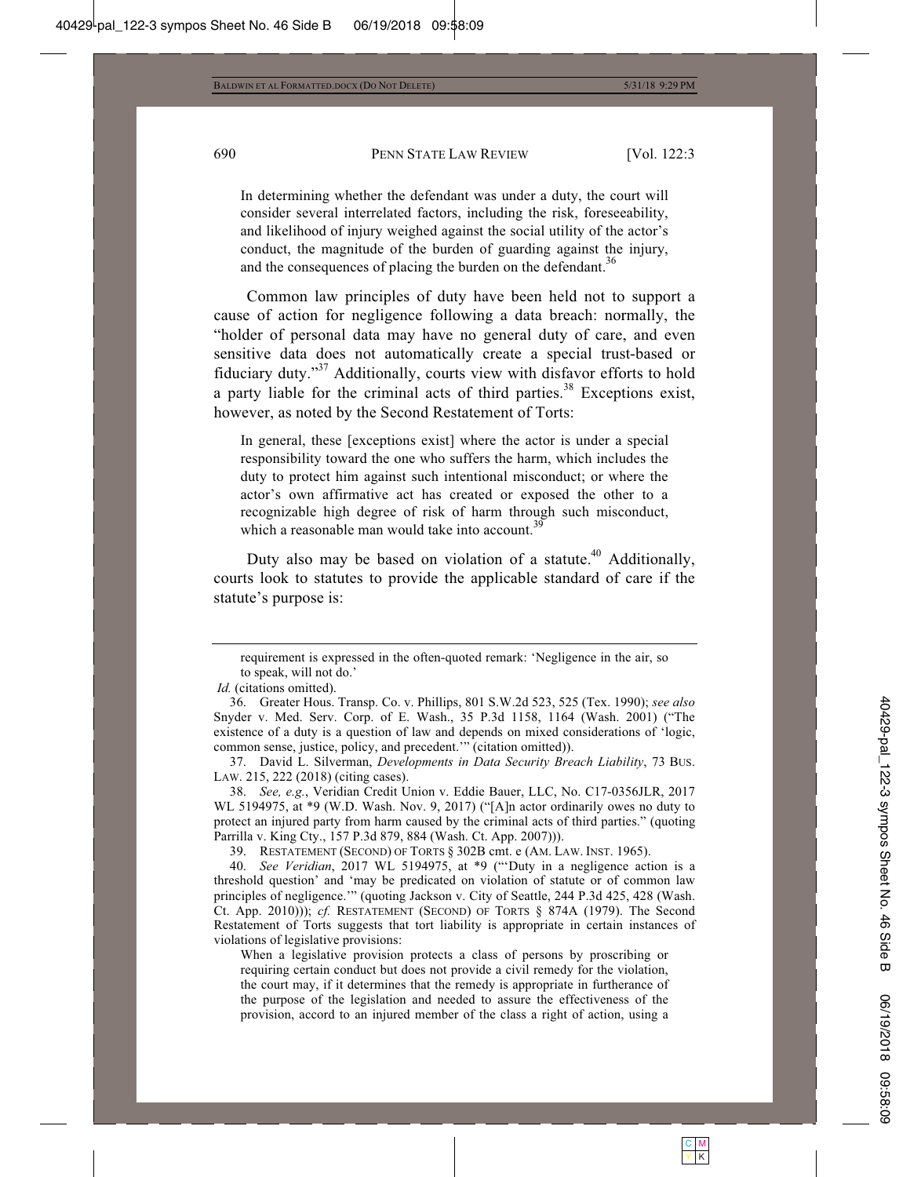> In determining whether the defendant was under a duty, the court will consider several interrelated factors, including the risk, foreseeability, and likelihood of injury weighed against the social utility of the actor's conduct, the magnitude of the burden of guarding against the injury, and the consequences of placing the burden on the defendant.[36]

Common law principles of duty have been held not to support a cause of action for negligence following a data breach: normally, the "holder of personal data may have no general duty of care, and even sensitive data does not automatically create a special trust-based or fiduciary duty."[37] Additionally, courts view with disfavor efforts to hold a party liable for the criminal acts of third parties.[38] Exceptions exist, however, as noted by the Second Restatement of Torts:

> In general, these [exceptions exist] where the actor is under a special responsibility toward the one who suffers the harm, which includes the duty to protect him against such intentional misconduct; or where the actor's own affirmative act has created or exposed the other to a recognizable high degree of risk of harm through such misconduct, which a reasonable man would take into account.[39]

Duty also may be based on violation of a statute.[40] Additionally, courts look to statutes to provide the applicable standard of care if the statute's purpose is:

---

requirement is expressed in the often-quoted remark: 'Negligence in the air, so to speak, will not do.'

*Id.* (citations omitted).

36. Greater Hous. Transp. Co. v. Phillips, 801 S.W.2d 523, 525 (Tex. 1990); *see also* Snyder v. Med. Serv. Corp. of E. Wash., 35 P.3d 1158, 1164 (Wash. 2001) ("The existence of a duty is a question of law and depends on mixed considerations of 'logic, common sense, justice, policy, and precedent.'" (citation omitted)).

37. David L. Silverman, *Developments in Data Security Breach Liability*, 73 BUS. LAW. 215, 222 (2018) (citing cases).

38. *See, e.g.*, Veridian Credit Union v. Eddie Bauer, LLC, No. C17-0356JLR, 2017 WL 5194975, at *9 (W.D. Wash. Nov. 9, 2017) ("[A]n actor ordinarily owes no duty to protect an injured party from harm caused by the criminal acts of third parties." (quoting Parrilla v. King Cty., 157 P.3d 879, 884 (Wash. Ct. App. 2007))).

39. RESTATEMENT (SECOND) OF TORTS § 302B cmt. e (AM. LAW. INST. 1965).

40. *See Veridian*, 2017 WL 5194975, at *9 ("'Duty in a negligence action is a threshold question' and 'may be predicated on violation of statute or of common law principles of negligence.'" (quoting Jackson v. City of Seattle, 244 P.3d 425, 428 (Wash. Ct. App. 2010))); *cf.* RESTATEMENT (SECOND) OF TORTS § 874A (1979). The Second Restatement of Torts suggests that tort liability is appropriate in certain instances of violations of legislative provisions:

> When a legislative provision protects a class of persons by proscribing or requiring certain conduct but does not provide a civil remedy for the violation, the court may, if it determines that the remedy is appropriate in furtherance of the purpose of the legislation and needed to assure the effectiveness of the provision, accord to an injured member of the class a right of action, using a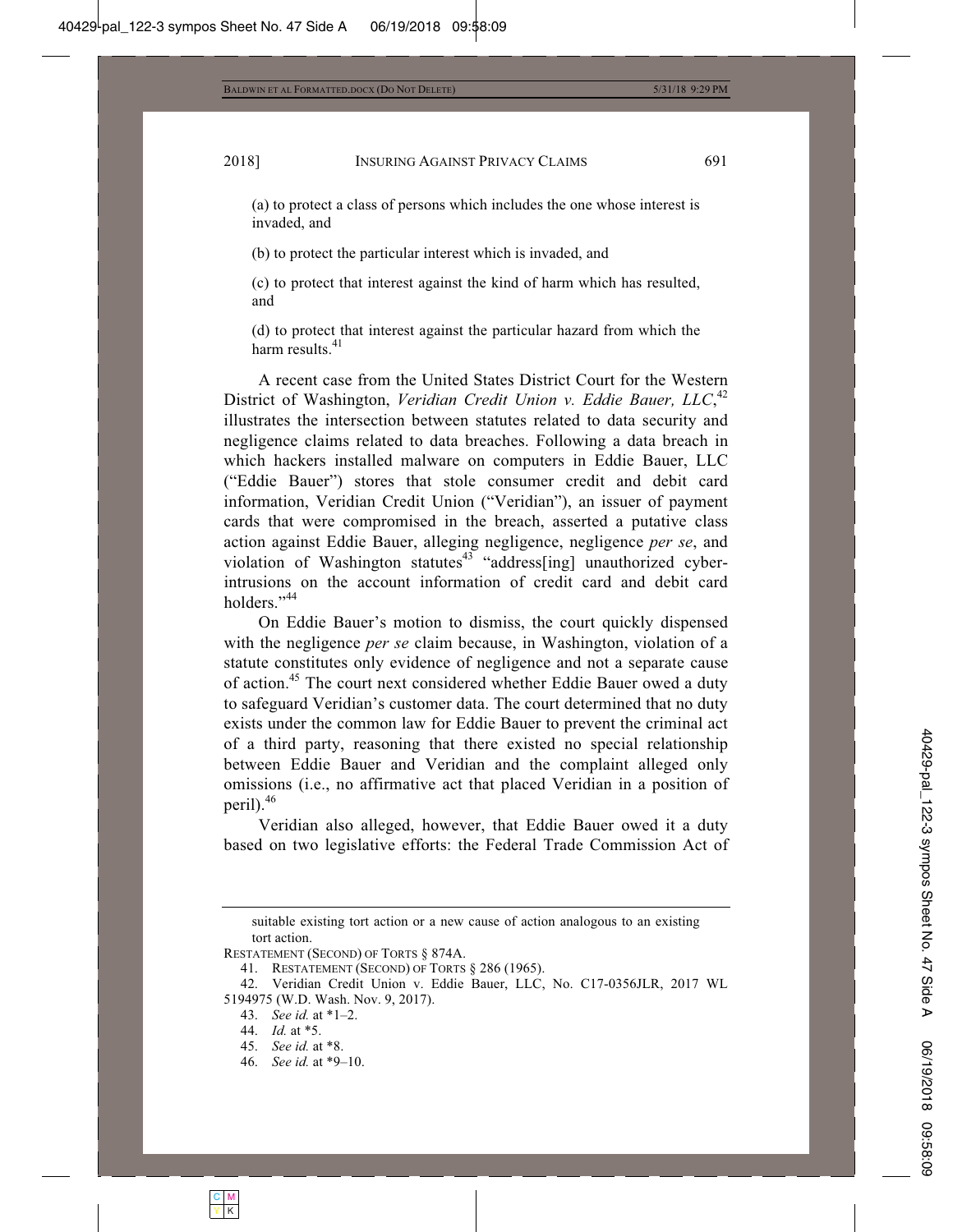(a) to protect a class of persons which includes the one whose interest is invaded, and

(b) to protect the particular interest which is invaded, and

(c) to protect that interest against the kind of harm which has resulted, and

(d) to protect that interest against the particular hazard from which the harm results.[41]

A recent case from the United States District Court for the Western District of Washington, *Veridian Credit Union v. Eddie Bauer, LLC*,[42] illustrates the intersection between statutes related to data security and negligence claims related to data breaches. Following a data breach in which hackers installed malware on computers in Eddie Bauer, LLC ("Eddie Bauer") stores that stole consumer credit and debit card information, Veridian Credit Union ("Veridian"), an issuer of payment cards that were compromised in the breach, asserted a putative class action against Eddie Bauer, alleging negligence, negligence *per se*, and violation of Washington statutes[43] "address[ing] unauthorized cyber-intrusions on the account information of credit card and debit card holders."[44]

On Eddie Bauer's motion to dismiss, the court quickly dispensed with the negligence *per se* claim because, in Washington, violation of a statute constitutes only evidence of negligence and not a separate cause of action.[45] The court next considered whether Eddie Bauer owed a duty to safeguard Veridian's customer data. The court determined that no duty exists under the common law for Eddie Bauer to prevent the criminal act of a third party, reasoning that there existed no special relationship between Eddie Bauer and Veridian and the complaint alleged only omissions (i.e., no affirmative act that placed Veridian in a position of peril).[46]

Veridian also alleged, however, that Eddie Bauer owed it a duty based on two legislative efforts: the Federal Trade Commission Act of

---

suitable existing tort action or a new cause of action analogous to an existing tort action.

RESTATEMENT (SECOND) OF TORTS § 874A.

41. RESTATEMENT (SECOND) OF TORTS § 286 (1965).

42. Veridian Credit Union v. Eddie Bauer, LLC, No. C17-0356JLR, 2017 WL 5194975 (W.D. Wash. Nov. 9, 2017).

43. *See id.* at *1–2.

44. *Id.* at *5.

45. *See id.* at *8.

46. *See id.* at *9–10.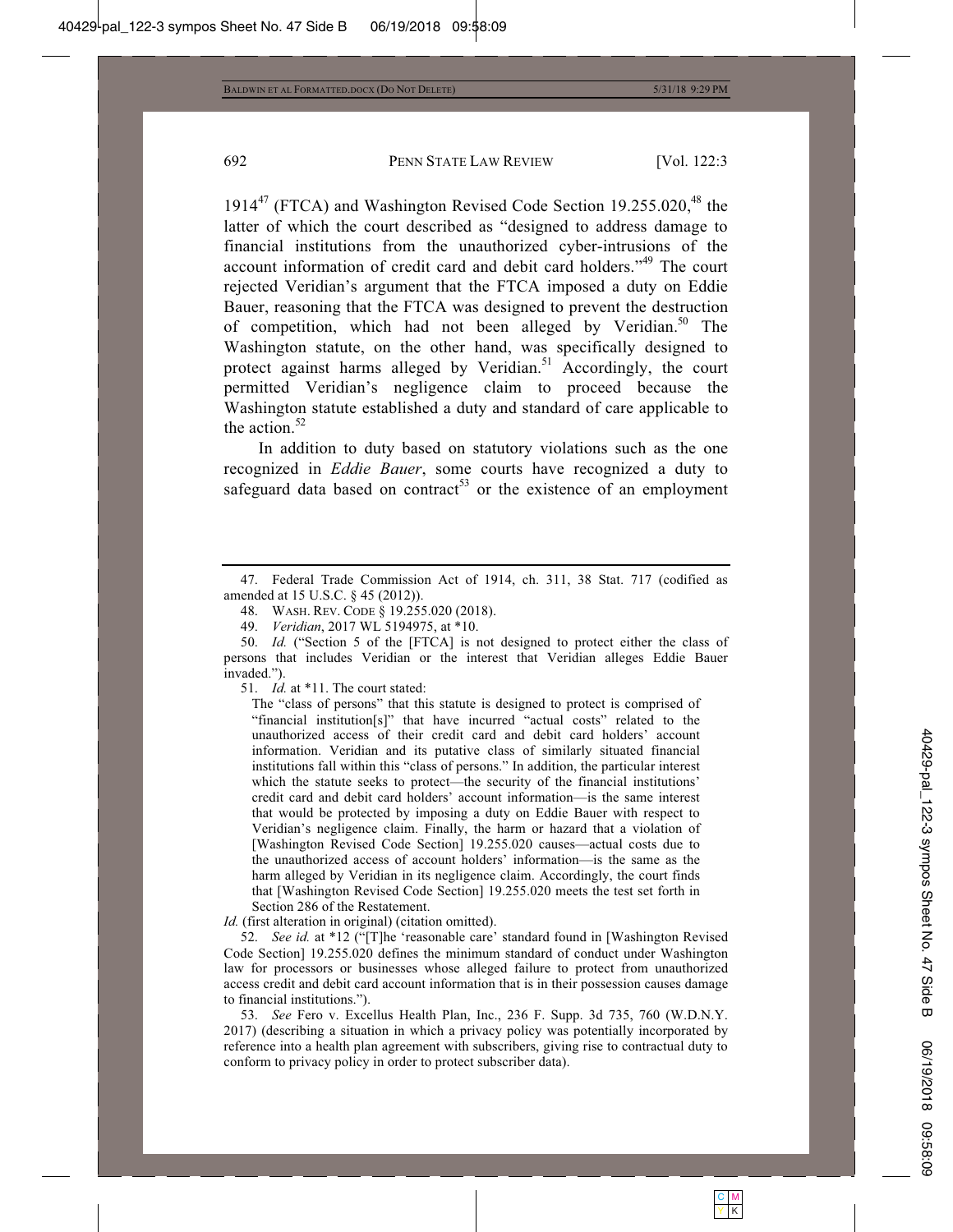1914[47] (FTCA) and Washington Revised Code Section 19.255.020,[48] the latter of which the court described as "designed to address damage to financial institutions from the unauthorized cyber-intrusions of the account information of credit card and debit card holders."[49] The court rejected Veridian's argument that the FTCA imposed a duty on Eddie Bauer, reasoning that the FTCA was designed to prevent the destruction of competition, which had not been alleged by Veridian.[50] The Washington statute, on the other hand, was specifically designed to protect against harms alleged by Veridian.[51] Accordingly, the court permitted Veridian's negligence claim to proceed because the Washington statute established a duty and standard of care applicable to the action.[52]

In addition to duty based on statutory violations such as the one recognized in *Eddie Bauer*, some courts have recognized a duty to safeguard data based on contract[53] or the existence of an employment

---

47. Federal Trade Commission Act of 1914, ch. 311, 38 Stat. 717 (codified as amended at 15 U.S.C. § 45 (2012)).

48. WASH. REV. CODE § 19.255.020 (2018).

49. *Veridian*, 2017 WL 5194975, at *10.

50. *Id.* ("Section 5 of the [FTCA] is not designed to protect either the class of persons that includes Veridian or the interest that Veridian alleges Eddie Bauer invaded.").

51. *Id.* at *11. The court stated:

> The "class of persons" that this statute is designed to protect is comprised of "financial institution[s]" that have incurred "actual costs" related to the unauthorized access of their credit card and debit card holders' account information. Veridian and its putative class of similarly situated financial institutions fall within this "class of persons." In addition, the particular interest which the statute seeks to protect—the security of the financial institutions' credit card and debit card holders' account information—is the same interest that would be protected by imposing a duty on Eddie Bauer with respect to Veridian's negligence claim. Finally, the harm or hazard that a violation of [Washington Revised Code Section] 19.255.020 causes—actual costs due to the unauthorized access of account holders' information—is the same as the harm alleged by Veridian in its negligence claim. Accordingly, the court finds that [Washington Revised Code Section] 19.255.020 meets the test set forth in Section 286 of the Restatement.

*Id.* (first alteration in original) (citation omitted).

52. *See id.* at *12 ("[T]he 'reasonable care' standard found in [Washington Revised Code Section] 19.255.020 defines the minimum standard of conduct under Washington law for processors or businesses whose alleged failure to protect from unauthorized access credit and debit card account information that is in their possession causes damage to financial institutions.").

53. *See* Fero v. Excellus Health Plan, Inc., 236 F. Supp. 3d 735, 760 (W.D.N.Y. 2017) (describing a situation in which a privacy policy was potentially incorporated by reference into a health plan agreement with subscribers, giving rise to contractual duty to conform to privacy policy in order to protect subscriber data).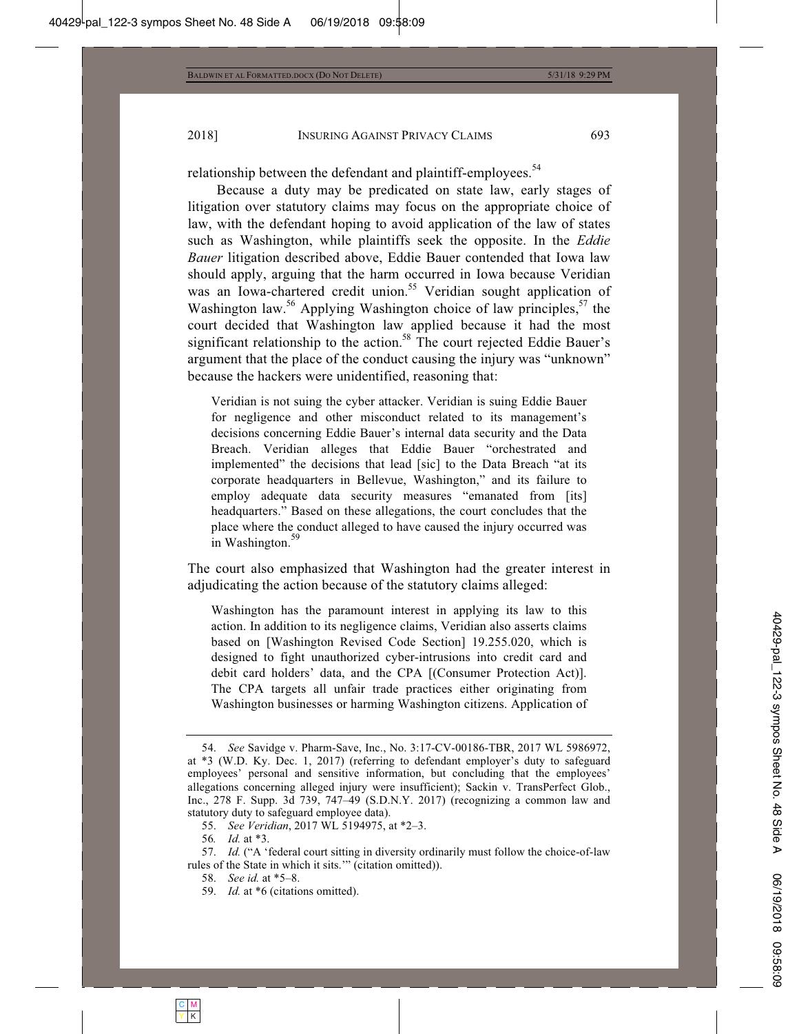relationship between the defendant and plaintiff-employees.[54]

Because a duty may be predicated on state law, early stages of litigation over statutory claims may focus on the appropriate choice of law, with the defendant hoping to avoid application of the law of states such as Washington, while plaintiffs seek the opposite. In the *Eddie Bauer* litigation described above, Eddie Bauer contended that Iowa law should apply, arguing that the harm occurred in Iowa because Veridian was an Iowa-chartered credit union.[55] Veridian sought application of Washington law.[56] Applying Washington choice of law principles,[57] the court decided that Washington law applied because it had the most significant relationship to the action.[58] The court rejected Eddie Bauer's argument that the place of the conduct causing the injury was "unknown" because the hackers were unidentified, reasoning that:

> Veridian is not suing the cyber attacker. Veridian is suing Eddie Bauer for negligence and other misconduct related to its management's decisions concerning Eddie Bauer's internal data security and the Data Breach. Veridian alleges that Eddie Bauer "orchestrated and implemented" the decisions that lead [sic] to the Data Breach "at its corporate headquarters in Bellevue, Washington," and its failure to employ adequate data security measures "emanated from [its] headquarters." Based on these allegations, the court concludes that the place where the conduct alleged to have caused the injury occurred was in Washington.[59]

The court also emphasized that Washington had the greater interest in adjudicating the action because of the statutory claims alleged:

> Washington has the paramount interest in applying its law to this action. In addition to its negligence claims, Veridian also asserts claims based on [Washington Revised Code Section] 19.255.020, which is designed to fight unauthorized cyber-intrusions into credit card and debit card holders' data, and the CPA [(Consumer Protection Act)]. The CPA targets all unfair trade practices either originating from Washington businesses or harming Washington citizens. Application of

---

54. *See* Savidge v. Pharm-Save, Inc., No. 3:17-CV-00186-TBR, 2017 WL 5986972, at \*3 (W.D. Ky. Dec. 1, 2017) (referring to defendant employer's duty to safeguard employees' personal and sensitive information, but concluding that the employees' allegations concerning alleged injury were insufficient); Sackin v. TransPerfect Glob., Inc., 278 F. Supp. 3d 739, 747–49 (S.D.N.Y. 2017) (recognizing a common law and statutory duty to safeguard employee data).

55. *See Veridian*, 2017 WL 5194975, at \*2–3.

56. *Id.* at \*3.

57. *Id.* ("A 'federal court sitting in diversity ordinarily must follow the choice-of-law rules of the State in which it sits.'" (citation omitted)).

58. *See id.* at \*5–8.

59. *Id.* at \*6 (citations omitted).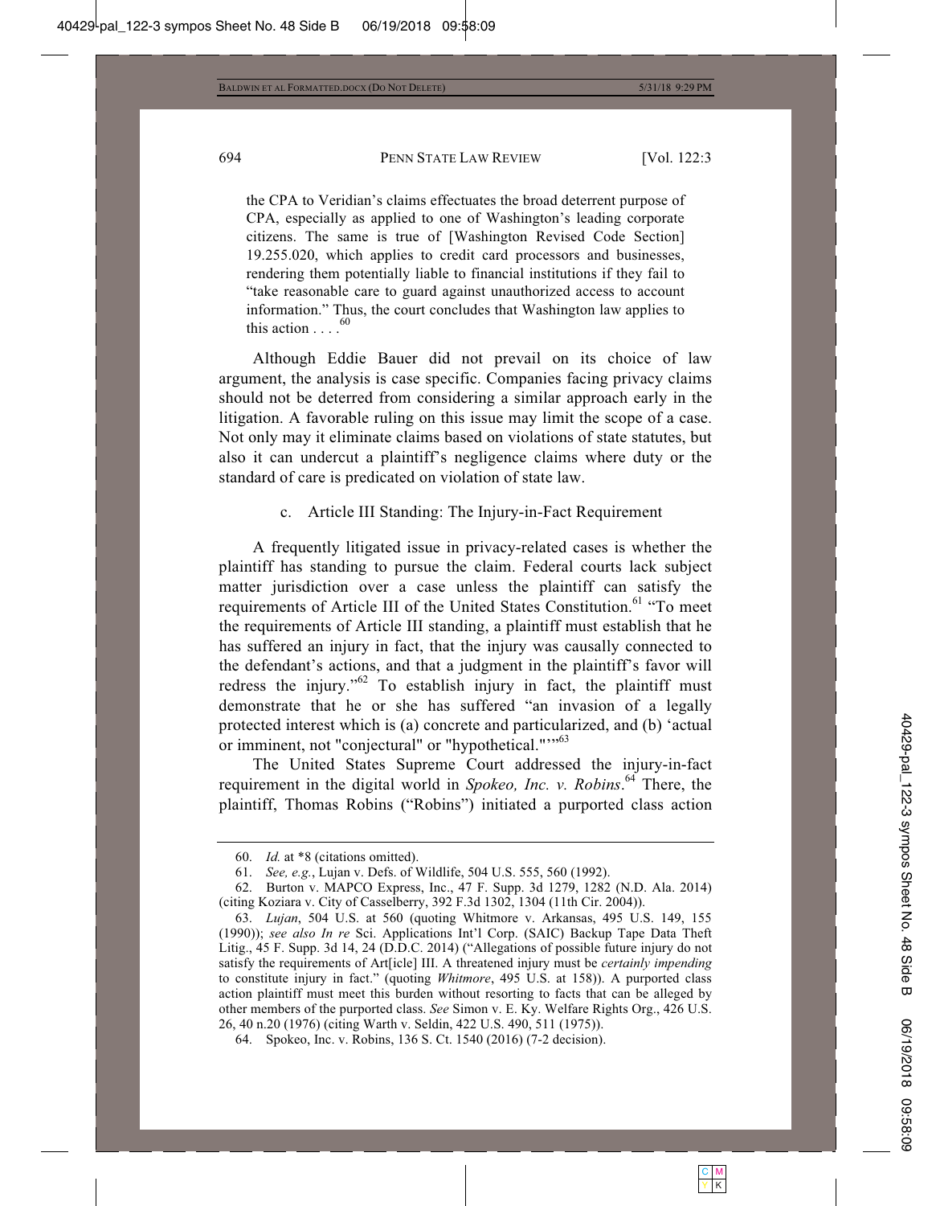the CPA to Veridian's claims effectuates the broad deterrent purpose of CPA, especially as applied to one of Washington's leading corporate citizens. The same is true of [Washington Revised Code Section] 19.255.020, which applies to credit card processors and businesses, rendering them potentially liable to financial institutions if they fail to "take reasonable care to guard against unauthorized access to account information." Thus, the court concludes that Washington law applies to this action . . . .[60]

Although Eddie Bauer did not prevail on its choice of law argument, the analysis is case specific. Companies facing privacy claims should not be deterred from considering a similar approach early in the litigation. A favorable ruling on this issue may limit the scope of a case. Not only may it eliminate claims based on violations of state statutes, but also it can undercut a plaintiff's negligence claims where duty or the standard of care is predicated on violation of state law.

#### c. Article III Standing: The Injury-in-Fact Requirement

A frequently litigated issue in privacy-related cases is whether the plaintiff has standing to pursue the claim. Federal courts lack subject matter jurisdiction over a case unless the plaintiff can satisfy the requirements of Article III of the United States Constitution.[61] "To meet the requirements of Article III standing, a plaintiff must establish that he has suffered an injury in fact, that the injury was causally connected to the defendant's actions, and that a judgment in the plaintiff's favor will redress the injury."[62] To establish injury in fact, the plaintiff must demonstrate that he or she has suffered "an invasion of a legally protected interest which is (a) concrete and particularized, and (b) 'actual or imminent, not "conjectural" or "hypothetical."'"[63]

The United States Supreme Court addressed the injury-in-fact requirement in the digital world in *Spokeo, Inc. v. Robins*.[64] There, the plaintiff, Thomas Robins ("Robins") initiated a purported class action

---

60. *Id.* at *8 (citations omitted).

61. *See, e.g.*, Lujan v. Defs. of Wildlife, 504 U.S. 555, 560 (1992).

62. Burton v. MAPCO Express, Inc., 47 F. Supp. 3d 1279, 1282 (N.D. Ala. 2014) (citing Koziara v. City of Casselberry, 392 F.3d 1302, 1304 (11th Cir. 2004)).

63. *Lujan*, 504 U.S. at 560 (quoting Whitmore v. Arkansas, 495 U.S. 149, 155 (1990)); *see also In re* Sci. Applications Int'l Corp. (SAIC) Backup Tape Data Theft Litig., 45 F. Supp. 3d 14, 24 (D.D.C. 2014) ("Allegations of possible future injury do not satisfy the requirements of Art[icle] III. A threatened injury must be *certainly impending* to constitute injury in fact." (quoting *Whitmore*, 495 U.S. at 158)). A purported class action plaintiff must meet this burden without resorting to facts that can be alleged by other members of the purported class. *See* Simon v. E. Ky. Welfare Rights Org., 426 U.S. 26, 40 n.20 (1976) (citing Warth v. Seldin, 422 U.S. 490, 511 (1975)).

64. Spokeo, Inc. v. Robins, 136 S. Ct. 1540 (2016) (7-2 decision).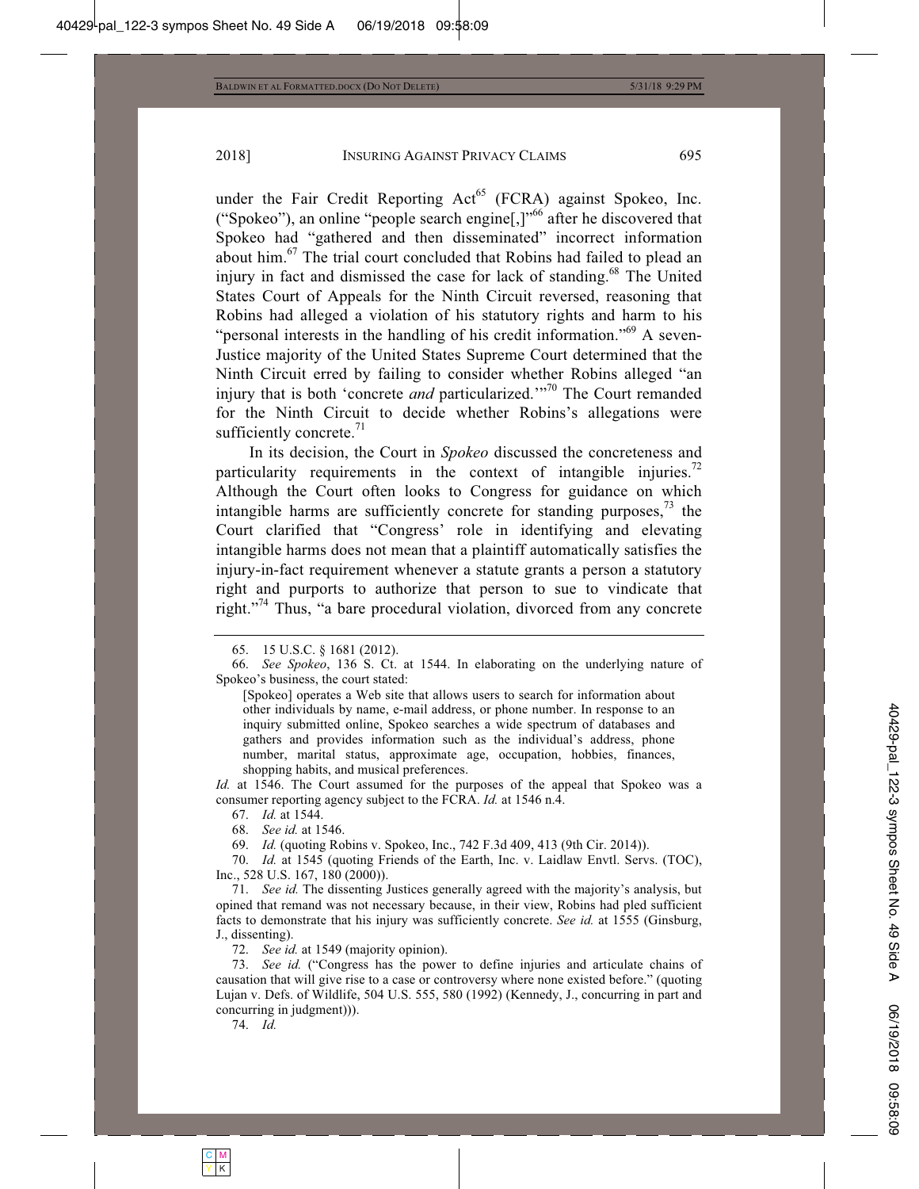under the Fair Credit Reporting Act[65] (FCRA) against Spokeo, Inc. ("Spokeo"), an online "people search engine[,]"[66] after he discovered that Spokeo had "gathered and then disseminated" incorrect information about him.[67] The trial court concluded that Robins had failed to plead an injury in fact and dismissed the case for lack of standing.[68] The United States Court of Appeals for the Ninth Circuit reversed, reasoning that Robins had alleged a violation of his statutory rights and harm to his "personal interests in the handling of his credit information."[69] A seven-Justice majority of the United States Supreme Court determined that the Ninth Circuit erred by failing to consider whether Robins alleged "an injury that is both 'concrete *and* particularized.'"[70] The Court remanded for the Ninth Circuit to decide whether Robins's allegations were sufficiently concrete.[71]

In its decision, the Court in *Spokeo* discussed the concreteness and particularity requirements in the context of intangible injuries.[72] Although the Court often looks to Congress for guidance on which intangible harms are sufficiently concrete for standing purposes,[73] the Court clarified that "Congress' role in identifying and elevating intangible harms does not mean that a plaintiff automatically satisfies the injury-in-fact requirement whenever a statute grants a person a statutory right and purports to authorize that person to sue to vindicate that right."[74] Thus, "a bare procedural violation, divorced from any concrete

---

65. 15 U.S.C. § 1681 (2012).

66. *See Spokeo*, 136 S. Ct. at 1544. In elaborating on the underlying nature of Spokeo's business, the court stated:

> [Spokeo] operates a Web site that allows users to search for information about other individuals by name, e-mail address, or phone number. In response to an inquiry submitted online, Spokeo searches a wide spectrum of databases and gathers and provides information such as the individual's address, phone number, marital status, approximate age, occupation, hobbies, finances, shopping habits, and musical preferences.

*Id.* at 1546. The Court assumed for the purposes of the appeal that Spokeo was a consumer reporting agency subject to the FCRA. *Id.* at 1546 n.4.

67. *Id.* at 1544.

68. *See id.* at 1546.

69. *Id.* (quoting Robins v. Spokeo, Inc., 742 F.3d 409, 413 (9th Cir. 2014)).

70. *Id.* at 1545 (quoting Friends of the Earth, Inc. v. Laidlaw Envtl. Servs. (TOC), Inc., 528 U.S. 167, 180 (2000)).

71. *See id.* The dissenting Justices generally agreed with the majority's analysis, but opined that remand was not necessary because, in their view, Robins had pled sufficient facts to demonstrate that his injury was sufficiently concrete. *See id.* at 1555 (Ginsburg, J., dissenting).

72. *See id.* at 1549 (majority opinion).

73. *See id.* ("Congress has the power to define injuries and articulate chains of causation that will give rise to a case or controversy where none existed before." (quoting Lujan v. Defs. of Wildlife, 504 U.S. 555, 580 (1992) (Kennedy, J., concurring in part and concurring in judgment))).

74. *Id.*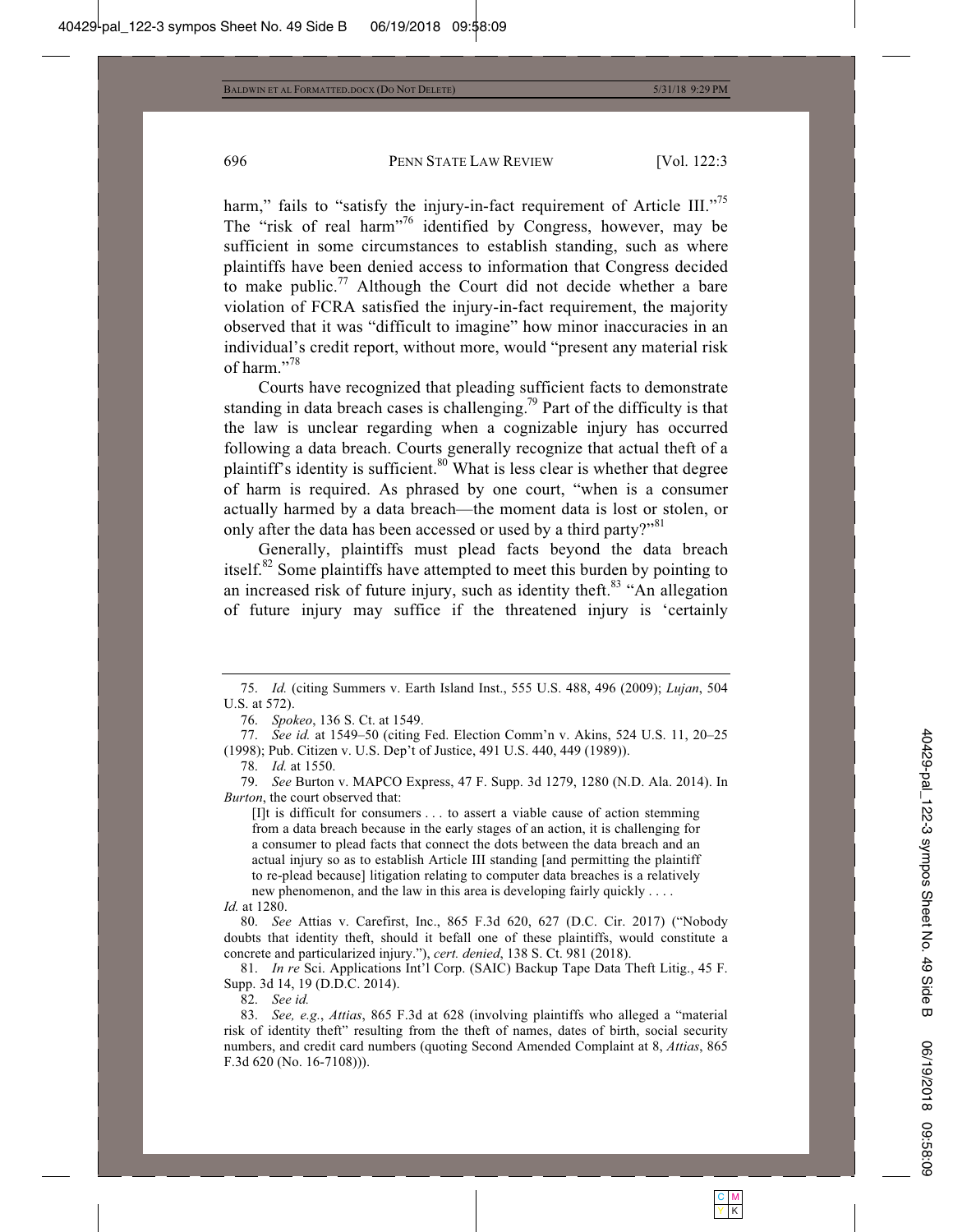harm," fails to "satisfy the injury-in-fact requirement of Article III."[75] The "risk of real harm"[76] identified by Congress, however, may be sufficient in some circumstances to establish standing, such as where plaintiffs have been denied access to information that Congress decided to make public.[77] Although the Court did not decide whether a bare violation of FCRA satisfied the injury-in-fact requirement, the majority observed that it was "difficult to imagine" how minor inaccuracies in an individual's credit report, without more, would "present any material risk of harm."[78]

Courts have recognized that pleading sufficient facts to demonstrate standing in data breach cases is challenging.[79] Part of the difficulty is that the law is unclear regarding when a cognizable injury has occurred following a data breach. Courts generally recognize that actual theft of a plaintiff's identity is sufficient.[80] What is less clear is whether that degree of harm is required. As phrased by one court, "when is a consumer actually harmed by a data breach—the moment data is lost or stolen, or only after the data has been accessed or used by a third party?"[81]

Generally, plaintiffs must plead facts beyond the data breach itself.[82] Some plaintiffs have attempted to meet this burden by pointing to an increased risk of future injury, such as identity theft.[83] "An allegation of future injury may suffice if the threatened injury is 'certainly

---

75. *Id.* (citing Summers v. Earth Island Inst., 555 U.S. 488, 496 (2009); *Lujan*, 504 U.S. at 572).

76. *Spokeo*, 136 S. Ct. at 1549.

77. *See id.* at 1549–50 (citing Fed. Election Comm'n v. Akins, 524 U.S. 11, 20–25 (1998); Pub. Citizen v. U.S. Dep't of Justice, 491 U.S. 440, 449 (1989)).

78. *Id.* at 1550.

79. *See* Burton v. MAPCO Express, 47 F. Supp. 3d 1279, 1280 (N.D. Ala. 2014). In *Burton*, the court observed that:

> [I]t is difficult for consumers . . . to assert a viable cause of action stemming from a data breach because in the early stages of an action, it is challenging for a consumer to plead facts that connect the dots between the data breach and an actual injury so as to establish Article III standing [and permitting the plaintiff to re-plead because] litigation relating to computer data breaches is a relatively new phenomenon, and the law in this area is developing fairly quickly . . . .

*Id.* at 1280.

80. *See* Attias v. Carefirst, Inc., 865 F.3d 620, 627 (D.C. Cir. 2017) ("Nobody doubts that identity theft, should it befall one of these plaintiffs, would constitute a concrete and particularized injury."), *cert. denied*, 138 S. Ct. 981 (2018).

81. *In re* Sci. Applications Int'l Corp. (SAIC) Backup Tape Data Theft Litig., 45 F. Supp. 3d 14, 19 (D.D.C. 2014).

82. *See id.*

83. *See, e.g.*, *Attias*, 865 F.3d at 628 (involving plaintiffs who alleged a "material risk of identity theft" resulting from the theft of names, dates of birth, social security numbers, and credit card numbers (quoting Second Amended Complaint at 8, *Attias*, 865 F.3d 620 (No. 16-7108))).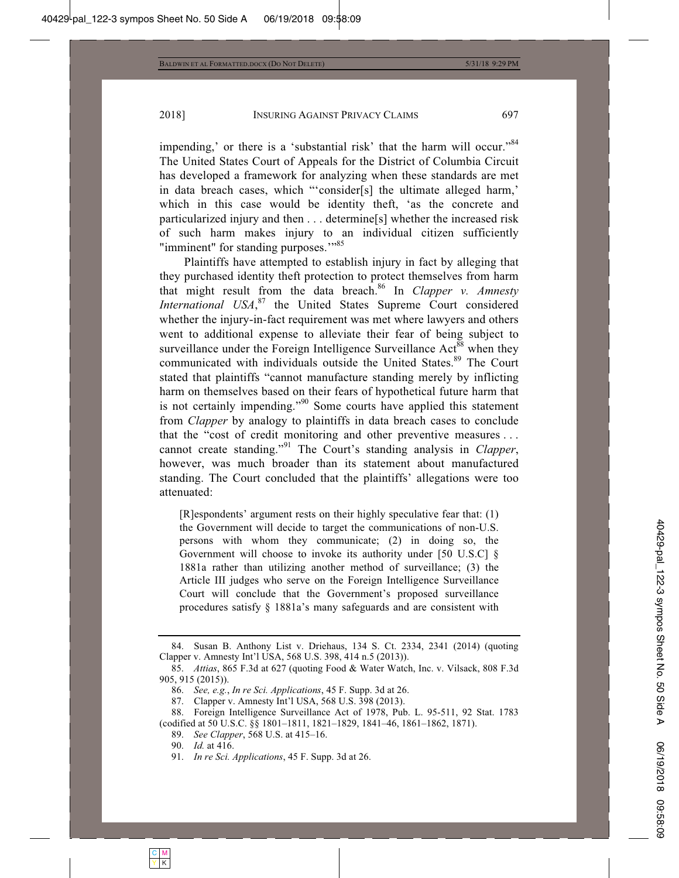impending,' or there is a 'substantial risk' that the harm will occur."[84] The United States Court of Appeals for the District of Columbia Circuit has developed a framework for analyzing when these standards are met in data breach cases, which "'consider[s] the ultimate alleged harm,' which in this case would be identity theft, 'as the concrete and particularized injury and then . . . determine[s] whether the increased risk of such harm makes injury to an individual citizen sufficiently "imminent" for standing purposes.'"[85]

Plaintiffs have attempted to establish injury in fact by alleging that they purchased identity theft protection to protect themselves from harm that might result from the data breach.[86] In *Clapper v. Amnesty International USA*,[87] the United States Supreme Court considered whether the injury-in-fact requirement was met where lawyers and others went to additional expense to alleviate their fear of being subject to surveillance under the Foreign Intelligence Surveillance Act[88] when they communicated with individuals outside the United States.[89] The Court stated that plaintiffs "cannot manufacture standing merely by inflicting harm on themselves based on their fears of hypothetical future harm that is not certainly impending."[90] Some courts have applied this statement from *Clapper* by analogy to plaintiffs in data breach cases to conclude that the "cost of credit monitoring and other preventive measures . . . cannot create standing."[91] The Court's standing analysis in *Clapper*, however, was much broader than its statement about manufactured standing. The Court concluded that the plaintiffs' allegations were too attenuated:

> [R]espondents' argument rests on their highly speculative fear that: (1) the Government will decide to target the communications of non-U.S. persons with whom they communicate; (2) in doing so, the Government will choose to invoke its authority under [50 U.S.C] § 1881a rather than utilizing another method of surveillance; (3) the Article III judges who serve on the Foreign Intelligence Surveillance Court will conclude that the Government's proposed surveillance procedures satisfy § 1881a's many safeguards and are consistent with

---

84. Susan B. Anthony List v. Driehaus, 134 S. Ct. 2334, 2341 (2014) (quoting Clapper v. Amnesty Int'l USA, 568 U.S. 398, 414 n.5 (2013)).

85. *Attias*, 865 F.3d at 627 (quoting Food & Water Watch, Inc. v. Vilsack, 808 F.3d 905, 915 (2015)).

86. *See, e.g.*, *In re Sci. Applications*, 45 F. Supp. 3d at 26.

87. Clapper v. Amnesty Int'l USA, 568 U.S. 398 (2013).

88. Foreign Intelligence Surveillance Act of 1978, Pub. L. 95-511, 92 Stat. 1783 (codified at 50 U.S.C. §§ 1801–1811, 1821–1829, 1841–46, 1861–1862, 1871).

89. *See Clapper*, 568 U.S. at 415–16.

90. *Id.* at 416.

91. *In re Sci. Applications*, 45 F. Supp. 3d at 26.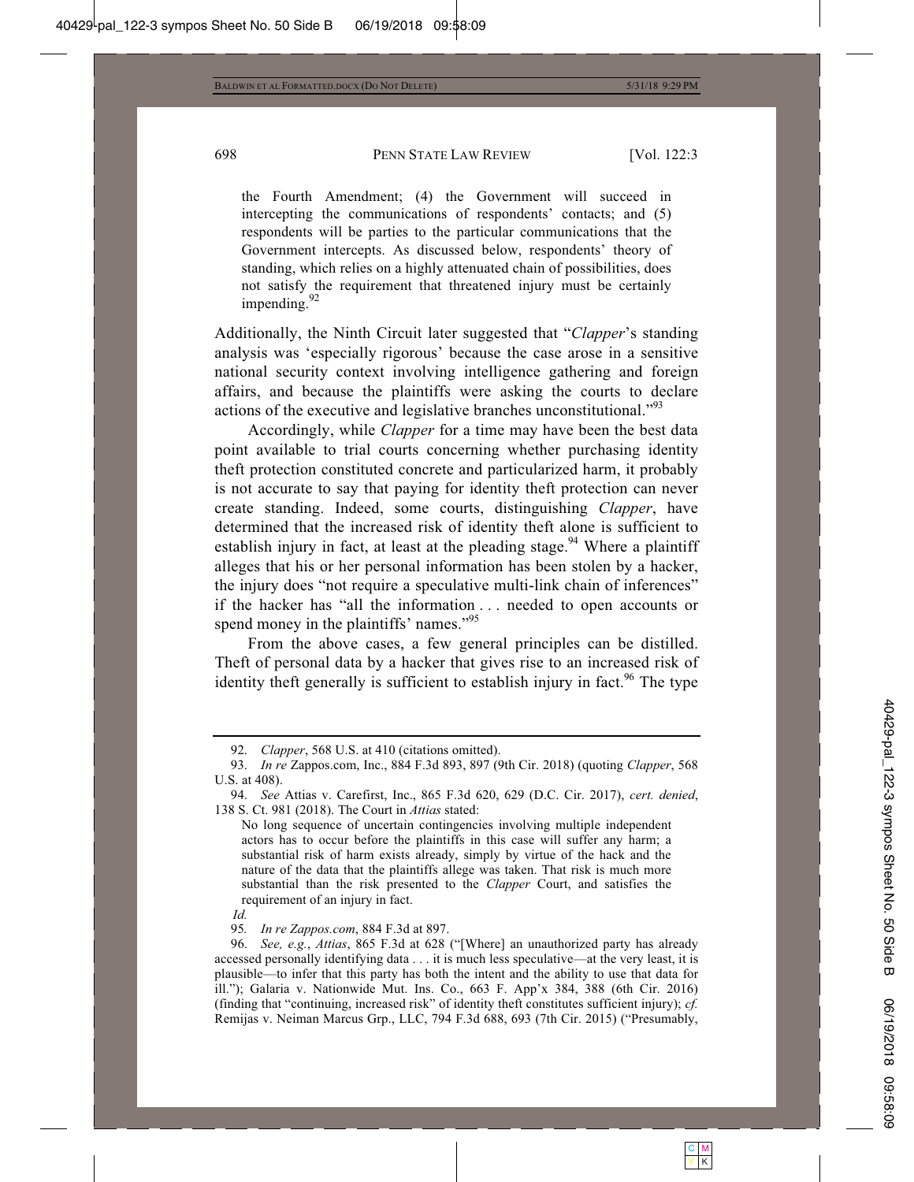> the Fourth Amendment; (4) the Government will succeed in intercepting the communications of respondents' contacts; and (5) respondents will be parties to the particular communications that the Government intercepts. As discussed below, respondents' theory of standing, which relies on a highly attenuated chain of possibilities, does not satisfy the requirement that threatened injury must be certainly impending.[92]

Additionally, the Ninth Circuit later suggested that "*Clapper*'s standing analysis was 'especially rigorous' because the case arose in a sensitive national security context involving intelligence gathering and foreign affairs, and because the plaintiffs were asking the courts to declare actions of the executive and legislative branches unconstitutional."[93]

Accordingly, while *Clapper* for a time may have been the best data point available to trial courts concerning whether purchasing identity theft protection constituted concrete and particularized harm, it probably is not accurate to say that paying for identity theft protection can never create standing. Indeed, some courts, distinguishing *Clapper*, have determined that the increased risk of identity theft alone is sufficient to establish injury in fact, at least at the pleading stage.[94] Where a plaintiff alleges that his or her personal information has been stolen by a hacker, the injury does "not require a speculative multi-link chain of inferences" if the hacker has "all the information . . . needed to open accounts or spend money in the plaintiffs' names."[95]

From the above cases, a few general principles can be distilled. Theft of personal data by a hacker that gives rise to an increased risk of identity theft generally is sufficient to establish injury in fact.[96] The type

---

92. *Clapper*, 568 U.S. at 410 (citations omitted).

93. *In re* Zappos.com, Inc., 884 F.3d 893, 897 (9th Cir. 2018) (quoting *Clapper*, 568 U.S. at 408).

94. *See* Attias v. Carefirst, Inc., 865 F.3d 620, 629 (D.C. Cir. 2017), *cert. denied*, 138 S. Ct. 981 (2018). The Court in *Attias* stated:

> No long sequence of uncertain contingencies involving multiple independent actors has to occur before the plaintiffs in this case will suffer any harm; a substantial risk of harm exists already, simply by virtue of the hack and the nature of the data that the plaintiffs allege was taken. That risk is much more substantial than the risk presented to the *Clapper* Court, and satisfies the requirement of an injury in fact.

*Id.*

95. *In re Zappos.com*, 884 F.3d at 897.

96. *See, e.g.*, *Attias*, 865 F.3d at 628 ("[Where] an unauthorized party has already accessed personally identifying data . . . it is much less speculative—at the very least, it is plausible—to infer that this party has both the intent and the ability to use that data for ill."); Galaria v. Nationwide Mut. Ins. Co., 663 F. App'x 384, 388 (6th Cir. 2016) (finding that "continuing, increased risk" of identity theft constitutes sufficient injury); *cf.* Remijas v. Neiman Marcus Grp., LLC, 794 F.3d 688, 693 (7th Cir. 2015) ("Presumably,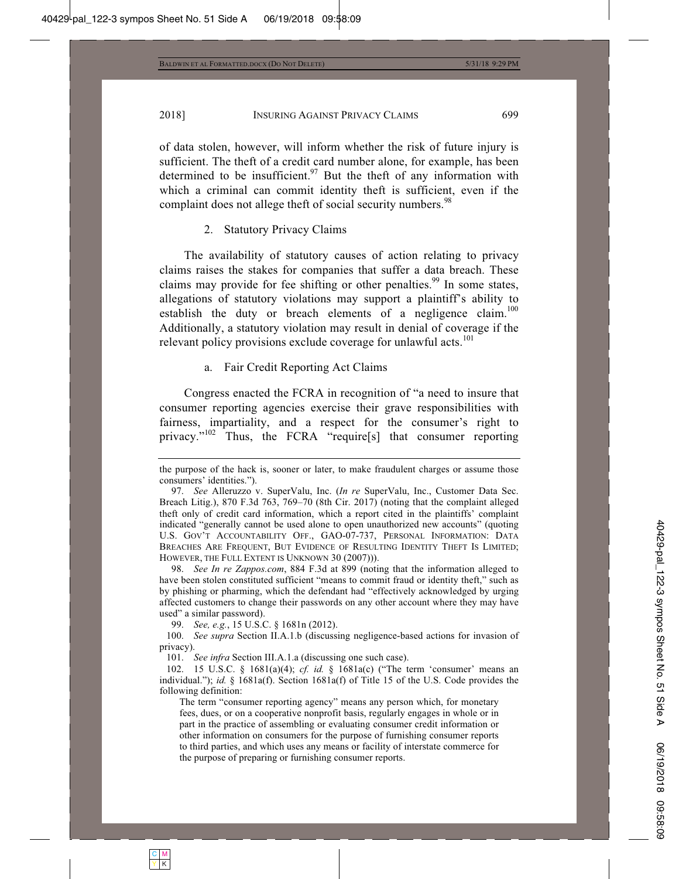of data stolen, however, will inform whether the risk of future injury is sufficient. The theft of a credit card number alone, for example, has been determined to be insufficient.[97] But the theft of any information with which a criminal can commit identity theft is sufficient, even if the complaint does not allege theft of social security numbers.[98]

### 2. Statutory Privacy Claims

The availability of statutory causes of action relating to privacy claims raises the stakes for companies that suffer a data breach. These claims may provide for fee shifting or other penalties.[99] In some states, allegations of statutory violations may support a plaintiff's ability to establish the duty or breach elements of a negligence claim.[100] Additionally, a statutory violation may result in denial of coverage if the relevant policy provisions exclude coverage for unlawful acts.[101]

#### a. Fair Credit Reporting Act Claims

Congress enacted the FCRA in recognition of "a need to insure that consumer reporting agencies exercise their grave responsibilities with fairness, impartiality, and a respect for the consumer's right to privacy."[102] Thus, the FCRA "require[s] that consumer reporting

---

the purpose of the hack is, sooner or later, to make fraudulent charges or assume those consumers' identities.").

97. *See* Alleruzzo v. SuperValu, Inc. (*In re* SuperValu, Inc., Customer Data Sec. Breach Litig.), 870 F.3d 763, 769–70 (8th Cir. 2017) (noting that the complaint alleged theft only of credit card information, which a report cited in the plaintiffs' complaint indicated "generally cannot be used alone to open unauthorized new accounts" (quoting U.S. GOV'T ACCOUNTABILITY OFF., GAO-07-737, PERSONAL INFORMATION: DATA BREACHES ARE FREQUENT, BUT EVIDENCE OF RESULTING IDENTITY THEFT IS LIMITED; HOWEVER, THE FULL EXTENT IS UNKNOWN 30 (2007))).

98. *See In re Zappos.com*, 884 F.3d at 899 (noting that the information alleged to have been stolen constituted sufficient "means to commit fraud or identity theft," such as by phishing or pharming, which the defendant had "effectively acknowledged by urging affected customers to change their passwords on any other account where they may have used" a similar password).

99. *See, e.g.*, 15 U.S.C. § 1681n (2012).

100. *See supra* Section II.A.1.b (discussing negligence-based actions for invasion of privacy).

101. *See infra* Section III.A.1.a (discussing one such case).

102. 15 U.S.C. § 1681(a)(4); *cf. id.* § 1681a(c) ("The term 'consumer' means an individual."); *id.* § 1681a(f). Section 1681a(f) of Title 15 of the U.S. Code provides the following definition:

> The term "consumer reporting agency" means any person which, for monetary fees, dues, or on a cooperative nonprofit basis, regularly engages in whole or in part in the practice of assembling or evaluating consumer credit information or other information on consumers for the purpose of furnishing consumer reports to third parties, and which uses any means or facility of interstate commerce for the purpose of preparing or furnishing consumer reports.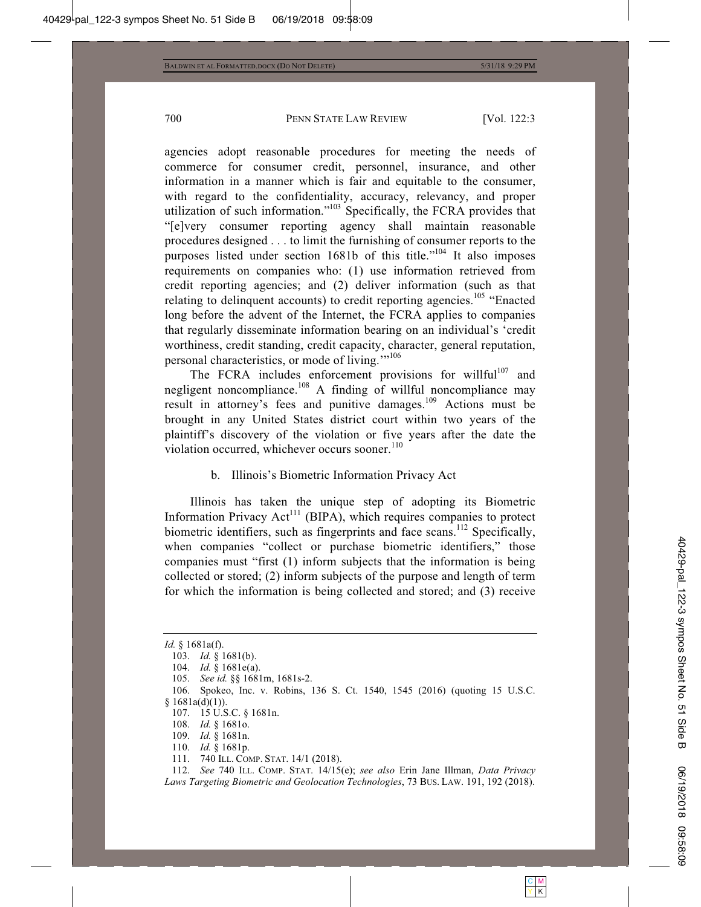agencies adopt reasonable procedures for meeting the needs of commerce for consumer credit, personnel, insurance, and other information in a manner which is fair and equitable to the consumer, with regard to the confidentiality, accuracy, relevancy, and proper utilization of such information."[103] Specifically, the FCRA provides that "[e]very consumer reporting agency shall maintain reasonable procedures designed . . . to limit the furnishing of consumer reports to the purposes listed under section 1681b of this title."[104] It also imposes requirements on companies who: (1) use information retrieved from credit reporting agencies; and (2) deliver information (such as that relating to delinquent accounts) to credit reporting agencies.[105] "Enacted long before the advent of the Internet, the FCRA applies to companies that regularly disseminate information bearing on an individual's 'credit worthiness, credit standing, credit capacity, character, general reputation, personal characteristics, or mode of living.'"[106]

The FCRA includes enforcement provisions for willful[107] and negligent noncompliance.[108] A finding of willful noncompliance may result in attorney's fees and punitive damages.[109] Actions must be brought in any United States district court within two years of the plaintiff's discovery of the violation or five years after the date the violation occurred, whichever occurs sooner.[110]

b. Illinois's Biometric Information Privacy Act

Illinois has taken the unique step of adopting its Biometric Information Privacy Act[111] (BIPA), which requires companies to protect biometric identifiers, such as fingerprints and face scans.[112] Specifically, when companies "collect or purchase biometric identifiers," those companies must "first (1) inform subjects that the information is being collected or stored; (2) inform subjects of the purpose and length of term for which the information is being collected and stored; and (3) receive

---

*Id.* § 1681a(f).

103. *Id.* § 1681(b).

104. *Id.* § 1681e(a).

105. *See id.* §§ 1681m, 1681s-2.

106. Spokeo, Inc. v. Robins, 136 S. Ct. 1540, 1545 (2016) (quoting 15 U.S.C. § 1681a(d)(1)).

107. 15 U.S.C. § 1681n.

108. *Id.* § 1681o.

109. *Id.* § 1681n.

110. *Id.* § 1681p.

111. 740 ILL. COMP. STAT. 14/1 (2018).

112. *See* 740 ILL. COMP. STAT. 14/15(e); *see also* Erin Jane Illman, *Data Privacy Laws Targeting Biometric and Geolocation Technologies*, 73 BUS. LAW. 191, 192 (2018).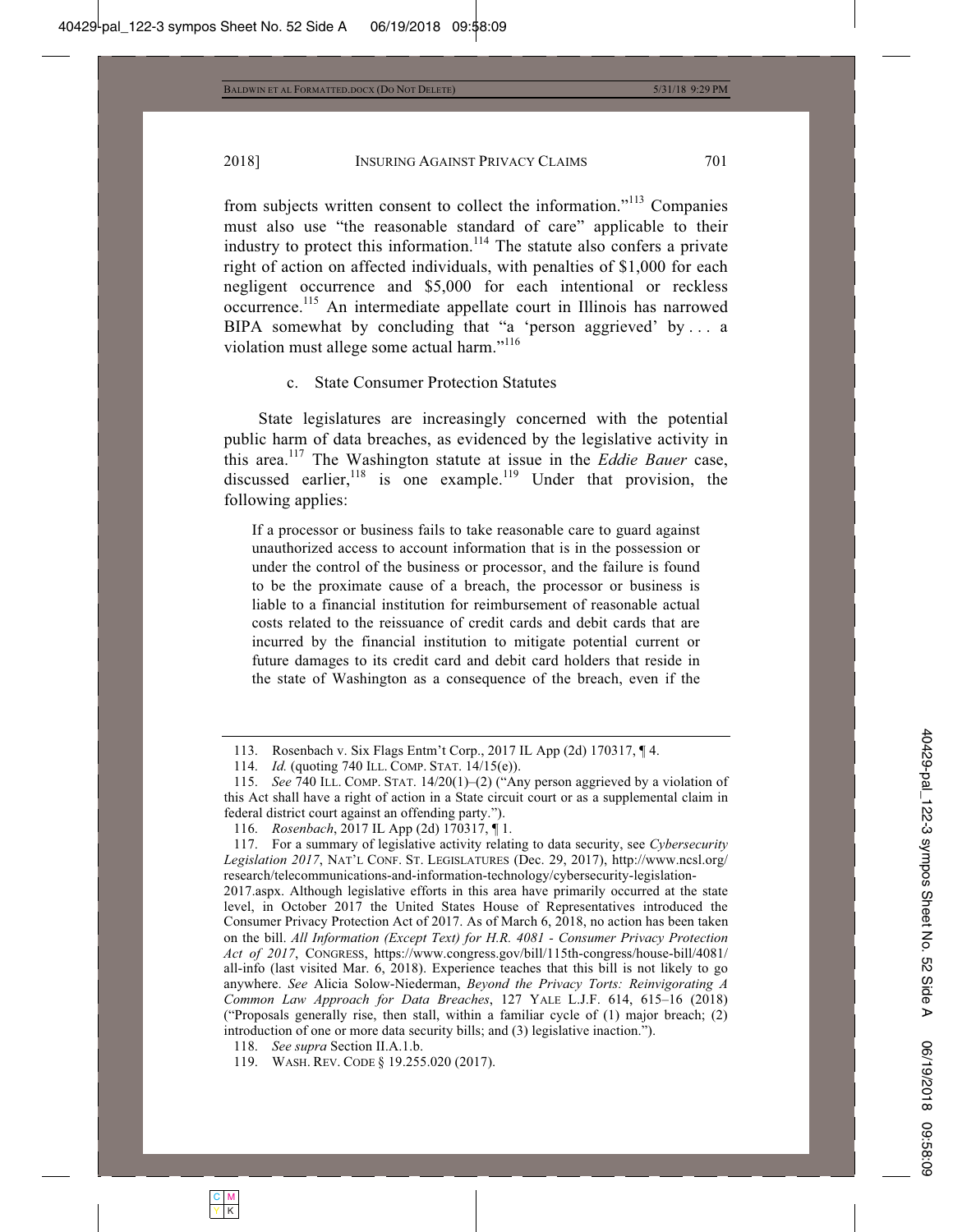from subjects written consent to collect the information."[113] Companies must also use "the reasonable standard of care" applicable to their industry to protect this information.[114] The statute also confers a private right of action on affected individuals, with penalties of $1,000 for each negligent occurrence and $5,000 for each intentional or reckless occurrence.[115] An intermediate appellate court in Illinois has narrowed BIPA somewhat by concluding that "a 'person aggrieved' by . . . a violation must allege some actual harm."[116]

#### c. State Consumer Protection Statutes

State legislatures are increasingly concerned with the potential public harm of data breaches, as evidenced by the legislative activity in this area.[117] The Washington statute at issue in the *Eddie Bauer* case, discussed earlier,[118] is one example.[119] Under that provision, the following applies:

> If a processor or business fails to take reasonable care to guard against unauthorized access to account information that is in the possession or under the control of the business or processor, and the failure is found to be the proximate cause of a breach, the processor or business is liable to a financial institution for reimbursement of reasonable actual costs related to the reissuance of credit cards and debit cards that are incurred by the financial institution to mitigate potential current or future damages to its credit card and debit card holders that reside in the state of Washington as a consequence of the breach, even if the

---

113. Rosenbach v. Six Flags Entm't Corp., 2017 IL App (2d) 170317, ¶ 4.

114. *Id.* (quoting 740 ILL. COMP. STAT. 14/15(e)).

115. *See* 740 ILL. COMP. STAT. 14/20(1)–(2) ("Any person aggrieved by a violation of this Act shall have a right of action in a State circuit court or as a supplemental claim in federal district court against an offending party.").

116. *Rosenbach*, 2017 IL App (2d) 170317, ¶ 1.

117. For a summary of legislative activity relating to data security, see *Cybersecurity Legislation 2017*, NAT'L CONF. ST. LEGISLATURES (Dec. 29, 2017), http://www.ncsl.org/research/telecommunications-and-information-technology/cybersecurity-legislation-2017.aspx. Although legislative efforts in this area have primarily occurred at the state level, in October 2017 the United States House of Representatives introduced the Consumer Privacy Protection Act of 2017. As of March 6, 2018, no action has been taken on the bill. *All Information (Except Text) for H.R. 4081 - Consumer Privacy Protection Act of 2017*, CONGRESS, https://www.congress.gov/bill/115th-congress/house-bill/4081/all-info (last visited Mar. 6, 2018). Experience teaches that this bill is not likely to go anywhere. *See* Alicia Solow-Niederman, *Beyond the Privacy Torts: Reinvigorating A Common Law Approach for Data Breaches*, 127 YALE L.J.F. 614, 615–16 (2018) ("Proposals generally rise, then stall, within a familiar cycle of (1) major breach; (2) introduction of one or more data security bills; and (3) legislative inaction.").

118. *See supra* Section II.A.1.b.

119. WASH. REV. CODE § 19.255.020 (2017).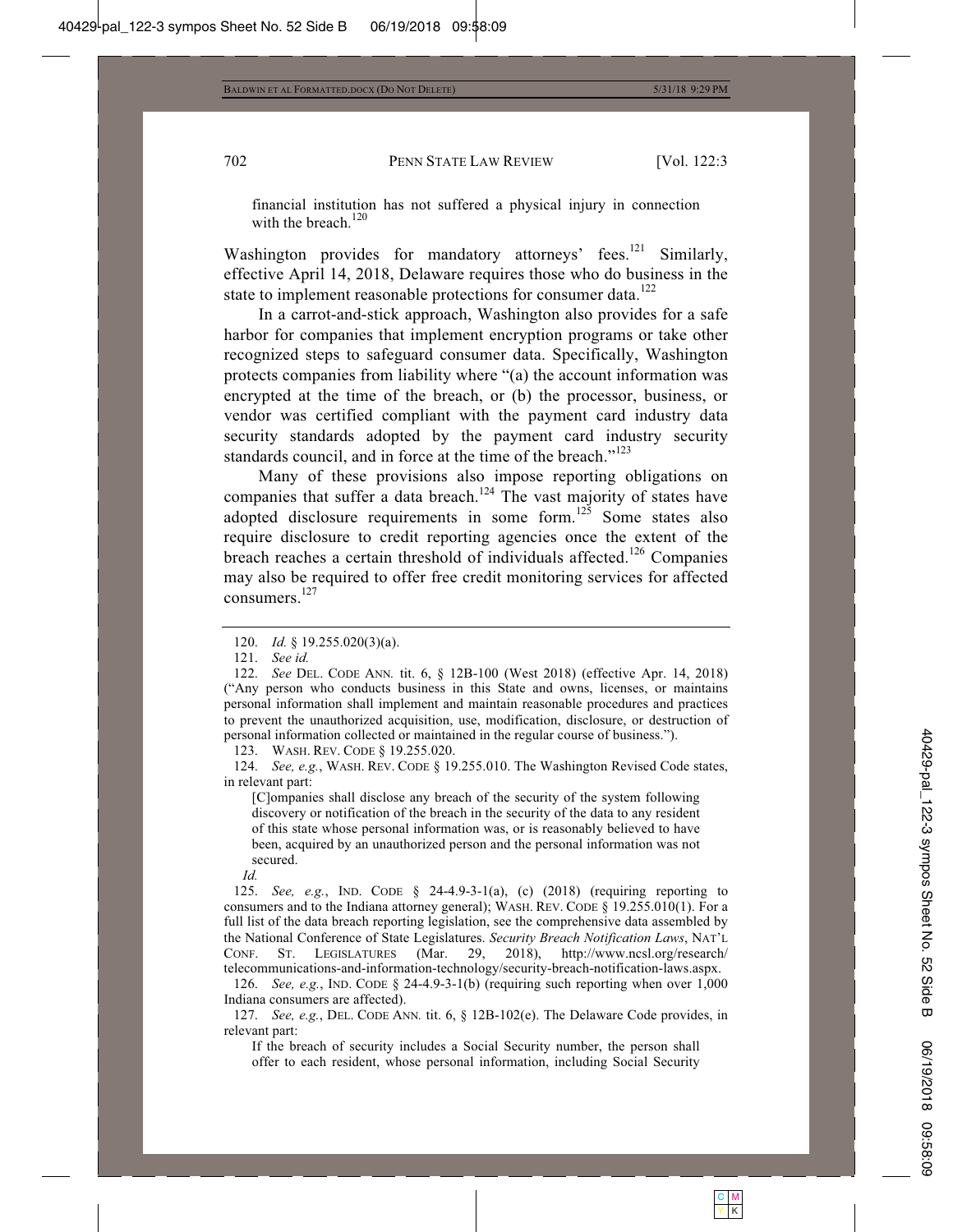financial institution has not suffered a physical injury in connection with the breach.[120]

Washington provides for mandatory attorneys' fees.[121] Similarly, effective April 14, 2018, Delaware requires those who do business in the state to implement reasonable protections for consumer data.[122]

In a carrot-and-stick approach, Washington also provides for a safe harbor for companies that implement encryption programs or take other recognized steps to safeguard consumer data. Specifically, Washington protects companies from liability where "(a) the account information was encrypted at the time of the breach, or (b) the processor, business, or vendor was certified compliant with the payment card industry data security standards adopted by the payment card industry security standards council, and in force at the time of the breach."[123]

Many of these provisions also impose reporting obligations on companies that suffer a data breach.[124] The vast majority of states have adopted disclosure requirements in some form.[125] Some states also require disclosure to credit reporting agencies once the extent of the breach reaches a certain threshold of individuals affected.[126] Companies may also be required to offer free credit monitoring services for affected consumers.[127]

---

120. *Id.* § 19.255.020(3)(a).

121. *See id.*

122. *See* DEL. CODE ANN. tit. 6, § 12B-100 (West 2018) (effective Apr. 14, 2018) ("Any person who conducts business in this State and owns, licenses, or maintains personal information shall implement and maintain reasonable procedures and practices to prevent the unauthorized acquisition, use, modification, disclosure, or destruction of personal information collected or maintained in the regular course of business.").

123. WASH. REV. CODE § 19.255.020.

124. *See, e.g.*, WASH. REV. CODE § 19.255.010. The Washington Revised Code states, in relevant part:

> [C]ompanies shall disclose any breach of the security of the system following discovery or notification of the breach in the security of the data to any resident of this state whose personal information was, or is reasonably believed to have been, acquired by an unauthorized person and the personal information was not secured.

*Id.*

125. *See, e.g.*, IND. CODE § 24-4.9-3-1(a), (c) (2018) (requiring reporting to consumers and to the Indiana attorney general); WASH. REV. CODE § 19.255.010(1). For a full list of the data breach reporting legislation, see the comprehensive data assembled by the National Conference of State Legislatures. *Security Breach Notification Laws*, NAT'L CONF. ST. LEGISLATURES (Mar. 29, 2018), http://www.ncsl.org/research/telecommunications-and-information-technology/security-breach-notification-laws.aspx.

126. *See, e.g.*, IND. CODE § 24-4.9-3-1(b) (requiring such reporting when over 1,000 Indiana consumers are affected).

127. *See, e.g.*, DEL. CODE ANN. tit. 6, § 12B-102(e). The Delaware Code provides, in relevant part:

> If the breach of security includes a Social Security number, the person shall offer to each resident, whose personal information, including Social Security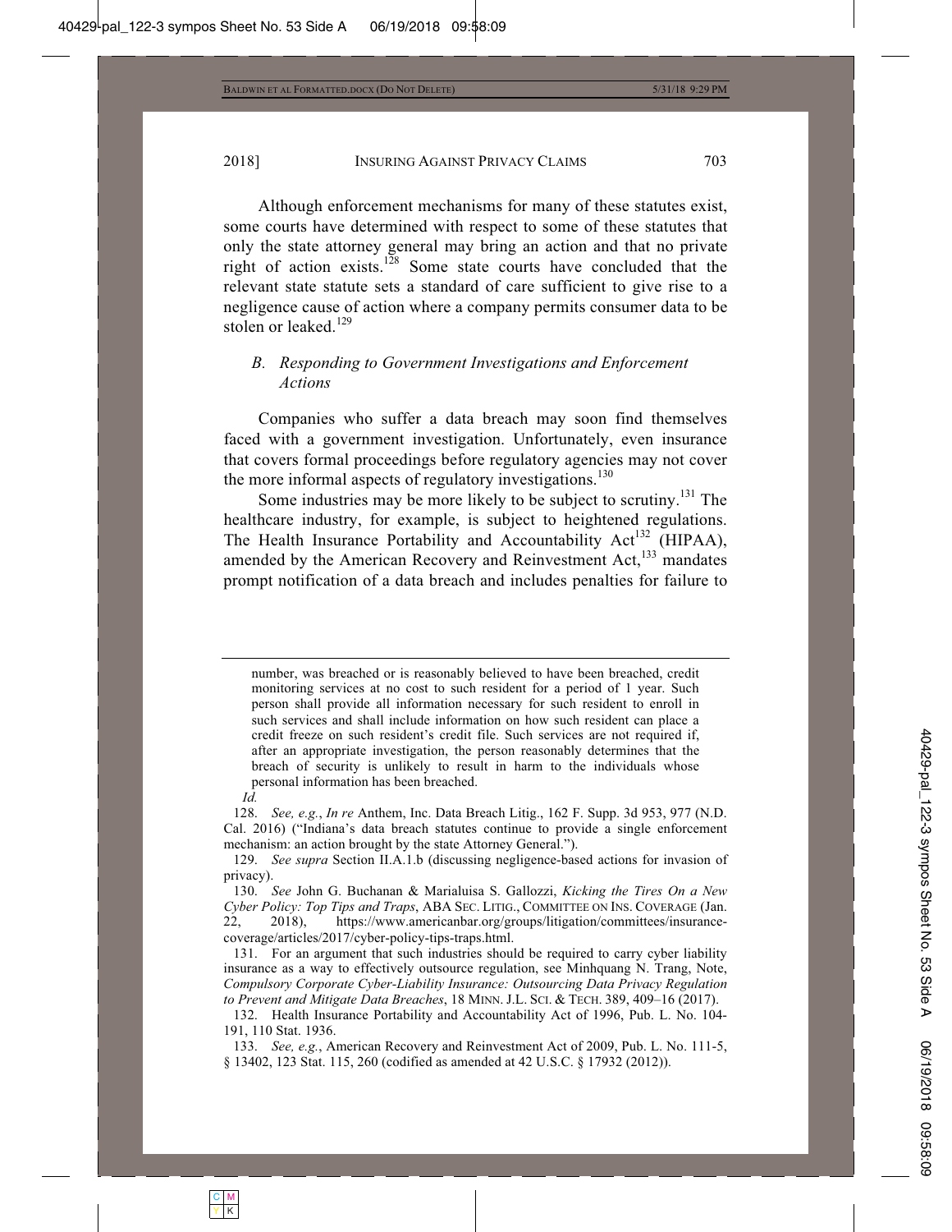Although enforcement mechanisms for many of these statutes exist, some courts have determined with respect to some of these statutes that only the state attorney general may bring an action and that no private right of action exists.[128] Some state courts have concluded that the relevant state statute sets a standard of care sufficient to give rise to a negligence cause of action where a company permits consumer data to be stolen or leaked.[129]

### *B. Responding to Government Investigations and Enforcement Actions*

Companies who suffer a data breach may soon find themselves faced with a government investigation. Unfortunately, even insurance that covers formal proceedings before regulatory agencies may not cover the more informal aspects of regulatory investigations.[130]

Some industries may be more likely to be subject to scrutiny.[131] The healthcare industry, for example, is subject to heightened regulations. The Health Insurance Portability and Accountability Act[132] (HIPAA), amended by the American Recovery and Reinvestment Act,[133] mandates prompt notification of a data breach and includes penalties for failure to

---

> number, was breached or is reasonably believed to have been breached, credit monitoring services at no cost to such resident for a period of 1 year. Such person shall provide all information necessary for such resident to enroll in such services and shall include information on how such resident can place a credit freeze on such resident's credit file. Such services are not required if, after an appropriate investigation, the person reasonably determines that the breach of security is unlikely to result in harm to the individuals whose personal information has been breached.

*Id.*

128. *See, e.g.*, *In re* Anthem, Inc. Data Breach Litig., 162 F. Supp. 3d 953, 977 (N.D. Cal. 2016) ("Indiana's data breach statutes continue to provide a single enforcement mechanism: an action brought by the state Attorney General.").

129. *See supra* Section II.A.1.b (discussing negligence-based actions for invasion of privacy).

130. *See* John G. Buchanan & Marialuisa S. Gallozzi, *Kicking the Tires On a New Cyber Policy: Top Tips and Traps*, ABA SEC. LITIG., COMMITTEE ON INS. COVERAGE (Jan. 22, 2018), https://www.americanbar.org/groups/litigation/committees/insurance-coverage/articles/2017/cyber-policy-tips-traps.html.

131. For an argument that such industries should be required to carry cyber liability insurance as a way to effectively outsource regulation, see Minhquang N. Trang, Note, *Compulsory Corporate Cyber-Liability Insurance: Outsourcing Data Privacy Regulation to Prevent and Mitigate Data Breaches*, 18 MINN. J.L. SCI. & TECH. 389, 409–16 (2017).

132. Health Insurance Portability and Accountability Act of 1996, Pub. L. No. 104-191, 110 Stat. 1936.

133. *See, e.g.*, American Recovery and Reinvestment Act of 2009, Pub. L. No. 111-5, § 13402, 123 Stat. 115, 260 (codified as amended at 42 U.S.C. § 17932 (2012)).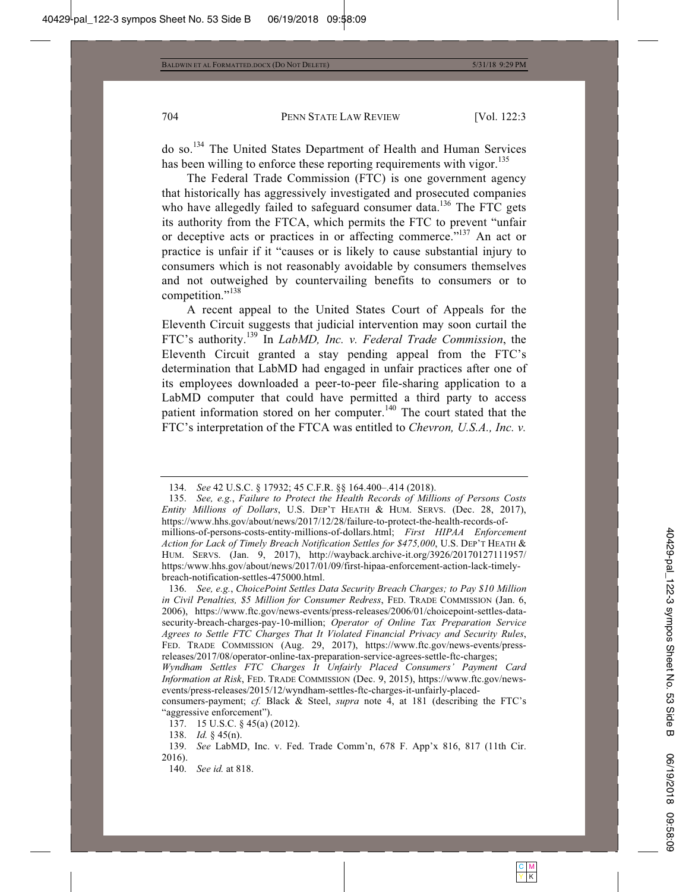do so.[134] The United States Department of Health and Human Services has been willing to enforce these reporting requirements with vigor.[135]

The Federal Trade Commission (FTC) is one government agency that historically has aggressively investigated and prosecuted companies who have allegedly failed to safeguard consumer data.[136] The FTC gets its authority from the FTCA, which permits the FTC to prevent "unfair or deceptive acts or practices in or affecting commerce."[137] An act or practice is unfair if it "causes or is likely to cause substantial injury to consumers which is not reasonably avoidable by consumers themselves and not outweighed by countervailing benefits to consumers or to competition."[138]

A recent appeal to the United States Court of Appeals for the Eleventh Circuit suggests that judicial intervention may soon curtail the FTC's authority.[139] In *LabMD, Inc. v. Federal Trade Commission*, the Eleventh Circuit granted a stay pending appeal from the FTC's determination that LabMD had engaged in unfair practices after one of its employees downloaded a peer-to-peer file-sharing application to a LabMD computer that could have permitted a third party to access patient information stored on her computer.[140] The court stated that the FTC's interpretation of the FTCA was entitled to *Chevron, U.S.A., Inc. v.*

---

134. *See* 42 U.S.C. § 17932; 45 C.F.R. §§ 164.400–.414 (2018).

135. *See, e.g.*, *Failure to Protect the Health Records of Millions of Persons Costs Entity Millions of Dollars*, U.S. DEP'T HEATH & HUM. SERVS. (Dec. 28, 2017), https://www.hhs.gov/about/news/2017/12/28/failure-to-protect-the-health-records-of-millions-of-persons-costs-entity-millions-of-dollars.html; *First HIPAA Enforcement Action for Lack of Timely Breach Notification Settles for $475,000*, U.S. DEP'T HEATH & HUM. SERVS. (Jan. 9, 2017), http://wayback.archive-it.org/3926/20170127111957/https:/www.hhs.gov/about/news/2017/01/09/first-hipaa-enforcement-action-lack-timely-breach-notification-settles-475000.html.

136. *See, e.g.*, *ChoicePoint Settles Data Security Breach Charges; to Pay $10 Million in Civil Penalties, $5 Million for Consumer Redress*, FED. TRADE COMMISSION (Jan. 6, 2006), https://www.ftc.gov/news-events/press-releases/2006/01/choicepoint-settles-data-security-breach-charges-pay-10-million; *Operator of Online Tax Preparation Service Agrees to Settle FTC Charges That It Violated Financial Privacy and Security Rules*, FED. TRADE COMMISSION (Aug. 29, 2017), https://www.ftc.gov/news-events/press-releases/2017/08/operator-online-tax-preparation-service-agrees-settle-ftc-charges; *Wyndham Settles FTC Charges It Unfairly Placed Consumers' Payment Card Information at Risk*, FED. TRADE COMMISSION (Dec. 9, 2015), https://www.ftc.gov/news-events/press-releases/2015/12/wyndham-settles-ftc-charges-it-unfairly-placed-consumers-payment; *cf.* Black & Steel, *supra* note 4, at 181 (describing the FTC's "aggressive enforcement").

137. 15 U.S.C. § 45(a) (2012).

138. *Id.* § 45(n).

139. *See* LabMD, Inc. v. Fed. Trade Comm'n, 678 F. App'x 816, 817 (11th Cir. 2016).

140. *See id.* at 818.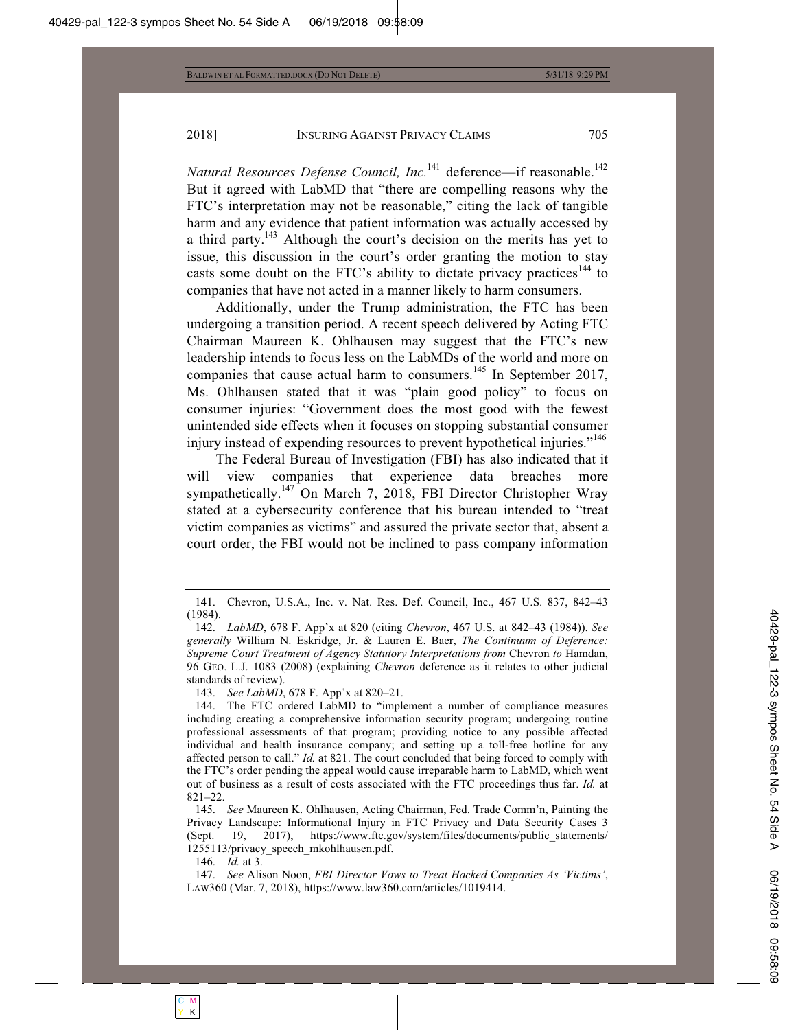*Natural Resources Defense Council, Inc.*[141] deference—if reasonable.[142] But it agreed with LabMD that "there are compelling reasons why the FTC's interpretation may not be reasonable," citing the lack of tangible harm and any evidence that patient information was actually accessed by a third party.[143] Although the court's decision on the merits has yet to issue, this discussion in the court's order granting the motion to stay casts some doubt on the FTC's ability to dictate privacy practices[144] to companies that have not acted in a manner likely to harm consumers.

Additionally, under the Trump administration, the FTC has been undergoing a transition period. A recent speech delivered by Acting FTC Chairman Maureen K. Ohlhausen may suggest that the FTC's new leadership intends to focus less on the LabMDs of the world and more on companies that cause actual harm to consumers.[145] In September 2017, Ms. Ohlhausen stated that it was "plain good policy" to focus on consumer injuries: "Government does the most good with the fewest unintended side effects when it focuses on stopping substantial consumer injury instead of expending resources to prevent hypothetical injuries."[146]

The Federal Bureau of Investigation (FBI) has also indicated that it will view companies that experience data breaches more sympathetically.[147] On March 7, 2018, FBI Director Christopher Wray stated at a cybersecurity conference that his bureau intended to "treat victim companies as victims" and assured the private sector that, absent a court order, the FBI would not be inclined to pass company information

---

141. Chevron, U.S.A., Inc. v. Nat. Res. Def. Council, Inc., 467 U.S. 837, 842–43 (1984).

142. *LabMD*, 678 F. App'x at 820 (citing *Chevron*, 467 U.S. at 842–43 (1984)). *See generally* William N. Eskridge, Jr. & Lauren E. Baer, *The Continuum of Deference: Supreme Court Treatment of Agency Statutory Interpretations from* Chevron *to* Hamdan, 96 GEO. L.J. 1083 (2008) (explaining *Chevron* deference as it relates to other judicial standards of review).

143. *See LabMD*, 678 F. App'x at 820–21.

144. The FTC ordered LabMD to "implement a number of compliance measures including creating a comprehensive information security program; undergoing routine professional assessments of that program; providing notice to any possible affected individual and health insurance company; and setting up a toll-free hotline for any affected person to call." *Id.* at 821. The court concluded that being forced to comply with the FTC's order pending the appeal would cause irreparable harm to LabMD, which went out of business as a result of costs associated with the FTC proceedings thus far. *Id.* at 821–22.

145. *See* Maureen K. Ohlhausen, Acting Chairman, Fed. Trade Comm'n, Painting the Privacy Landscape: Informational Injury in FTC Privacy and Data Security Cases 3 (Sept. 19, 2017), https://www.ftc.gov/system/files/documents/public_statements/1255113/privacy_speech_mkohlhausen.pdf.

146. *Id.* at 3.

147. *See* Alison Noon, *FBI Director Vows to Treat Hacked Companies As 'Victims'*, LAW360 (Mar. 7, 2018), https://www.law360.com/articles/1019414.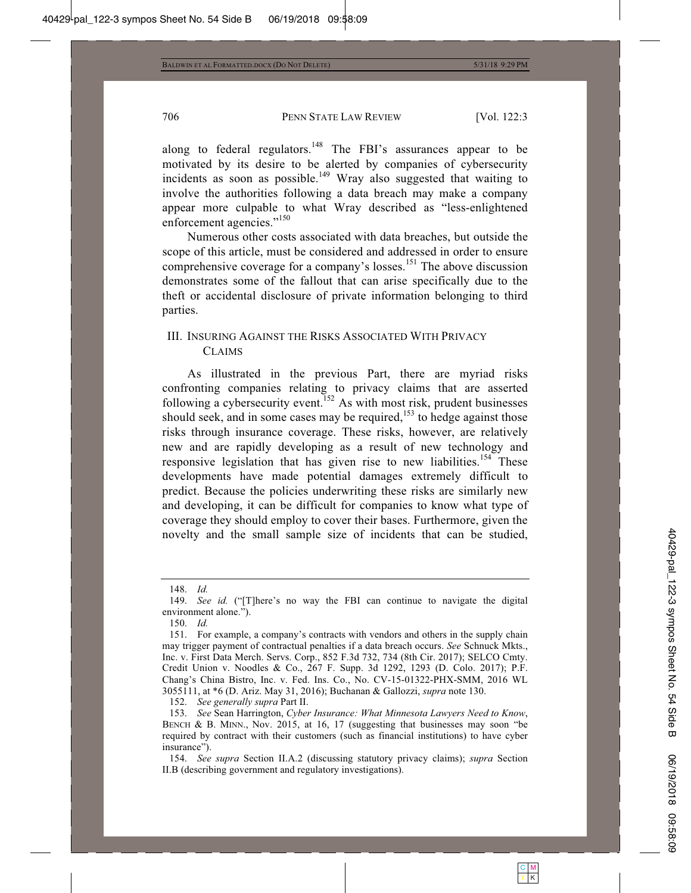along to federal regulators.[148] The FBI's assurances appear to be motivated by its desire to be alerted by companies of cybersecurity incidents as soon as possible.[149] Wray also suggested that waiting to involve the authorities following a data breach may make a company appear more culpable to what Wray described as "less-enlightened enforcement agencies."[150]

Numerous other costs associated with data breaches, but outside the scope of this article, must be considered and addressed in order to ensure comprehensive coverage for a company's losses.[151] The above discussion demonstrates some of the fallout that can arise specifically due to the theft or accidental disclosure of private information belonging to third parties.

## III. INSURING AGAINST THE RISKS ASSOCIATED WITH PRIVACY CLAIMS

As illustrated in the previous Part, there are myriad risks confronting companies relating to privacy claims that are asserted following a cybersecurity event.[152] As with most risk, prudent businesses should seek, and in some cases may be required,[153] to hedge against those risks through insurance coverage. These risks, however, are relatively new and are rapidly developing as a result of new technology and responsive legislation that has given rise to new liabilities.[154] These developments have made potential damages extremely difficult to predict. Because the policies underwriting these risks are similarly new and developing, it can be difficult for companies to know what type of coverage they should employ to cover their bases. Furthermore, given the novelty and the small sample size of incidents that can be studied,

---

148. *Id.*

149. *See id.* ("[T]here's no way the FBI can continue to navigate the digital environment alone.").

150. *Id.*

151. For example, a company's contracts with vendors and others in the supply chain may trigger payment of contractual penalties if a data breach occurs. *See* Schnuck Mkts., Inc. v. First Data Merch. Servs. Corp., 852 F.3d 732, 734 (8th Cir. 2017); SELCO Cmty. Credit Union v. Noodles & Co., 267 F. Supp. 3d 1292, 1293 (D. Colo. 2017); P.F. Chang's China Bistro, Inc. v. Fed. Ins. Co., No. CV-15-01322-PHX-SMM, 2016 WL 3055111, at *6 (D. Ariz. May 31, 2016); Buchanan & Gallozzi, *supra* note 130.

152. *See generally supra* Part II.

153. *See* Sean Harrington, *Cyber Insurance: What Minnesota Lawyers Need to Know*, BENCH & B. MINN., Nov. 2015, at 16, 17 (suggesting that businesses may soon "be required by contract with their customers (such as financial institutions) to have cyber insurance").

154. *See supra* Section II.A.2 (discussing statutory privacy claims); *supra* Section II.B (describing government and regulatory investigations).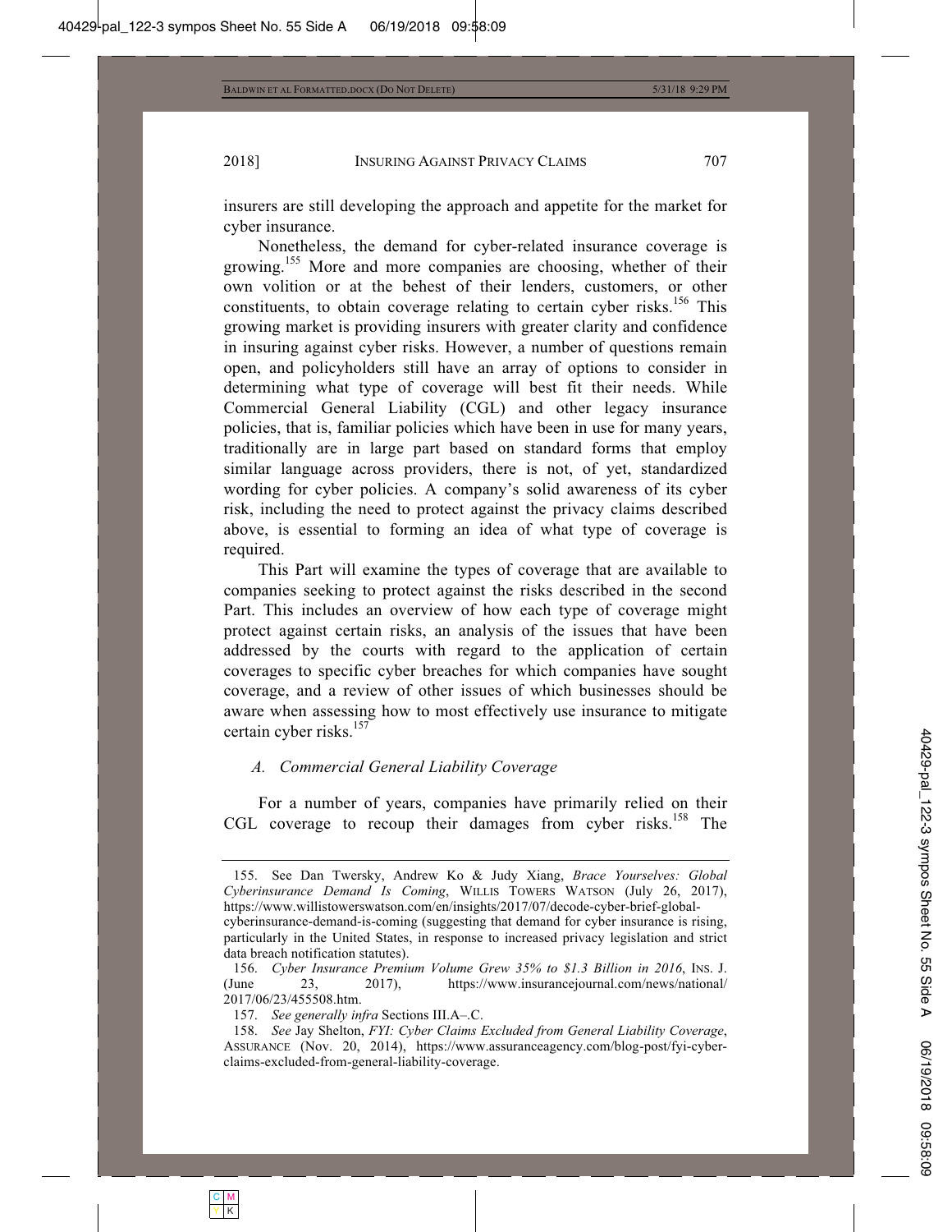insurers are still developing the approach and appetite for the market for cyber insurance.

Nonetheless, the demand for cyber-related insurance coverage is growing.[155] More and more companies are choosing, whether of their own volition or at the behest of their lenders, customers, or other constituents, to obtain coverage relating to certain cyber risks.[156] This growing market is providing insurers with greater clarity and confidence in insuring against cyber risks. However, a number of questions remain open, and policyholders still have an array of options to consider in determining what type of coverage will best fit their needs. While Commercial General Liability (CGL) and other legacy insurance policies, that is, familiar policies which have been in use for many years, traditionally are in large part based on standard forms that employ similar language across providers, there is not, of yet, standardized wording for cyber policies. A company's solid awareness of its cyber risk, including the need to protect against the privacy claims described above, is essential to forming an idea of what type of coverage is required.

This Part will examine the types of coverage that are available to companies seeking to protect against the risks described in the second Part. This includes an overview of how each type of coverage might protect against certain risks, an analysis of the issues that have been addressed by the courts with regard to the application of certain coverages to specific cyber breaches for which companies have sought coverage, and a review of other issues of which businesses should be aware when assessing how to most effectively use insurance to mitigate certain cyber risks.[157]

### *A. Commercial General Liability Coverage*

For a number of years, companies have primarily relied on their CGL coverage to recoup their damages from cyber risks.[158] The

---

155. See Dan Twersky, Andrew Ko & Judy Xiang, *Brace Yourselves: Global Cyberinsurance Demand Is Coming*, WILLIS TOWERS WATSON (July 26, 2017), https://www.willistowerswatson.com/en/insights/2017/07/decode-cyber-brief-global-cyberinsurance-demand-is-coming (suggesting that demand for cyber insurance is rising, particularly in the United States, in response to increased privacy legislation and strict data breach notification statutes).

156. *Cyber Insurance Premium Volume Grew 35% to $1.3 Billion in 2016*, INS. J. (June 23, 2017), https://www.insurancejournal.com/news/national/2017/06/23/455508.htm.

157. *See generally infra* Sections III.A–.C.

158. *See* Jay Shelton, *FYI: Cyber Claims Excluded from General Liability Coverage*, ASSURANCE (Nov. 20, 2014), https://www.assuranceagency.com/blog-post/fyi-cyber-claims-excluded-from-general-liability-coverage.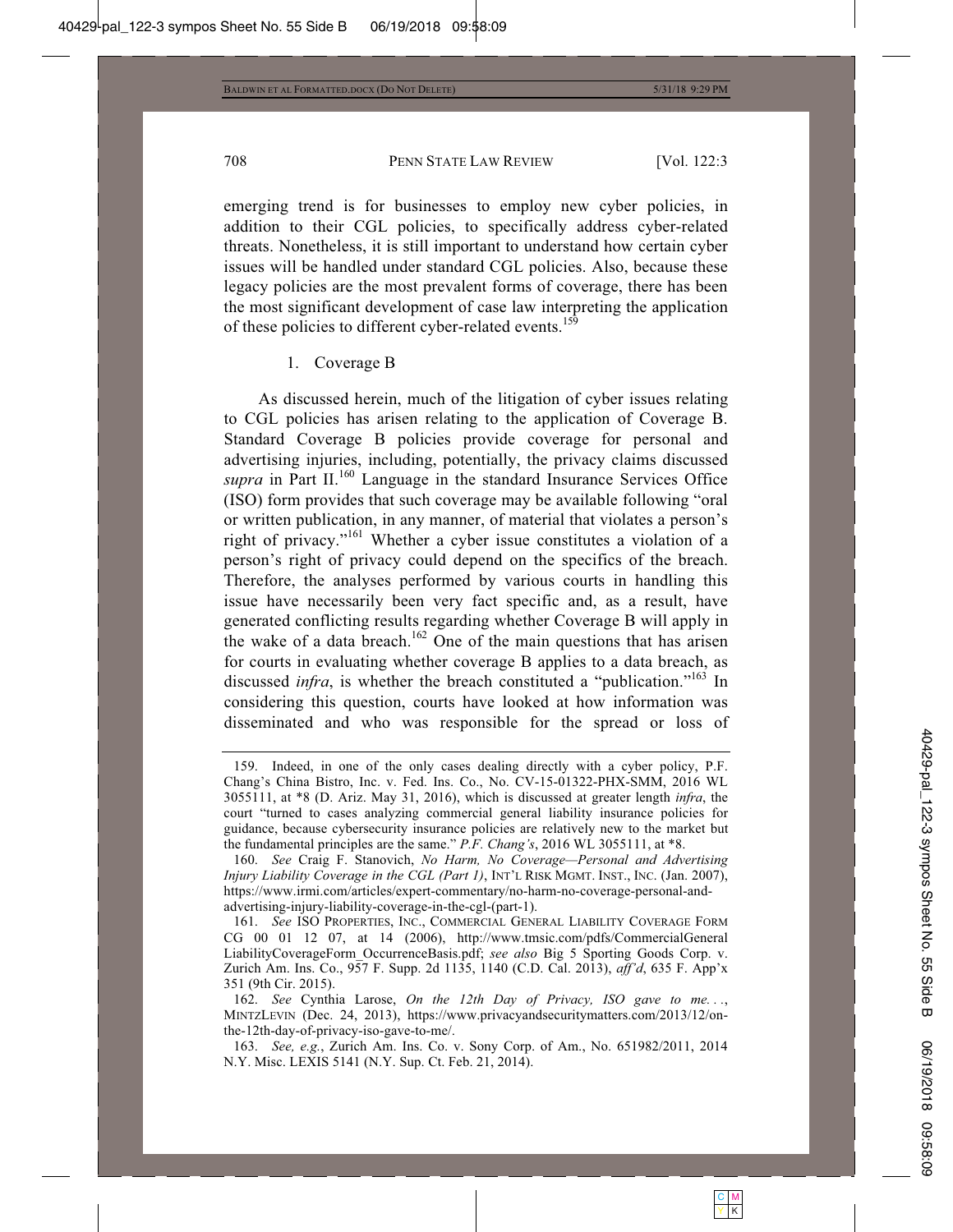emerging trend is for businesses to employ new cyber policies, in addition to their CGL policies, to specifically address cyber-related threats. Nonetheless, it is still important to understand how certain cyber issues will be handled under standard CGL policies. Also, because these legacy policies are the most prevalent forms of coverage, there has been the most significant development of case law interpreting the application of these policies to different cyber-related events.[159]

### 1. Coverage B

As discussed herein, much of the litigation of cyber issues relating to CGL policies has arisen relating to the application of Coverage B. Standard Coverage B policies provide coverage for personal and advertising injuries, including, potentially, the privacy claims discussed *supra* in Part II.[160] Language in the standard Insurance Services Office (ISO) form provides that such coverage may be available following "oral or written publication, in any manner, of material that violates a person's right of privacy."[161] Whether a cyber issue constitutes a violation of a person's right of privacy could depend on the specifics of the breach. Therefore, the analyses performed by various courts in handling this issue have necessarily been very fact specific and, as a result, have generated conflicting results regarding whether Coverage B will apply in the wake of a data breach.[162] One of the main questions that has arisen for courts in evaluating whether coverage B applies to a data breach, as discussed *infra*, is whether the breach constituted a "publication."[163] In considering this question, courts have looked at how information was disseminated and who was responsible for the spread or loss of

---

159. Indeed, in one of the only cases dealing directly with a cyber policy, P.F. Chang's China Bistro, Inc. v. Fed. Ins. Co., No. CV-15-01322-PHX-SMM, 2016 WL 3055111, at *8 (D. Ariz. May 31, 2016), which is discussed at greater length *infra*, the court "turned to cases analyzing commercial general liability insurance policies for guidance, because cybersecurity insurance policies are relatively new to the market but the fundamental principles are the same." *P.F. Chang's*, 2016 WL 3055111, at *8.

160. *See* Craig F. Stanovich, *No Harm, No Coverage—Personal and Advertising Injury Liability Coverage in the CGL (Part 1)*, INT'L RISK MGMT. INST., INC. (Jan. 2007), https://www.irmi.com/articles/expert-commentary/no-harm-no-coverage-personal-and-advertising-injury-liability-coverage-in-the-cgl-(part-1).

161. *See* ISO PROPERTIES, INC., COMMERCIAL GENERAL LIABILITY COVERAGE FORM CG 00 01 12 07, at 14 (2006), http://www.tmsic.com/pdfs/CommercialGeneralLiabilityCoverageForm_OccurrenceBasis.pdf; *see also* Big 5 Sporting Goods Corp. v. Zurich Am. Ins. Co., 957 F. Supp. 2d 1135, 1140 (C.D. Cal. 2013), *aff'd*, 635 F. App'x 351 (9th Cir. 2015).

162. *See* Cynthia Larose, *On the 12th Day of Privacy, ISO gave to me. . .*, MINTZLEVIN (Dec. 24, 2013), https://www.privacyandsecuritymatters.com/2013/12/on-the-12th-day-of-privacy-iso-gave-to-me/.

163. *See, e.g.*, Zurich Am. Ins. Co. v. Sony Corp. of Am., No. 651982/2011, 2014 N.Y. Misc. LEXIS 5141 (N.Y. Sup. Ct. Feb. 21, 2014).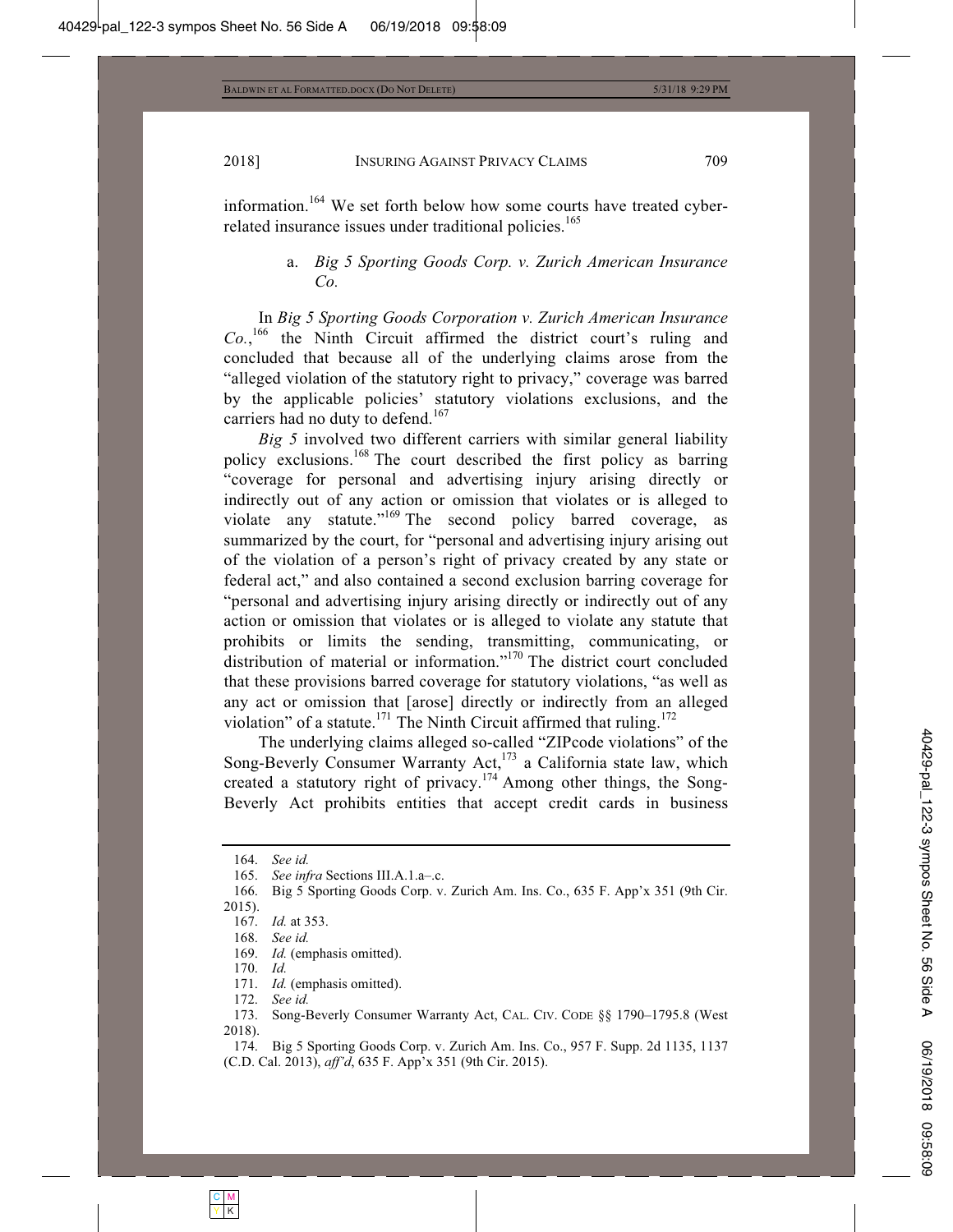information.[164] We set forth below how some courts have treated cyber-related insurance issues under traditional policies.[165]

#### a. *Big 5 Sporting Goods Corp. v. Zurich American Insurance Co.*

In *Big 5 Sporting Goods Corporation v. Zurich American Insurance Co.*,[166] the Ninth Circuit affirmed the district court's ruling and concluded that because all of the underlying claims arose from the "alleged violation of the statutory right to privacy," coverage was barred by the applicable policies' statutory violations exclusions, and the carriers had no duty to defend.[167]

*Big 5* involved two different carriers with similar general liability policy exclusions.[168] The court described the first policy as barring "coverage for personal and advertising injury arising directly or indirectly out of any action or omission that violates or is alleged to violate any statute."[169] The second policy barred coverage, as summarized by the court, for "personal and advertising injury arising out of the violation of a person's right of privacy created by any state or federal act," and also contained a second exclusion barring coverage for "personal and advertising injury arising directly or indirectly out of any action or omission that violates or is alleged to violate any statute that prohibits or limits the sending, transmitting, communicating, or distribution of material or information."[170] The district court concluded that these provisions barred coverage for statutory violations, "as well as any act or omission that [arose] directly or indirectly from an alleged violation" of a statute.[171] The Ninth Circuit affirmed that ruling.[172]

The underlying claims alleged so-called "ZIPcode violations" of the Song-Beverly Consumer Warranty Act,[173] a California state law, which created a statutory right of privacy.[174] Among other things, the Song-Beverly Act prohibits entities that accept credit cards in business

---

164. *See id.*

165. *See infra* Sections III.A.1.a–.c.

166. Big 5 Sporting Goods Corp. v. Zurich Am. Ins. Co., 635 F. App'x 351 (9th Cir. 2015).

167. *Id.* at 353.

168. *See id.*

169. *Id.* (emphasis omitted).

170. *Id.*

171. *Id.* (emphasis omitted).

172. *See id.*

173. Song-Beverly Consumer Warranty Act, CAL. CIV. CODE §§ 1790–1795.8 (West 2018).

174. Big 5 Sporting Goods Corp. v. Zurich Am. Ins. Co., 957 F. Supp. 2d 1135, 1137 (C.D. Cal. 2013), *aff'd*, 635 F. App'x 351 (9th Cir. 2015).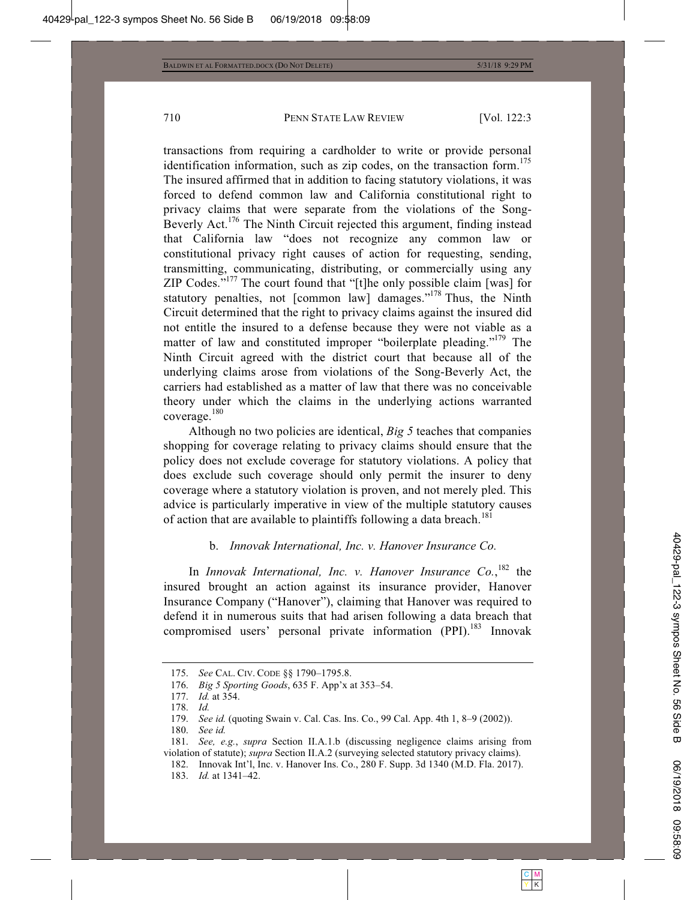transactions from requiring a cardholder to write or provide personal identification information, such as zip codes, on the transaction form.[175] The insured affirmed that in addition to facing statutory violations, it was forced to defend common law and California constitutional right to privacy claims that were separate from the violations of the Song-Beverly Act.[176] The Ninth Circuit rejected this argument, finding instead that California law "does not recognize any common law or constitutional privacy right causes of action for requesting, sending, transmitting, communicating, distributing, or commercially using any ZIP Codes."[177] The court found that "[t]he only possible claim [was] for statutory penalties, not [common law] damages."[178] Thus, the Ninth Circuit determined that the right to privacy claims against the insured did not entitle the insured to a defense because they were not viable as a matter of law and constituted improper "boilerplate pleading."[179] The Ninth Circuit agreed with the district court that because all of the underlying claims arose from violations of the Song-Beverly Act, the carriers had established as a matter of law that there was no conceivable theory under which the claims in the underlying actions warranted coverage.[180]

Although no two policies are identical, *Big 5* teaches that companies shopping for coverage relating to privacy claims should ensure that the policy does not exclude coverage for statutory violations. A policy that does exclude such coverage should only permit the insurer to deny coverage where a statutory violation is proven, and not merely pled. This advice is particularly imperative in view of the multiple statutory causes of action that are available to plaintiffs following a data breach.[181]

#### b. *Innovak International, Inc. v. Hanover Insurance Co.*

In *Innovak International, Inc. v. Hanover Insurance Co.*,[182] the insured brought an action against its insurance provider, Hanover Insurance Company ("Hanover"), claiming that Hanover was required to defend it in numerous suits that had arisen following a data breach that compromised users' personal private information (PPI).[183] Innovak

---

175. *See* CAL. CIV. CODE §§ 1790–1795.8.

176. *Big 5 Sporting Goods*, 635 F. App'x at 353–54.

177. *Id.* at 354.

178. *Id.*

179. *See id.* (quoting Swain v. Cal. Cas. Ins. Co., 99 Cal. App. 4th 1, 8–9 (2002)).

180. *See id.*

181. *See, e.g.*, *supra* Section II.A.1.b (discussing negligence claims arising from violation of statute); *supra* Section II.A.2 (surveying selected statutory privacy claims).

182. Innovak Int'l, Inc. v. Hanover Ins. Co., 280 F. Supp. 3d 1340 (M.D. Fla. 2017).

183. *Id.* at 1341–42.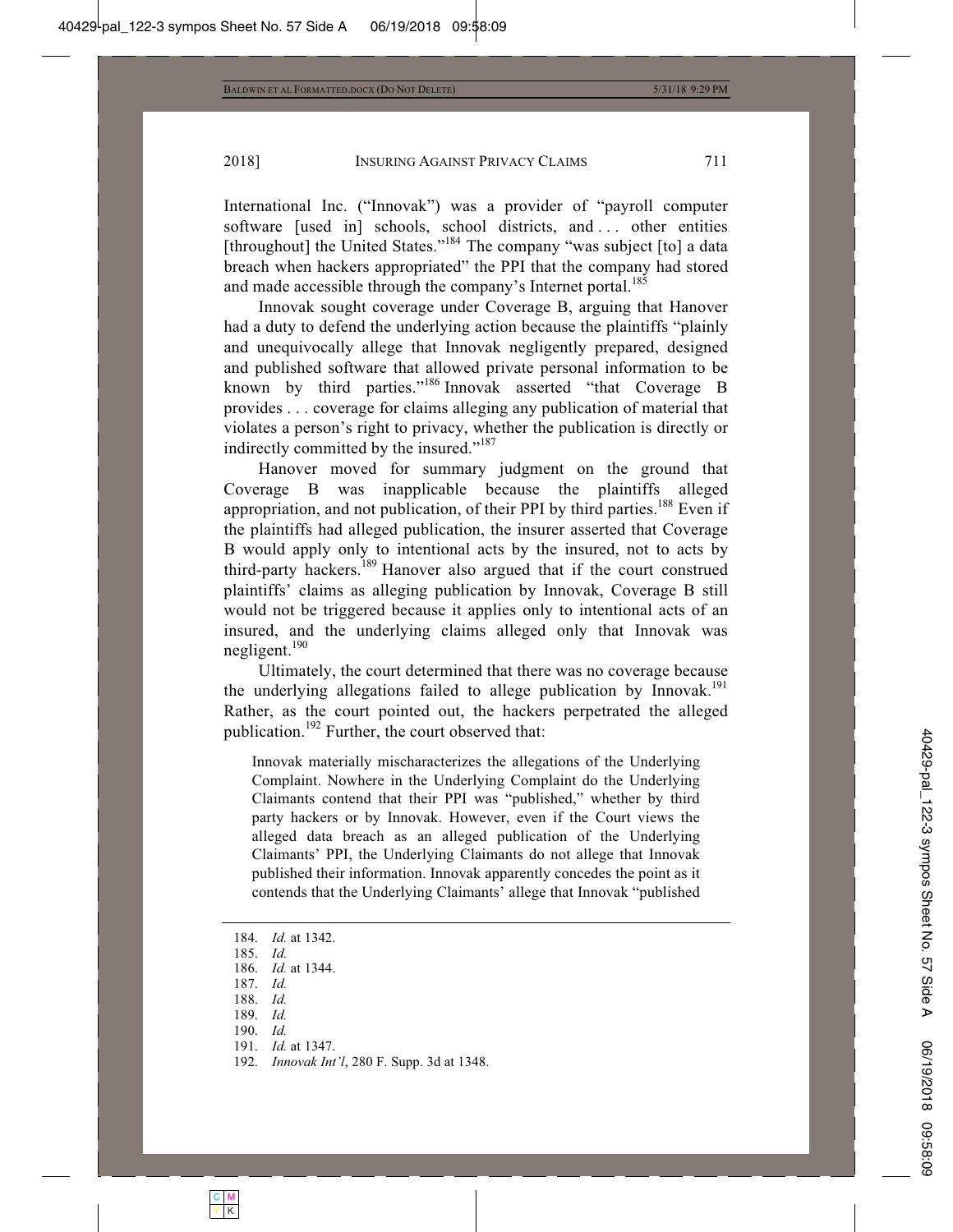International Inc. ("Innovak") was a provider of "payroll computer software [used in] schools, school districts, and . . . other entities [throughout] the United States."[184] The company "was subject [to] a data breach when hackers appropriated" the PPI that the company had stored and made accessible through the company's Internet portal.[185]

Innovak sought coverage under Coverage B, arguing that Hanover had a duty to defend the underlying action because the plaintiffs "plainly and unequivocally allege that Innovak negligently prepared, designed and published software that allowed private personal information to be known by third parties."[186] Innovak asserted "that Coverage B provides . . . coverage for claims alleging any publication of material that violates a person's right to privacy, whether the publication is directly or indirectly committed by the insured."[187]

Hanover moved for summary judgment on the ground that Coverage B was inapplicable because the plaintiffs alleged appropriation, and not publication, of their PPI by third parties.[188] Even if the plaintiffs had alleged publication, the insurer asserted that Coverage B would apply only to intentional acts by the insured, not to acts by third-party hackers.[189] Hanover also argued that if the court construed plaintiffs' claims as alleging publication by Innovak, Coverage B still would not be triggered because it applies only to intentional acts of an insured, and the underlying claims alleged only that Innovak was negligent.[190]

Ultimately, the court determined that there was no coverage because the underlying allegations failed to allege publication by Innovak.[191] Rather, as the court pointed out, the hackers perpetrated the alleged publication.[192] Further, the court observed that:

> Innovak materially mischaracterizes the allegations of the Underlying Complaint. Nowhere in the Underlying Complaint do the Underlying Claimants contend that their PPI was "published," whether by third party hackers or by Innovak. However, even if the Court views the alleged data breach as an alleged publication of the Underlying Claimants' PPI, the Underlying Claimants do not allege that Innovak published their information. Innovak apparently concedes the point as it contends that the Underlying Claimants' allege that Innovak "published

---

184. *Id.* at 1342.
185. *Id.*
186. *Id.* at 1344.
187. *Id.*
188. *Id.*
189. *Id.*
190. *Id.*
191. *Id.* at 1347.
192. *Innovak Int'l*, 280 F. Supp. 3d at 1348.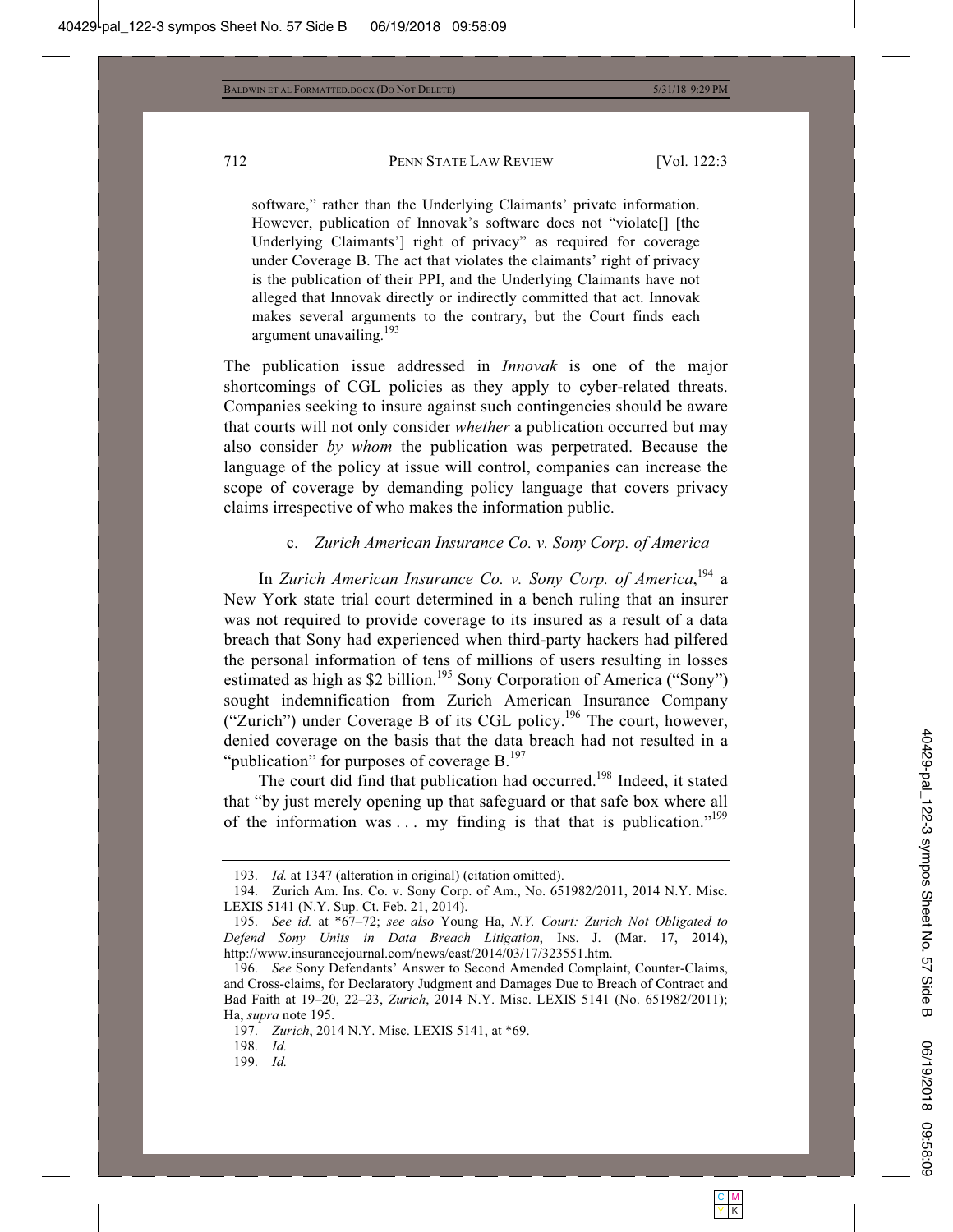software," rather than the Underlying Claimants' private information. However, publication of Innovak's software does not "violate[] [the Underlying Claimants'] right of privacy" as required for coverage under Coverage B. The act that violates the claimants' right of privacy is the publication of their PPI, and the Underlying Claimants have not alleged that Innovak directly or indirectly committed that act. Innovak makes several arguments to the contrary, but the Court finds each argument unavailing.[193]

The publication issue addressed in *Innovak* is one of the major shortcomings of CGL policies as they apply to cyber-related threats. Companies seeking to insure against such contingencies should be aware that courts will not only consider *whether* a publication occurred but may also consider *by whom* the publication was perpetrated. Because the language of the policy at issue will control, companies can increase the scope of coverage by demanding policy language that covers privacy claims irrespective of who makes the information public.

#### c. *Zurich American Insurance Co. v. Sony Corp. of America*

In *Zurich American Insurance Co. v. Sony Corp. of America*,[194] a New York state trial court determined in a bench ruling that an insurer was not required to provide coverage to its insured as a result of a data breach that Sony had experienced when third-party hackers had pilfered the personal information of tens of millions of users resulting in losses estimated as high as $2 billion.[195] Sony Corporation of America ("Sony") sought indemnification from Zurich American Insurance Company ("Zurich") under Coverage B of its CGL policy.[196] The court, however, denied coverage on the basis that the data breach had not resulted in a "publication" for purposes of coverage B.[197]

The court did find that publication had occurred.[198] Indeed, it stated that "by just merely opening up that safeguard or that safe box where all of the information was . . . my finding is that that is publication."[199]

---

193. *Id.* at 1347 (alteration in original) (citation omitted).

194. Zurich Am. Ins. Co. v. Sony Corp. of Am., No. 651982/2011, 2014 N.Y. Misc. LEXIS 5141 (N.Y. Sup. Ct. Feb. 21, 2014).

195. *See id.* at \*67–72; *see also* Young Ha, *N.Y. Court: Zurich Not Obligated to Defend Sony Units in Data Breach Litigation*, INS. J. (Mar. 17, 2014), http://www.insurancejournal.com/news/east/2014/03/17/323551.htm.

196. *See* Sony Defendants' Answer to Second Amended Complaint, Counter-Claims, and Cross-claims, for Declaratory Judgment and Damages Due to Breach of Contract and Bad Faith at 19–20, 22–23, *Zurich*, 2014 N.Y. Misc. LEXIS 5141 (No. 651982/2011); Ha, *supra* note 195.

197. *Zurich*, 2014 N.Y. Misc. LEXIS 5141, at \*69.

198. *Id.*

199. *Id.*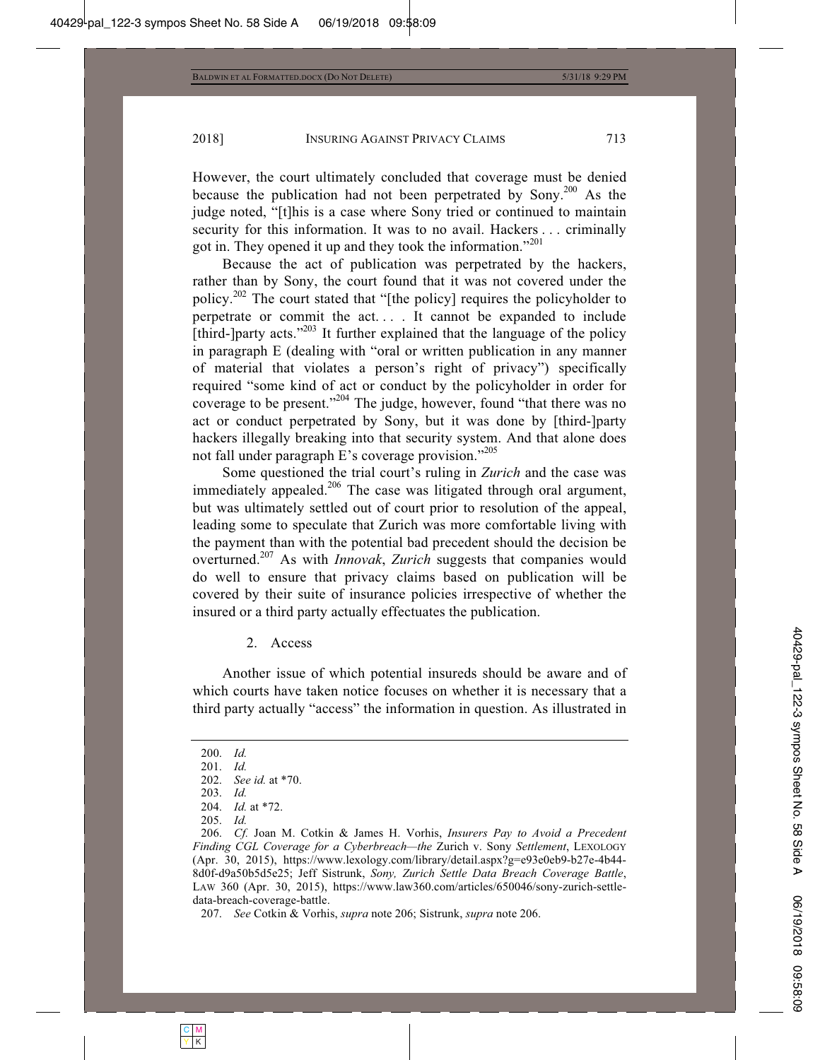However, the court ultimately concluded that coverage must be denied because the publication had not been perpetrated by Sony.[200] As the judge noted, "[t]his is a case where Sony tried or continued to maintain security for this information. It was to no avail. Hackers . . . criminally got in. They opened it up and they took the information."[201]

Because the act of publication was perpetrated by the hackers, rather than by Sony, the court found that it was not covered under the policy.[202] The court stated that "[the policy] requires the policyholder to perpetrate or commit the act. . . . It cannot be expanded to include [third-]party acts."[203] It further explained that the language of the policy in paragraph E (dealing with "oral or written publication in any manner of material that violates a person's right of privacy") specifically required "some kind of act or conduct by the policyholder in order for coverage to be present."[204] The judge, however, found "that there was no act or conduct perpetrated by Sony, but it was done by [third-]party hackers illegally breaking into that security system. And that alone does not fall under paragraph E's coverage provision."[205]

Some questioned the trial court's ruling in *Zurich* and the case was immediately appealed.[206] The case was litigated through oral argument, but was ultimately settled out of court prior to resolution of the appeal, leading some to speculate that Zurich was more comfortable living with the payment than with the potential bad precedent should the decision be overturned.[207] As with *Innovak*, *Zurich* suggests that companies would do well to ensure that privacy claims based on publication will be covered by their suite of insurance policies irrespective of whether the insured or a third party actually effectuates the publication.

### 2. Access

Another issue of which potential insureds should be aware and of which courts have taken notice focuses on whether it is necessary that a third party actually "access" the information in question. As illustrated in

---

200. *Id.*

201. *Id.*

202. *See id.* at *70.

203. *Id.*

204. *Id.* at *72.

205. *Id.*

206. *Cf.* Joan M. Cotkin & James H. Vorhis, *Insurers Pay to Avoid a Precedent Finding CGL Coverage for a Cyberbreach—the* Zurich v. Sony *Settlement*, LEXOLOGY (Apr. 30, 2015), https://www.lexology.com/library/detail.aspx?g=e93e0eb9-b27e-4b44-8d0f-d9a50b5d5e25; Jeff Sistrunk, *Sony, Zurich Settle Data Breach Coverage Battle*, LAW 360 (Apr. 30, 2015), https://www.law360.com/articles/650046/sony-zurich-settle-data-breach-coverage-battle.

207. *See* Cotkin & Vorhis, *supra* note 206; Sistrunk, *supra* note 206.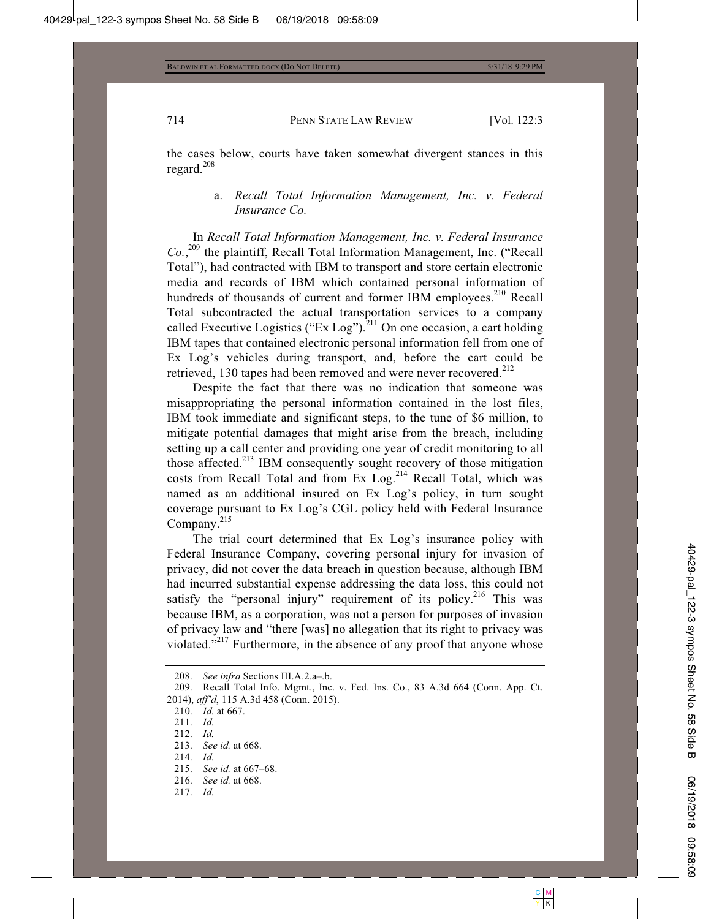the cases below, courts have taken somewhat divergent stances in this regard.[208]

#### a. *Recall Total Information Management, Inc. v. Federal Insurance Co.*

In *Recall Total Information Management, Inc. v. Federal Insurance Co.*,[209] the plaintiff, Recall Total Information Management, Inc. ("Recall Total"), had contracted with IBM to transport and store certain electronic media and records of IBM which contained personal information of hundreds of thousands of current and former IBM employees.[210] Recall Total subcontracted the actual transportation services to a company called Executive Logistics ("Ex Log").[211] On one occasion, a cart holding IBM tapes that contained electronic personal information fell from one of Ex Log's vehicles during transport, and, before the cart could be retrieved, 130 tapes had been removed and were never recovered.[212]

Despite the fact that there was no indication that someone was misappropriating the personal information contained in the lost files, IBM took immediate and significant steps, to the tune of $6 million, to mitigate potential damages that might arise from the breach, including setting up a call center and providing one year of credit monitoring to all those affected.[213] IBM consequently sought recovery of those mitigation costs from Recall Total and from Ex Log.[214] Recall Total, which was named as an additional insured on Ex Log's policy, in turn sought coverage pursuant to Ex Log's CGL policy held with Federal Insurance Company.[215]

The trial court determined that Ex Log's insurance policy with Federal Insurance Company, covering personal injury for invasion of privacy, did not cover the data breach in question because, although IBM had incurred substantial expense addressing the data loss, this could not satisfy the "personal injury" requirement of its policy.[216] This was because IBM, as a corporation, was not a person for purposes of invasion of privacy law and "there [was] no allegation that its right to privacy was violated."[217] Furthermore, in the absence of any proof that anyone whose

---

208. *See infra* Sections III.A.2.a–.b.

209. Recall Total Info. Mgmt., Inc. v. Fed. Ins. Co., 83 A.3d 664 (Conn. App. Ct. 2014), *aff'd*, 115 A.3d 458 (Conn. 2015).

210. *Id.* at 667.

211. *Id.*

212. *Id.*

213. *See id.* at 668.

214. *Id.*

215. *See id.* at 667–68.

216. *See id.* at 668.

217. *Id.*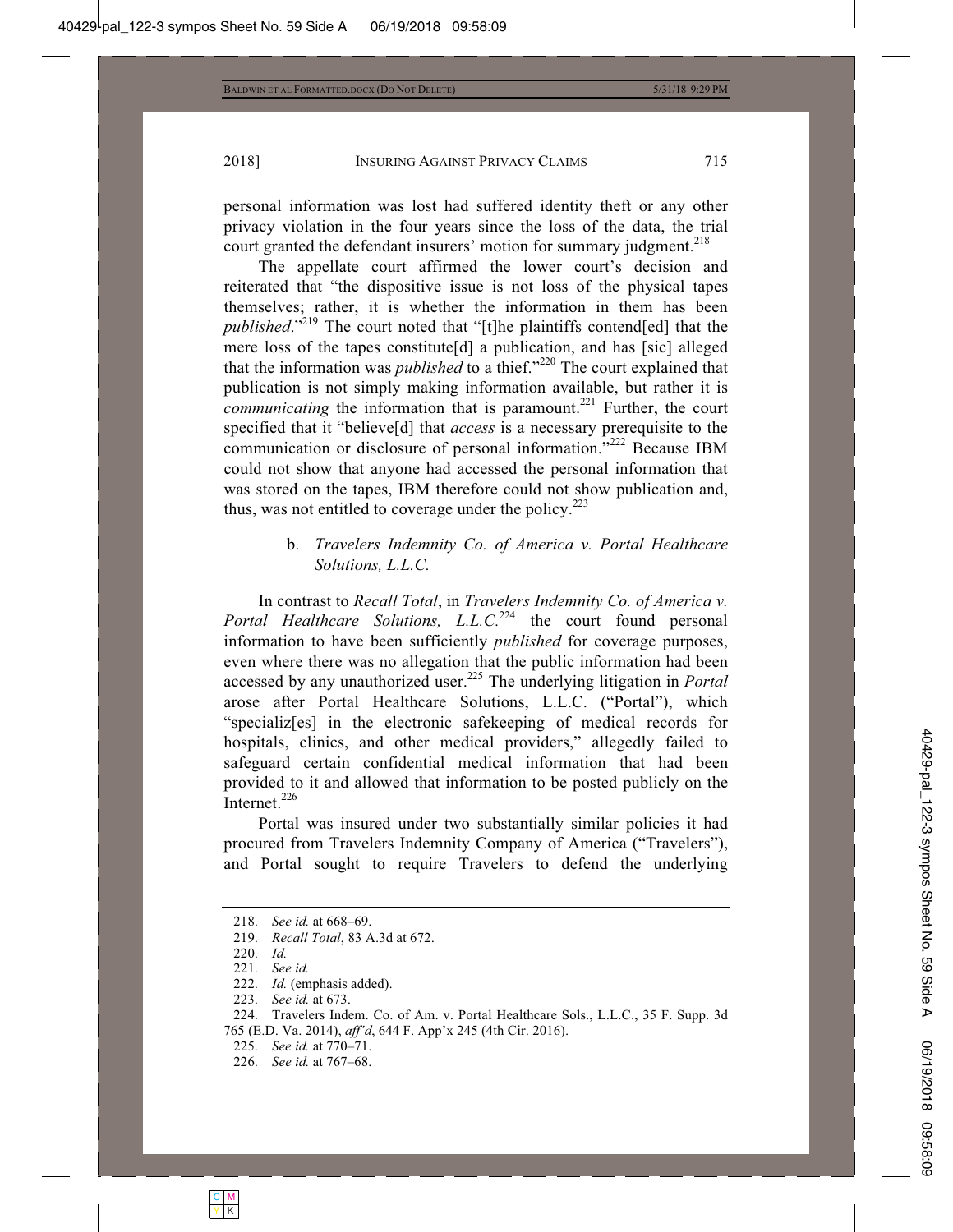personal information was lost had suffered identity theft or any other privacy violation in the four years since the loss of the data, the trial court granted the defendant insurers' motion for summary judgment.[218]

The appellate court affirmed the lower court's decision and reiterated that "the dispositive issue is not loss of the physical tapes themselves; rather, it is whether the information in them has been *published*."[219] The court noted that "[t]he plaintiffs contend[ed] that the mere loss of the tapes constitute[d] a publication, and has [sic] alleged that the information was *published* to a thief."[220] The court explained that publication is not simply making information available, but rather it is *communicating* the information that is paramount.[221] Further, the court specified that it "believe[d] that *access* is a necessary prerequisite to the communication or disclosure of personal information."[222] Because IBM could not show that anyone had accessed the personal information that was stored on the tapes, IBM therefore could not show publication and, thus, was not entitled to coverage under the policy.[223]

#### b. *Travelers Indemnity Co. of America v. Portal Healthcare Solutions, L.L.C.*

In contrast to *Recall Total*, in *Travelers Indemnity Co. of America v. Portal Healthcare Solutions, L.L.C.*[224] the court found personal information to have been sufficiently *published* for coverage purposes, even where there was no allegation that the public information had been accessed by any unauthorized user.[225] The underlying litigation in *Portal* arose after Portal Healthcare Solutions, L.L.C. ("Portal"), which "specializ[es] in the electronic safekeeping of medical records for hospitals, clinics, and other medical providers," allegedly failed to safeguard certain confidential medical information that had been provided to it and allowed that information to be posted publicly on the Internet.[226]

Portal was insured under two substantially similar policies it had procured from Travelers Indemnity Company of America ("Travelers"), and Portal sought to require Travelers to defend the underlying

---

218. *See id.* at 668–69.

219. *Recall Total*, 83 A.3d at 672.

220. *Id.*

221. *See id.*

222. *Id.* (emphasis added).

223. *See id.* at 673.

224. Travelers Indem. Co. of Am. v. Portal Healthcare Sols., L.L.C., 35 F. Supp. 3d 765 (E.D. Va. 2014), *aff'd*, 644 F. App'x 245 (4th Cir. 2016).

225. *See id.* at 770–71.

226. *See id.* at 767–68.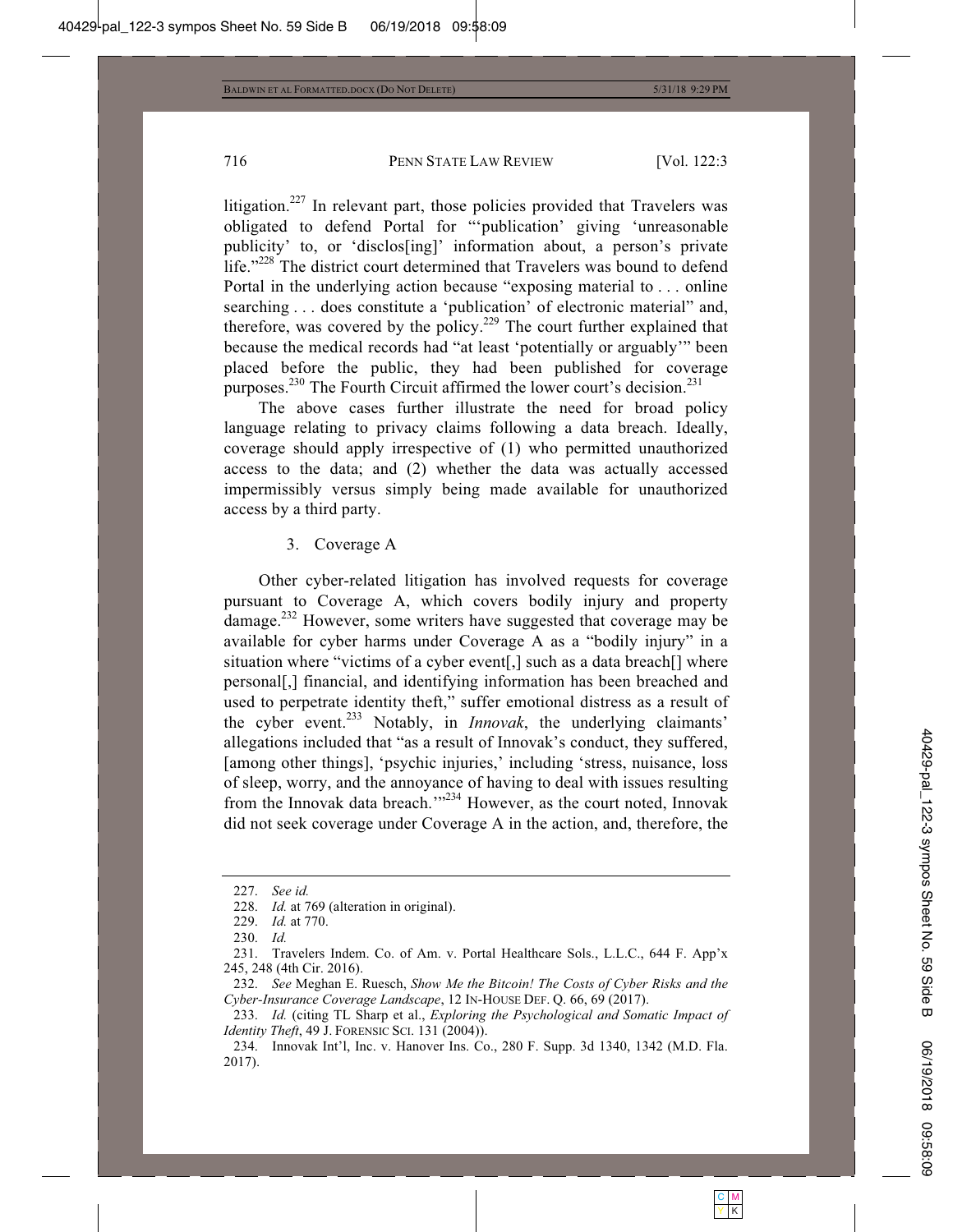litigation.[227] In relevant part, those policies provided that Travelers was obligated to defend Portal for "'publication' giving 'unreasonable publicity' to, or 'disclos[ing]' information about, a person's private life."[228] The district court determined that Travelers was bound to defend Portal in the underlying action because "exposing material to . . . online searching . . . does constitute a 'publication' of electronic material" and, therefore, was covered by the policy.[229] The court further explained that because the medical records had "at least 'potentially or arguably'" been placed before the public, they had been published for coverage purposes.[230] The Fourth Circuit affirmed the lower court's decision.[231]

The above cases further illustrate the need for broad policy language relating to privacy claims following a data breach. Ideally, coverage should apply irrespective of (1) who permitted unauthorized access to the data; and (2) whether the data was actually accessed impermissibly versus simply being made available for unauthorized access by a third party.

### 3. Coverage A

Other cyber-related litigation has involved requests for coverage pursuant to Coverage A, which covers bodily injury and property damage.[232] However, some writers have suggested that coverage may be available for cyber harms under Coverage A as a "bodily injury" in a situation where "victims of a cyber event[,] such as a data breach[] where personal[,] financial, and identifying information has been breached and used to perpetrate identity theft," suffer emotional distress as a result of the cyber event.[233] Notably, in *Innovak*, the underlying claimants' allegations included that "as a result of Innovak's conduct, they suffered, [among other things], 'psychic injuries,' including 'stress, nuisance, loss of sleep, worry, and the annoyance of having to deal with issues resulting from the Innovak data breach.'"[234] However, as the court noted, Innovak did not seek coverage under Coverage A in the action, and, therefore, the

---

227. *See id.*

228. *Id.* at 769 (alteration in original).

229. *Id.* at 770.

230. *Id.*

231. Travelers Indem. Co. of Am. v. Portal Healthcare Sols., L.L.C., 644 F. App'x 245, 248 (4th Cir. 2016).

232. *See* Meghan E. Ruesch, *Show Me the Bitcoin! The Costs of Cyber Risks and the Cyber-Insurance Coverage Landscape*, 12 IN-HOUSE DEF. Q. 66, 69 (2017).

233. *Id.* (citing TL Sharp et al., *Exploring the Psychological and Somatic Impact of Identity Theft*, 49 J. FORENSIC SCI. 131 (2004)).

234. Innovak Int'l, Inc. v. Hanover Ins. Co., 280 F. Supp. 3d 1340, 1342 (M.D. Fla. 2017).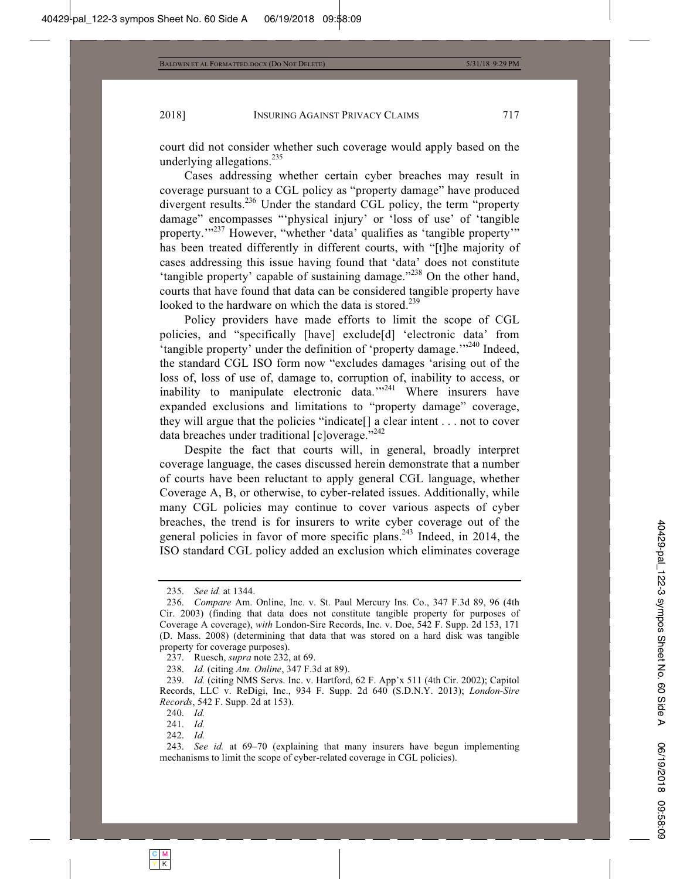court did not consider whether such coverage would apply based on the underlying allegations.[235]

Cases addressing whether certain cyber breaches may result in coverage pursuant to a CGL policy as "property damage" have produced divergent results.[236] Under the standard CGL policy, the term "property damage" encompasses "'physical injury' or 'loss of use' of 'tangible property.'"[237] However, "whether 'data' qualifies as 'tangible property'" has been treated differently in different courts, with "[t]he majority of cases addressing this issue having found that 'data' does not constitute 'tangible property' capable of sustaining damage."[238] On the other hand, courts that have found that data can be considered tangible property have looked to the hardware on which the data is stored.[239]

Policy providers have made efforts to limit the scope of CGL policies, and "specifically [have] exclude[d] 'electronic data' from 'tangible property' under the definition of 'property damage.'"[240] Indeed, the standard CGL ISO form now "excludes damages 'arising out of the loss of, loss of use of, damage to, corruption of, inability to access, or inability to manipulate electronic data.'"[241] Where insurers have expanded exclusions and limitations to "property damage" coverage, they will argue that the policies "indicate[] a clear intent . . . not to cover data breaches under traditional [c]overage."[242]

Despite the fact that courts will, in general, broadly interpret coverage language, the cases discussed herein demonstrate that a number of courts have been reluctant to apply general CGL language, whether Coverage A, B, or otherwise, to cyber-related issues. Additionally, while many CGL policies may continue to cover various aspects of cyber breaches, the trend is for insurers to write cyber coverage out of the general policies in favor of more specific plans.[243] Indeed, in 2014, the ISO standard CGL policy added an exclusion which eliminates coverage

---

235. *See id.* at 1344.

236. *Compare* Am. Online, Inc. v. St. Paul Mercury Ins. Co., 347 F.3d 89, 96 (4th Cir. 2003) (finding that data does not constitute tangible property for purposes of Coverage A coverage), *with* London-Sire Records, Inc. v. Doe, 542 F. Supp. 2d 153, 171 (D. Mass. 2008) (determining that data that was stored on a hard disk was tangible property for coverage purposes).

237. Ruesch, *supra* note 232, at 69.

238. *Id.* (citing *Am. Online*, 347 F.3d at 89).

239. *Id.* (citing NMS Servs. Inc. v. Hartford, 62 F. App'x 511 (4th Cir. 2002); Capitol Records, LLC v. ReDigi, Inc., 934 F. Supp. 2d 640 (S.D.N.Y. 2013); *London-Sire Records*, 542 F. Supp. 2d at 153).

240. *Id.*

241. *Id.*

242. *Id.*

243. *See id.* at 69–70 (explaining that many insurers have begun implementing mechanisms to limit the scope of cyber-related coverage in CGL policies).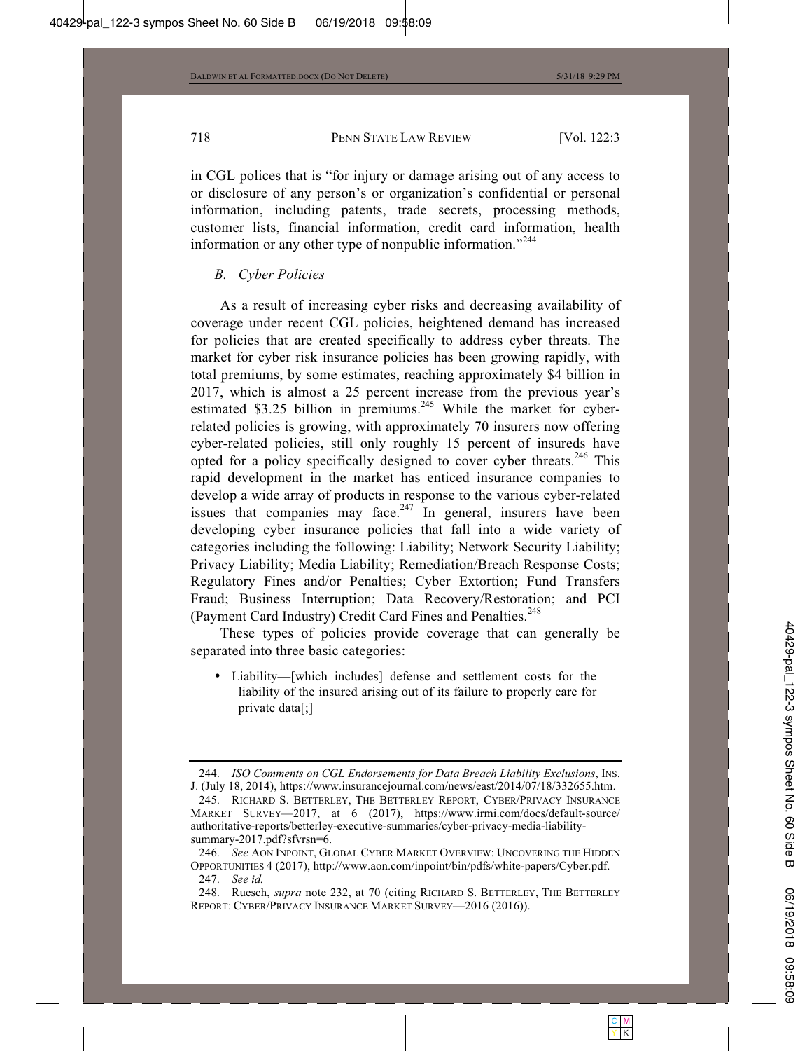in CGL polices that is "for injury or damage arising out of any access to or disclosure of any person's or organization's confidential or personal information, including patents, trade secrets, processing methods, customer lists, financial information, credit card information, health information or any other type of nonpublic information."[244]

### *B. Cyber Policies*

As a result of increasing cyber risks and decreasing availability of coverage under recent CGL policies, heightened demand has increased for policies that are created specifically to address cyber threats. The market for cyber risk insurance policies has been growing rapidly, with total premiums, by some estimates, reaching approximately $4 billion in 2017, which is almost a 25 percent increase from the previous year's estimated $3.25 billion in premiums.[245] While the market for cyber-related policies is growing, with approximately 70 insurers now offering cyber-related policies, still only roughly 15 percent of insureds have opted for a policy specifically designed to cover cyber threats.[246] This rapid development in the market has enticed insurance companies to develop a wide array of products in response to the various cyber-related issues that companies may face.[247] In general, insurers have been developing cyber insurance policies that fall into a wide variety of categories including the following: Liability; Network Security Liability; Privacy Liability; Media Liability; Remediation/Breach Response Costs; Regulatory Fines and/or Penalties; Cyber Extortion; Fund Transfers Fraud; Business Interruption; Data Recovery/Restoration; and PCI (Payment Card Industry) Credit Card Fines and Penalties.[248]

These types of policies provide coverage that can generally be separated into three basic categories:

- Liability—[which includes] defense and settlement costs for the liability of the insured arising out of its failure to properly care for private data[;]

---

244. *ISO Comments on CGL Endorsements for Data Breach Liability Exclusions*, INS. J. (July 18, 2014), https://www.insurancejournal.com/news/east/2014/07/18/332655.htm.

245. RICHARD S. BETTERLEY, THE BETTERLEY REPORT, CYBER/PRIVACY INSURANCE MARKET SURVEY—2017, at 6 (2017), https://www.irmi.com/docs/default-source/authoritative-reports/betterley-executive-summaries/cyber-privacy-media-liability-summary-2017.pdf?sfvrsn=6.

246. *See* AON INPOINT, GLOBAL CYBER MARKET OVERVIEW: UNCOVERING THE HIDDEN OPPORTUNITIES 4 (2017), http://www.aon.com/inpoint/bin/pdfs/white-papers/Cyber.pdf.

247. *See id.*

248. Ruesch, *supra* note 232, at 70 (citing RICHARD S. BETTERLEY, THE BETTERLEY REPORT: CYBER/PRIVACY INSURANCE MARKET SURVEY—2016 (2016)).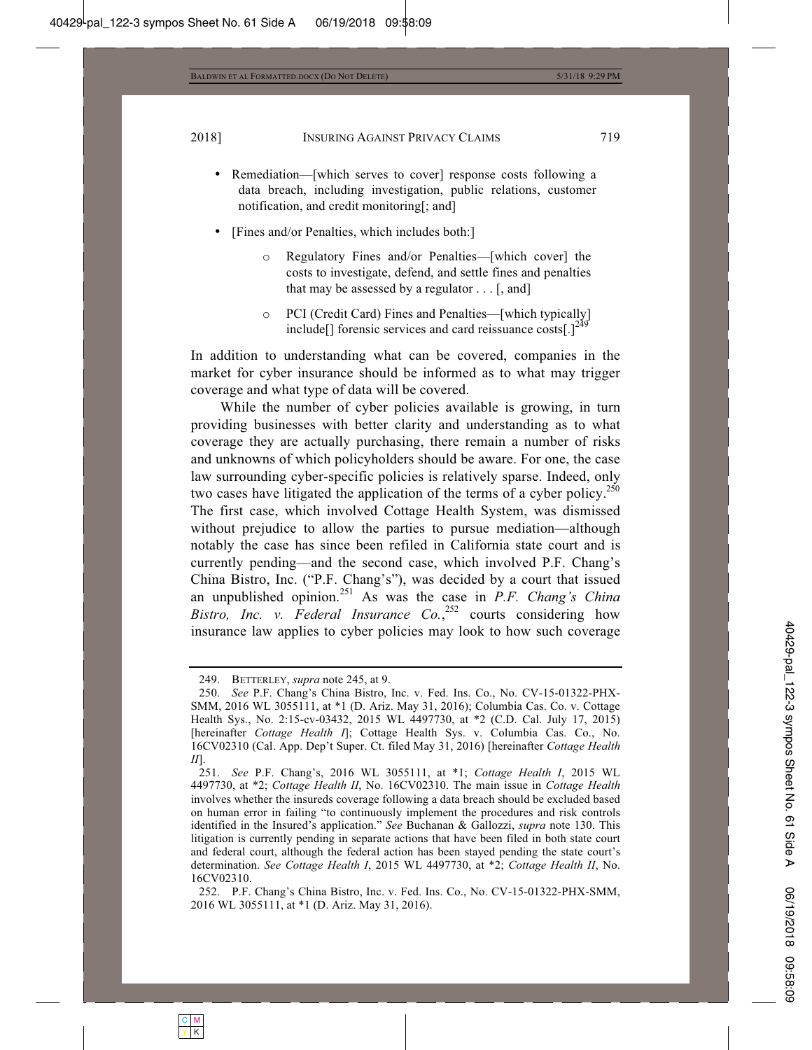- Remediation—[which serves to cover] response costs following a data breach, including investigation, public relations, customer notification, and credit monitoring[; and]

- [Fines and/or Penalties, which includes both:]

    - Regulatory Fines and/or Penalties—[which cover] the costs to investigate, defend, and settle fines and penalties that may be assessed by a regulator . . . [, and]

    - PCI (Credit Card) Fines and Penalties—[which typically] include[] forensic services and card reissuance costs[.][249]

In addition to understanding what can be covered, companies in the market for cyber insurance should be informed as to what may trigger coverage and what type of data will be covered.

While the number of cyber policies available is growing, in turn providing businesses with better clarity and understanding as to what coverage they are actually purchasing, there remain a number of risks and unknowns of which policyholders should be aware. For one, the case law surrounding cyber-specific policies is relatively sparse. Indeed, only two cases have litigated the application of the terms of a cyber policy.[250] The first case, which involved Cottage Health System, was dismissed without prejudice to allow the parties to pursue mediation—although notably the case has since been refiled in California state court and is currently pending—and the second case, which involved P.F. Chang's China Bistro, Inc. ("P.F. Chang's"), was decided by a court that issued an unpublished opinion.[251] As was the case in *P.F. Chang's China Bistro, Inc. v. Federal Insurance Co.*,[252] courts considering how insurance law applies to cyber policies may look to how such coverage

---

249. BETTERLEY, *supra* note 245, at 9.

250. *See* P.F. Chang's China Bistro, Inc. v. Fed. Ins. Co., No. CV-15-01322-PHX-SMM, 2016 WL 3055111, at *1 (D. Ariz. May 31, 2016); Columbia Cas. Co. v. Cottage Health Sys., No. 2:15-cv-03432, 2015 WL 4497730, at *2 (C.D. Cal. July 17, 2015) [hereinafter *Cottage Health I*]; Cottage Health Sys. v. Columbia Cas. Co., No. 16CV02310 (Cal. App. Dep't Super. Ct. filed May 31, 2016) [hereinafter *Cottage Health II*].

251. *See* P.F. Chang's, 2016 WL 3055111, at *1; *Cottage Health I*, 2015 WL 4497730, at *2; *Cottage Health II*, No. 16CV02310. The main issue in *Cottage Health* involves whether the insureds coverage following a data breach should be excluded based on human error in failing "to continuously implement the procedures and risk controls identified in the Insured's application." *See* Buchanan & Gallozzi, *supra* note 130. This litigation is currently pending in separate actions that have been filed in both state court and federal court, although the federal action has been stayed pending the state court's determination. *See Cottage Health I*, 2015 WL 4497730, at *2; *Cottage Health II*, No. 16CV02310.

252. P.F. Chang's China Bistro, Inc. v. Fed. Ins. Co., No. CV-15-01322-PHX-SMM, 2016 WL 3055111, at *1 (D. Ariz. May 31, 2016).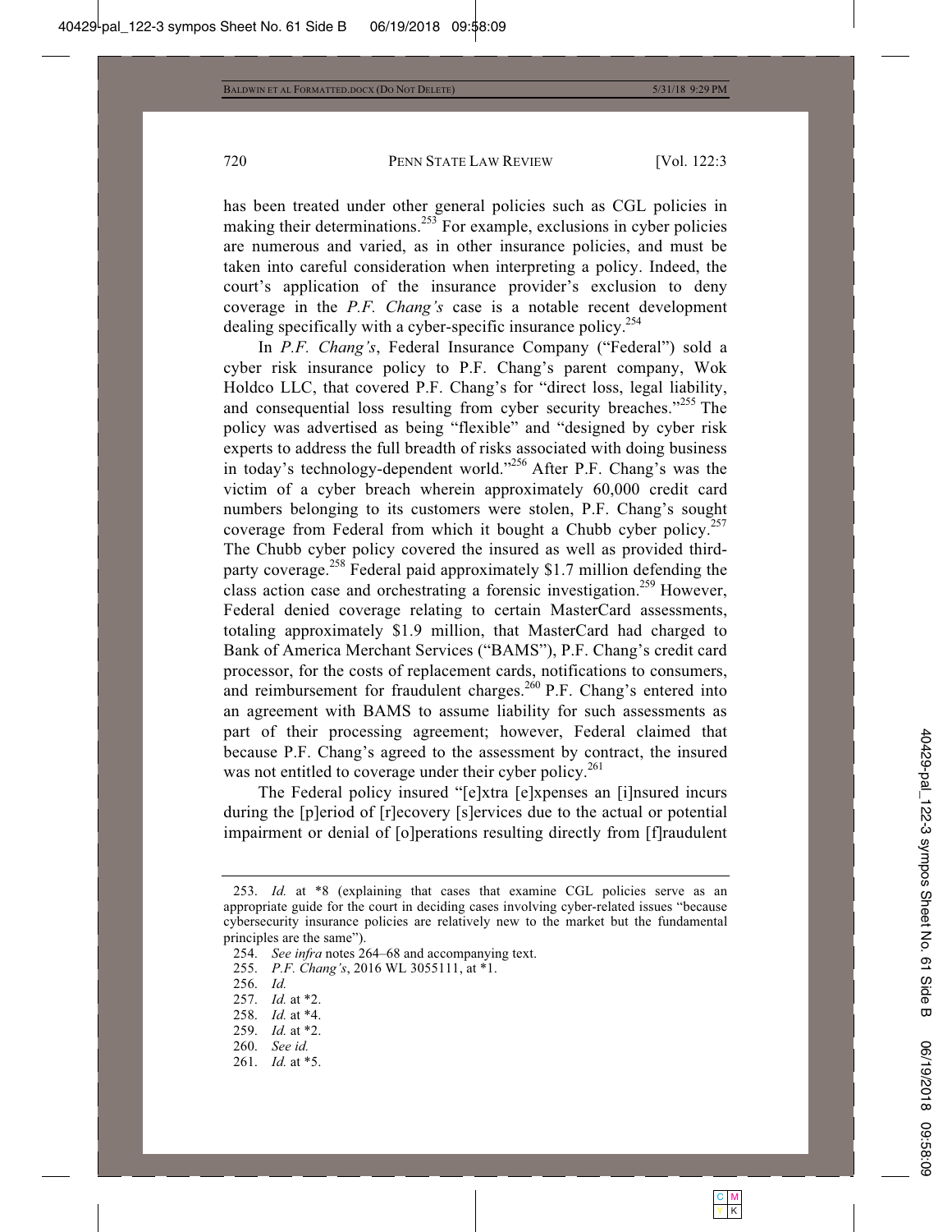has been treated under other general policies such as CGL policies in making their determinations.[253] For example, exclusions in cyber policies are numerous and varied, as in other insurance policies, and must be taken into careful consideration when interpreting a policy. Indeed, the court's application of the insurance provider's exclusion to deny coverage in the *P.F. Chang's* case is a notable recent development dealing specifically with a cyber-specific insurance policy.[254]

In *P.F. Chang's*, Federal Insurance Company ("Federal") sold a cyber risk insurance policy to P.F. Chang's parent company, Wok Holdco LLC, that covered P.F. Chang's for "direct loss, legal liability, and consequential loss resulting from cyber security breaches."[255] The policy was advertised as being "flexible" and "designed by cyber risk experts to address the full breadth of risks associated with doing business in today's technology-dependent world."[256] After P.F. Chang's was the victim of a cyber breach wherein approximately 60,000 credit card numbers belonging to its customers were stolen, P.F. Chang's sought coverage from Federal from which it bought a Chubb cyber policy.[257] The Chubb cyber policy covered the insured as well as provided third-party coverage.[258] Federal paid approximately $1.7 million defending the class action case and orchestrating a forensic investigation.[259] However, Federal denied coverage relating to certain MasterCard assessments, totaling approximately $1.9 million, that MasterCard had charged to Bank of America Merchant Services ("BAMS"), P.F. Chang's credit card processor, for the costs of replacement cards, notifications to consumers, and reimbursement for fraudulent charges.[260] P.F. Chang's entered into an agreement with BAMS to assume liability for such assessments as part of their processing agreement; however, Federal claimed that because P.F. Chang's agreed to the assessment by contract, the insured was not entitled to coverage under their cyber policy.[261]

The Federal policy insured "[e]xtra [e]xpenses an [i]nsured incurs during the [p]eriod of [r]ecovery [s]ervices due to the actual or potential impairment or denial of [o]perations resulting directly from [f]raudulent

253. *Id.* at *8 (explaining that cases that examine CGL policies serve as an appropriate guide for the court in deciding cases involving cyber-related issues "because cybersecurity insurance policies are relatively new to the market but the fundamental principles are the same").

254. *See infra* notes 264–68 and accompanying text.

255. *P.F. Chang's*, 2016 WL 3055111, at *1.

256. *Id.*

257. *Id.* at *2.

258. *Id.* at *4.

259. *Id.* at *2.

260. *See id.*

261. *Id.* at *5.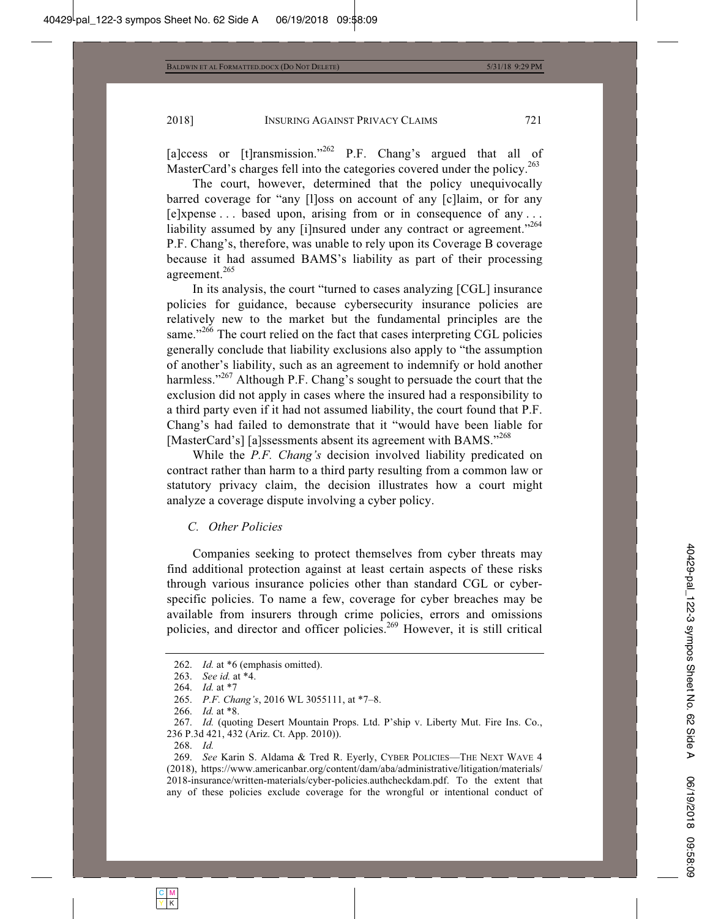[a]ccess or [t]ransmission."[262] P.F. Chang's argued that all of MasterCard's charges fell into the categories covered under the policy.[263]

The court, however, determined that the policy unequivocally barred coverage for "any [l]oss on account of any [c]laim, or for any [e]xpense . . . based upon, arising from or in consequence of any . . . liability assumed by any [i]nsured under any contract or agreement."[264] P.F. Chang's, therefore, was unable to rely upon its Coverage B coverage because it had assumed BAMS's liability as part of their processing agreement.[265]

In its analysis, the court "turned to cases analyzing [CGL] insurance policies for guidance, because cybersecurity insurance policies are relatively new to the market but the fundamental principles are the same."[266] The court relied on the fact that cases interpreting CGL policies generally conclude that liability exclusions also apply to "the assumption of another's liability, such as an agreement to indemnify or hold another harmless."[267] Although P.F. Chang's sought to persuade the court that the exclusion did not apply in cases where the insured had a responsibility to a third party even if it had not assumed liability, the court found that P.F. Chang's had failed to demonstrate that it "would have been liable for [MasterCard's] [a]ssessments absent its agreement with BAMS."[268]

While the *P.F. Chang's* decision involved liability predicated on contract rather than harm to a third party resulting from a common law or statutory privacy claim, the decision illustrates how a court might analyze a coverage dispute involving a cyber policy.

### *C. Other Policies*

Companies seeking to protect themselves from cyber threats may find additional protection against at least certain aspects of these risks through various insurance policies other than standard CGL or cyber-specific policies. To name a few, coverage for cyber breaches may be available from insurers through crime policies, errors and omissions policies, and director and officer policies.[269] However, it is still critical

---

262. *Id.* at *6 (emphasis omitted).

263. *See id.* at *4.

264. *Id.* at *7

265. *P.F. Chang's*, 2016 WL 3055111, at *7–8.

266. *Id.* at *8.

267. *Id.* (quoting Desert Mountain Props. Ltd. P'ship v. Liberty Mut. Fire Ins. Co., 236 P.3d 421, 432 (Ariz. Ct. App. 2010)).

268. *Id.*

269. *See* Karin S. Aldama & Tred R. Eyerly, CYBER POLICIES—THE NEXT WAVE 4 (2018), https://www.americanbar.org/content/dam/aba/administrative/litigation/materials/2018-insurance/written-materials/cyber-policies.authcheckdam.pdf. To the extent that any of these policies exclude coverage for the wrongful or intentional conduct of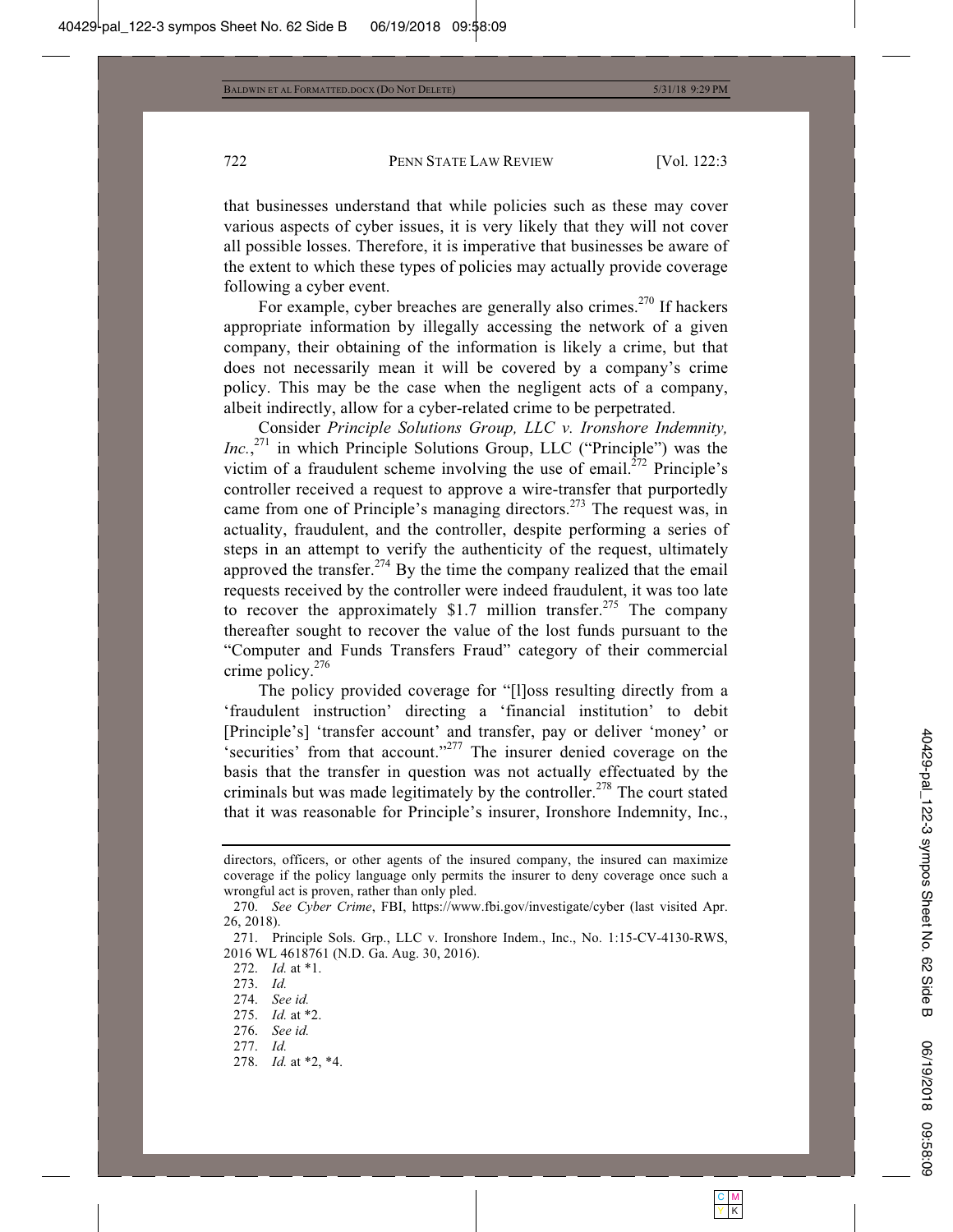that businesses understand that while policies such as these may cover various aspects of cyber issues, it is very likely that they will not cover all possible losses. Therefore, it is imperative that businesses be aware of the extent to which these types of policies may actually provide coverage following a cyber event.

For example, cyber breaches are generally also crimes.[270] If hackers appropriate information by illegally accessing the network of a given company, their obtaining of the information is likely a crime, but that does not necessarily mean it will be covered by a company's crime policy. This may be the case when the negligent acts of a company, albeit indirectly, allow for a cyber-related crime to be perpetrated.

Consider *Principle Solutions Group, LLC v. Ironshore Indemnity, Inc.*,[271] in which Principle Solutions Group, LLC ("Principle") was the victim of a fraudulent scheme involving the use of email.[272] Principle's controller received a request to approve a wire-transfer that purportedly came from one of Principle's managing directors.[273] The request was, in actuality, fraudulent, and the controller, despite performing a series of steps in an attempt to verify the authenticity of the request, ultimately approved the transfer.[274] By the time the company realized that the email requests received by the controller were indeed fraudulent, it was too late to recover the approximately $1.7 million transfer.[275] The company thereafter sought to recover the value of the lost funds pursuant to the "Computer and Funds Transfers Fraud" category of their commercial crime policy.[276]

The policy provided coverage for "[l]oss resulting directly from a 'fraudulent instruction' directing a 'financial institution' to debit [Principle's] 'transfer account' and transfer, pay or deliver 'money' or 'securities' from that account."[277] The insurer denied coverage on the basis that the transfer in question was not actually effectuated by the criminals but was made legitimately by the controller.[278] The court stated that it was reasonable for Principle's insurer, Ironshore Indemnity, Inc.,

---

directors, officers, or other agents of the insured company, the insured can maximize coverage if the policy language only permits the insurer to deny coverage once such a wrongful act is proven, rather than only pled.

270. *See Cyber Crime*, FBI, https://www.fbi.gov/investigate/cyber (last visited Apr. 26, 2018).

271. Principle Sols. Grp., LLC v. Ironshore Indem., Inc., No. 1:15-CV-4130-RWS, 2016 WL 4618761 (N.D. Ga. Aug. 30, 2016).

272. *Id.* at \*1.

273. *Id.*

274. *See id.*

275. *Id.* at \*2.

276. *See id.*

277. *Id.*

278. *Id.* at \*2, \*4.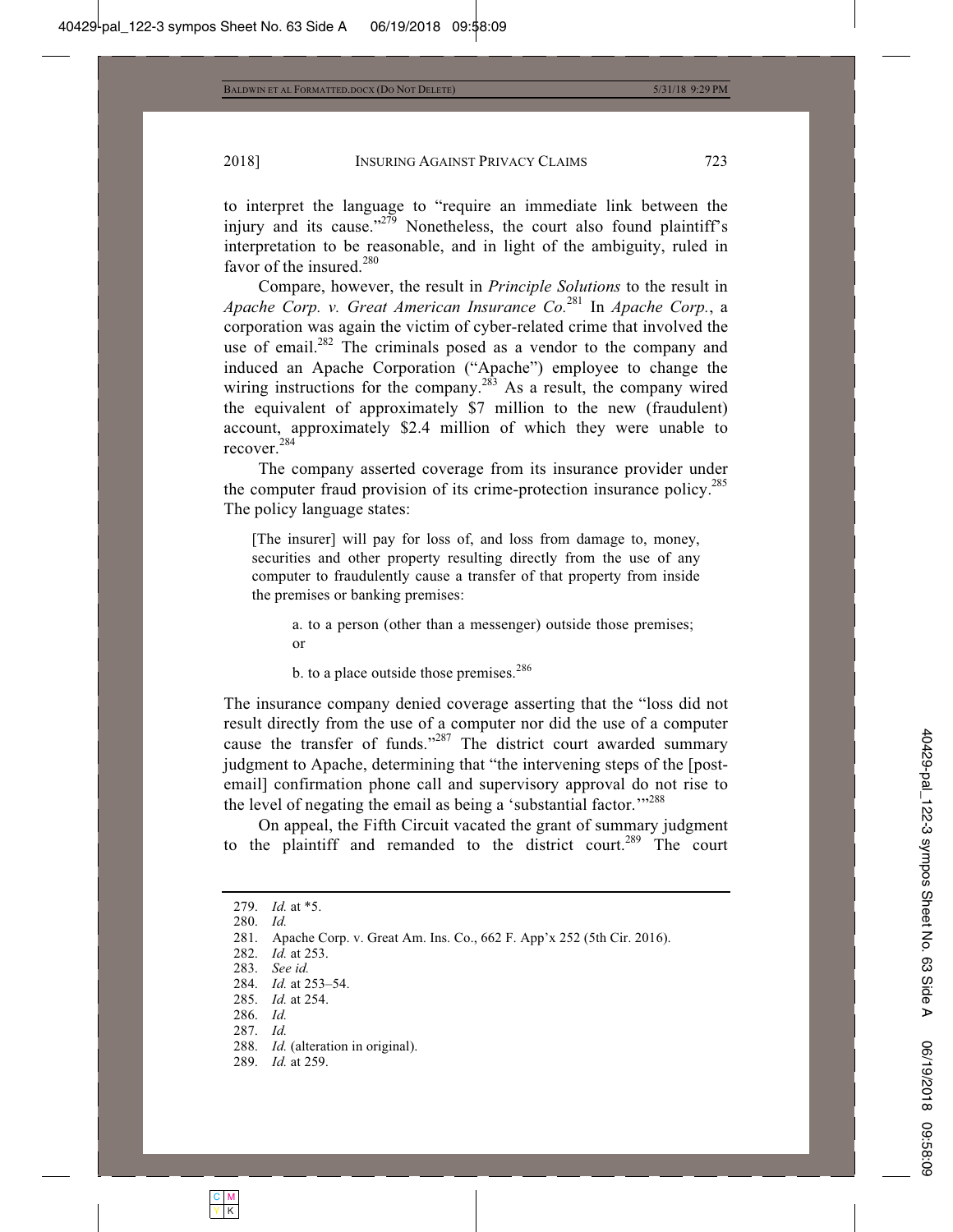to interpret the language to "require an immediate link between the injury and its cause."[279] Nonetheless, the court also found plaintiff's interpretation to be reasonable, and in light of the ambiguity, ruled in favor of the insured.[280]

Compare, however, the result in *Principle Solutions* to the result in *Apache Corp. v. Great American Insurance Co.*[281] In *Apache Corp.*, a corporation was again the victim of cyber-related crime that involved the use of email.[282] The criminals posed as a vendor to the company and induced an Apache Corporation ("Apache") employee to change the wiring instructions for the company.[283] As a result, the company wired the equivalent of approximately $7 million to the new (fraudulent) account, approximately $2.4 million of which they were unable to recover.[284]

The company asserted coverage from its insurance provider under the computer fraud provision of its crime-protection insurance policy.[285] The policy language states:

> [The insurer] will pay for loss of, and loss from damage to, money, securities and other property resulting directly from the use of any computer to fraudulently cause a transfer of that property from inside the premises or banking premises:
>
> > a. to a person (other than a messenger) outside those premises; or
> >
> > b. to a place outside those premises.[286]

The insurance company denied coverage asserting that the "loss did not result directly from the use of a computer nor did the use of a computer cause the transfer of funds."[287] The district court awarded summary judgment to Apache, determining that "the intervening steps of the [post-email] confirmation phone call and supervisory approval do not rise to the level of negating the email as being a 'substantial factor.'"[288]

On appeal, the Fifth Circuit vacated the grant of summary judgment to the plaintiff and remanded to the district court.[289] The court

---

279. *Id.* at *5.
280. *Id.*
281. Apache Corp. v. Great Am. Ins. Co., 662 F. App'x 252 (5th Cir. 2016).
282. *Id.* at 253.
283. *See id.*
284. *Id.* at 253–54.
285. *Id.* at 254.
286. *Id.*
287. *Id.*
288. *Id.* (alteration in original).
289. *Id.* at 259.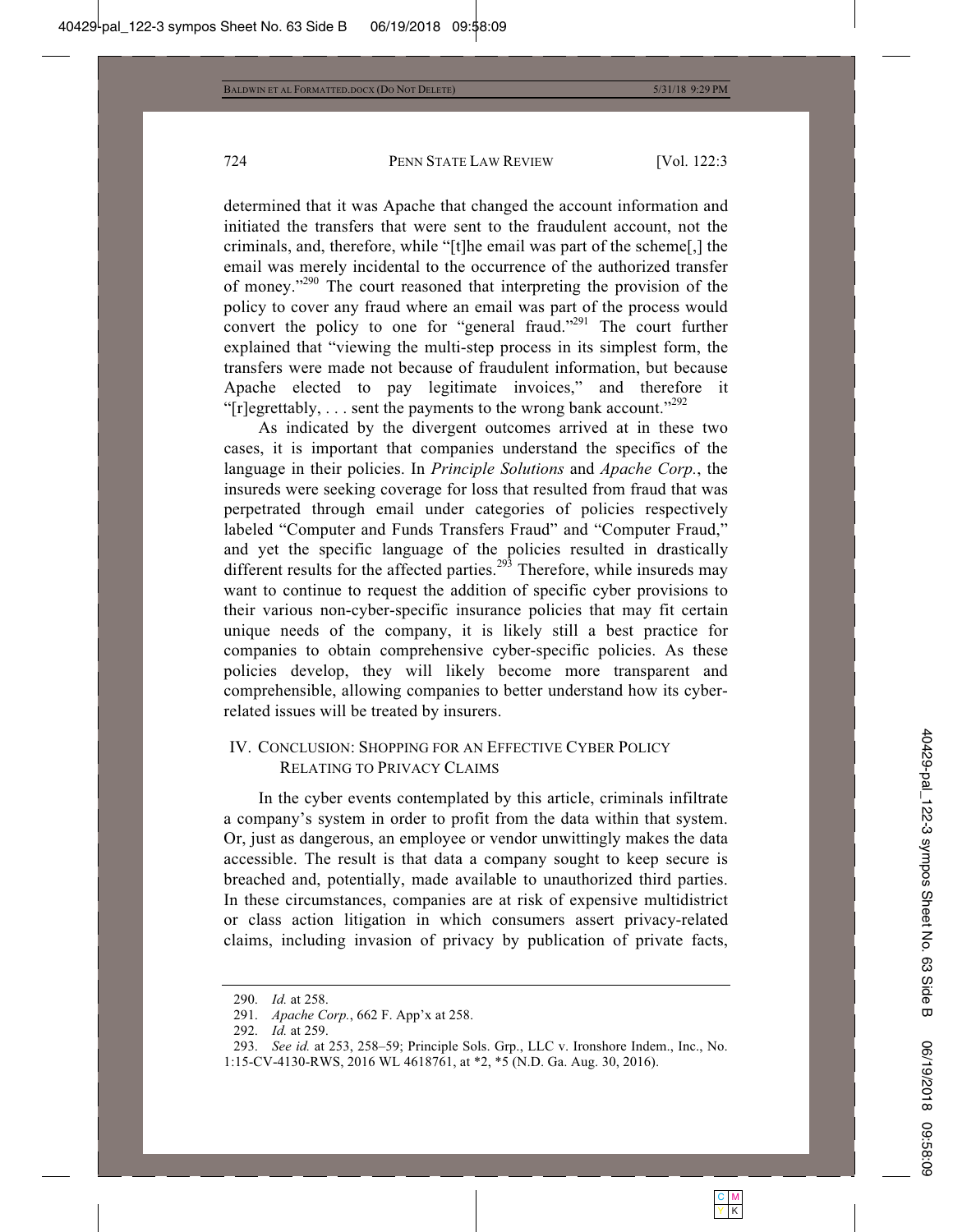determined that it was Apache that changed the account information and initiated the transfers that were sent to the fraudulent account, not the criminals, and, therefore, while "[t]he email was part of the scheme[,] the email was merely incidental to the occurrence of the authorized transfer of money."[290] The court reasoned that interpreting the provision of the policy to cover any fraud where an email was part of the process would convert the policy to one for "general fraud."[291] The court further explained that "viewing the multi-step process in its simplest form, the transfers were made not because of fraudulent information, but because Apache elected to pay legitimate invoices," and therefore it "[r]egrettably, . . . sent the payments to the wrong bank account."[292]

As indicated by the divergent outcomes arrived at in these two cases, it is important that companies understand the specifics of the language in their policies. In *Principle Solutions* and *Apache Corp.*, the insureds were seeking coverage for loss that resulted from fraud that was perpetrated through email under categories of policies respectively labeled "Computer and Funds Transfers Fraud" and "Computer Fraud," and yet the specific language of the policies resulted in drastically different results for the affected parties.[293] Therefore, while insureds may want to continue to request the addition of specific cyber provisions to their various non-cyber-specific insurance policies that may fit certain unique needs of the company, it is likely still a best practice for companies to obtain comprehensive cyber-specific policies. As these policies develop, they will likely become more transparent and comprehensible, allowing companies to better understand how its cyber-related issues will be treated by insurers.

## IV. Conclusion: Shopping for an Effective Cyber Policy Relating to Privacy Claims

In the cyber events contemplated by this article, criminals infiltrate a company's system in order to profit from the data within that system. Or, just as dangerous, an employee or vendor unwittingly makes the data accessible. The result is that data a company sought to keep secure is breached and, potentially, made available to unauthorized third parties. In these circumstances, companies are at risk of expensive multidistrict or class action litigation in which consumers assert privacy-related claims, including invasion of privacy by publication of private facts,

---

290. *Id.* at 258.

291. *Apache Corp.*, 662 F. App'x at 258.

292. *Id.* at 259.

293. *See id.* at 253, 258–59; Principle Sols. Grp., LLC v. Ironshore Indem., Inc., No. 1:15-CV-4130-RWS, 2016 WL 4618761, at *2, *5 (N.D. Ga. Aug. 30, 2016).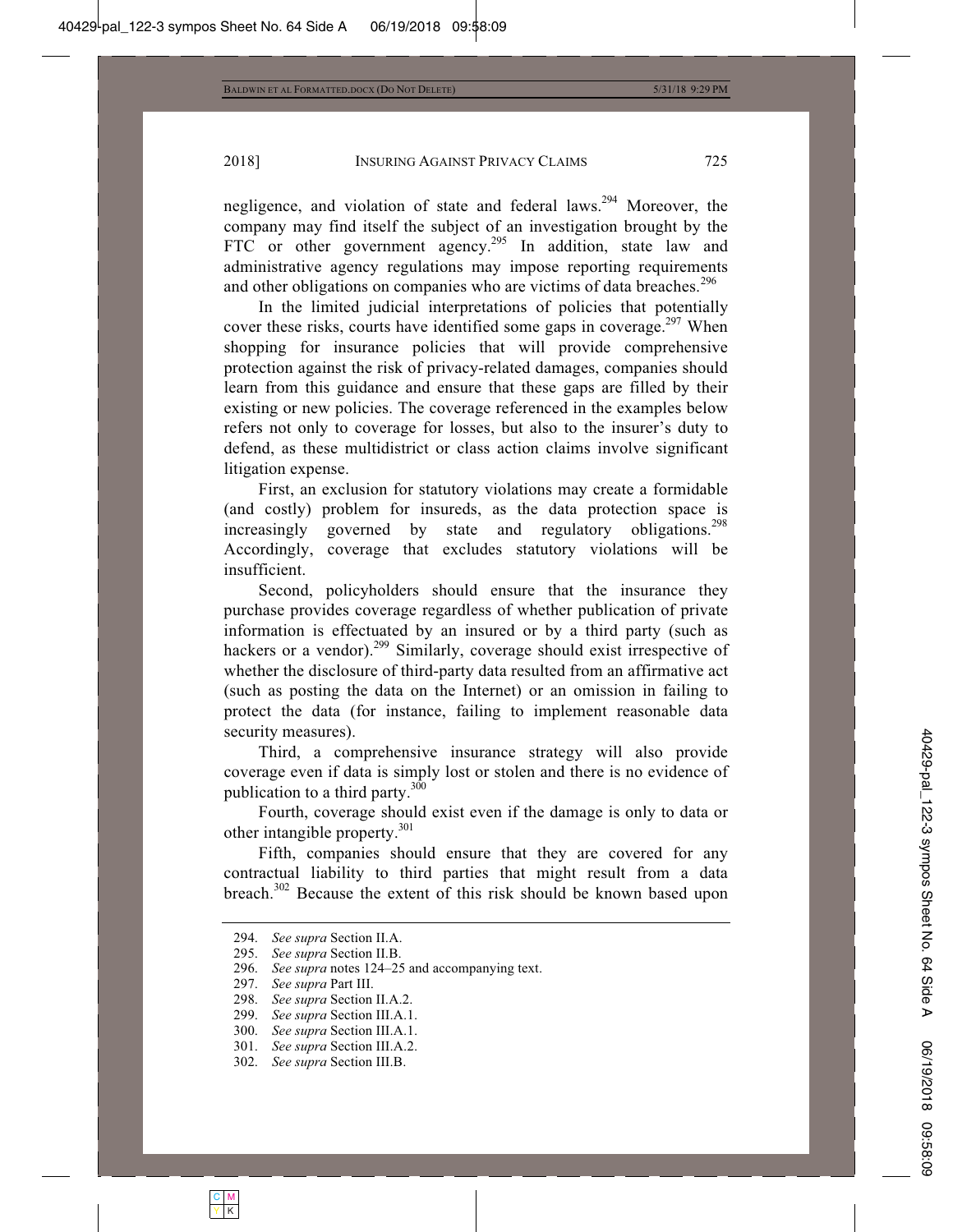negligence, and violation of state and federal laws.[294] Moreover, the company may find itself the subject of an investigation brought by the FTC or other government agency.[295] In addition, state law and administrative agency regulations may impose reporting requirements and other obligations on companies who are victims of data breaches.[296]

In the limited judicial interpretations of policies that potentially cover these risks, courts have identified some gaps in coverage.[297] When shopping for insurance policies that will provide comprehensive protection against the risk of privacy-related damages, companies should learn from this guidance and ensure that these gaps are filled by their existing or new policies. The coverage referenced in the examples below refers not only to coverage for losses, but also to the insurer's duty to defend, as these multidistrict or class action claims involve significant litigation expense.

First, an exclusion for statutory violations may create a formidable (and costly) problem for insureds, as the data protection space is increasingly governed by state and regulatory obligations.[298] Accordingly, coverage that excludes statutory violations will be insufficient.

Second, policyholders should ensure that the insurance they purchase provides coverage regardless of whether publication of private information is effectuated by an insured or by a third party (such as hackers or a vendor).[299] Similarly, coverage should exist irrespective of whether the disclosure of third-party data resulted from an affirmative act (such as posting the data on the Internet) or an omission in failing to protect the data (for instance, failing to implement reasonable data security measures).

Third, a comprehensive insurance strategy will also provide coverage even if data is simply lost or stolen and there is no evidence of publication to a third party.[300]

Fourth, coverage should exist even if the damage is only to data or other intangible property.[301]

Fifth, companies should ensure that they are covered for any contractual liability to third parties that might result from a data breach.[302] Because the extent of this risk should be known based upon

294. *See supra* Section II.A.
295. *See supra* Section II.B.
296. *See supra* notes 124–25 and accompanying text.
297. *See supra* Part III.
298. *See supra* Section II.A.2.
299. *See supra* Section III.A.1.
300. *See supra* Section III.A.1.
301. *See supra* Section III.A.2.
302. *See supra* Section III.B.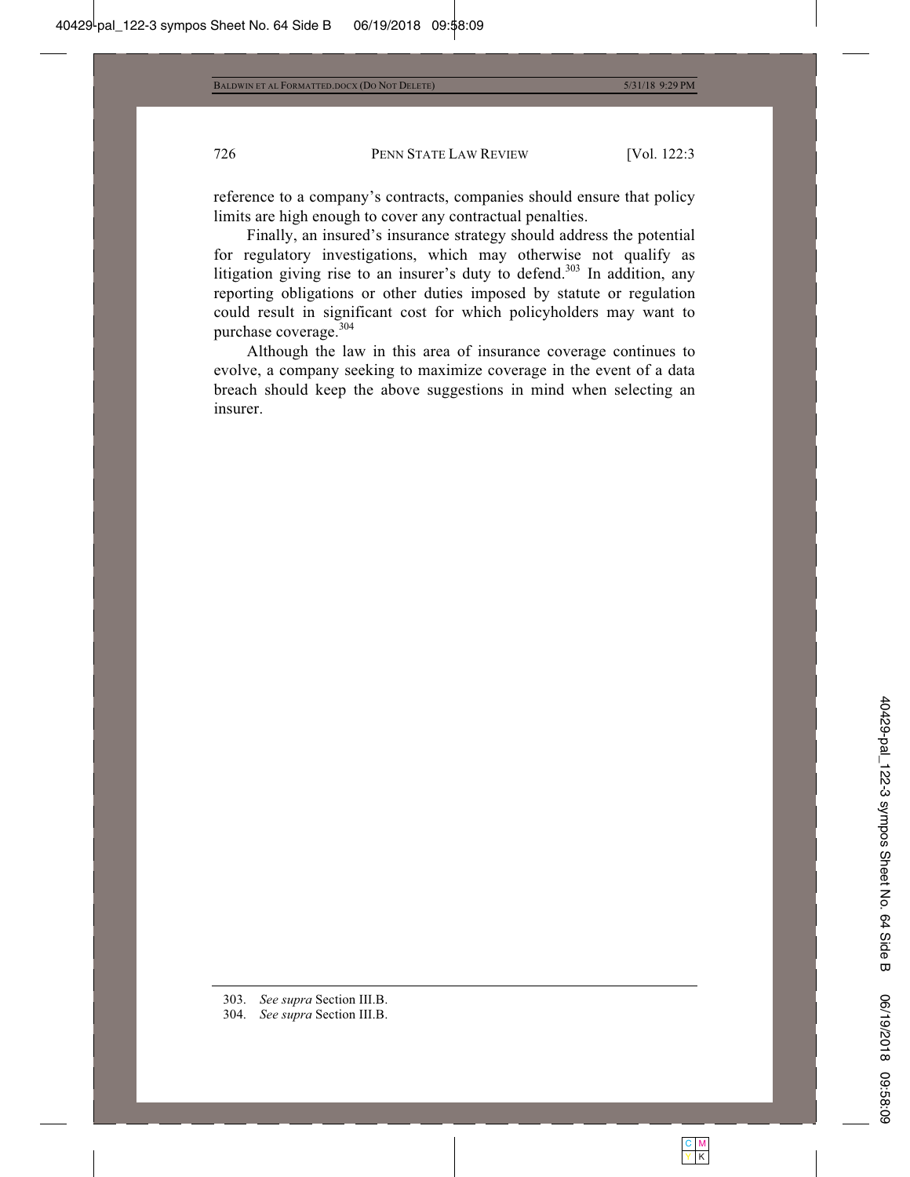reference to a company's contracts, companies should ensure that policy limits are high enough to cover any contractual penalties.

Finally, an insured's insurance strategy should address the potential for regulatory investigations, which may otherwise not qualify as litigation giving rise to an insurer's duty to defend.[303] In addition, any reporting obligations or other duties imposed by statute or regulation could result in significant cost for which policyholders may want to purchase coverage.[304]

Although the law in this area of insurance coverage continues to evolve, a company seeking to maximize coverage in the event of a data breach should keep the above suggestions in mind when selecting an insurer.

---

303. *See supra* Section III.B.

304. *See supra* Section III.B.